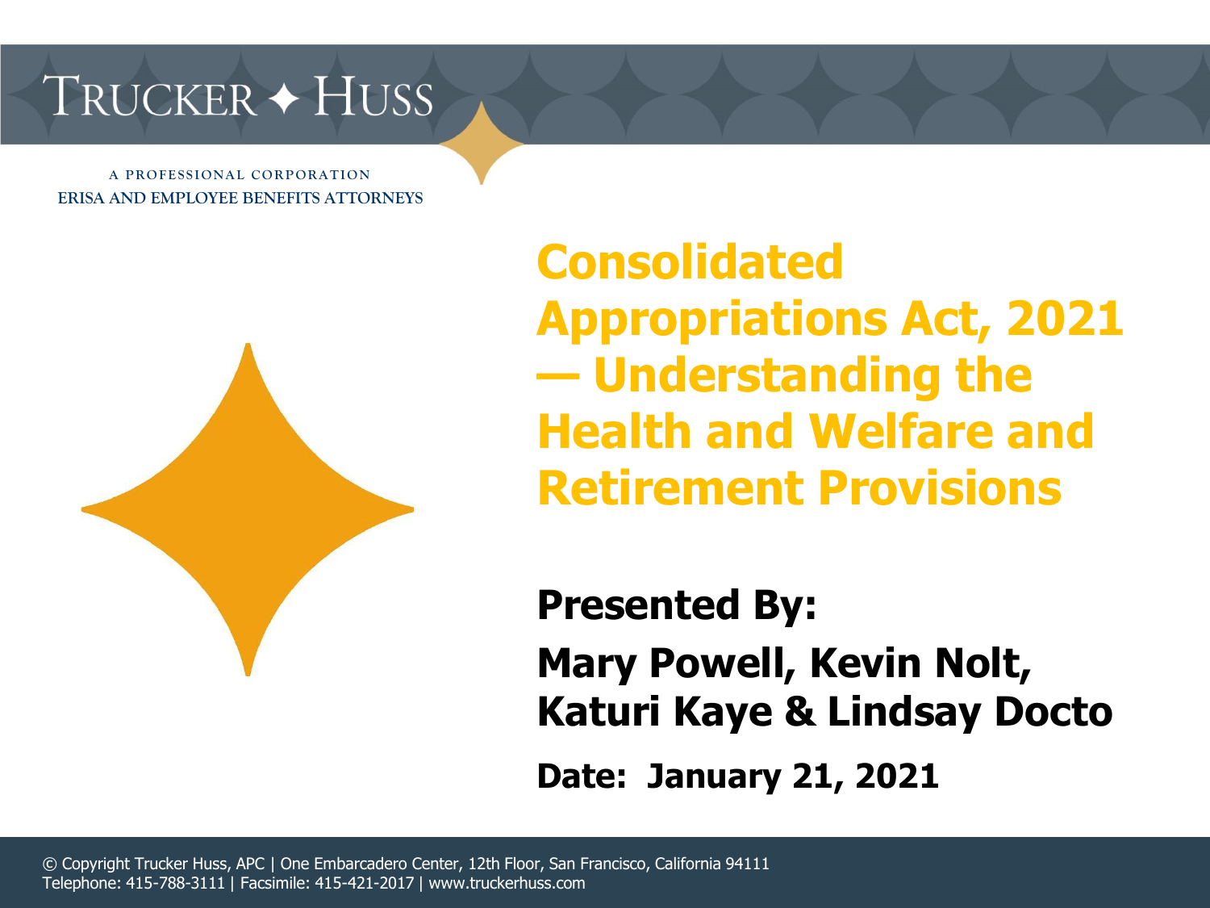TRUCKER ✦ HUSS

A PROFESSIONAL CORPORATION
ERISA AND EMPLOYEE BENEFITS ATTORNEYS

# Consolidated Appropriations Act, 2021 — Understanding the Health and Welfare and Retirement Provisions

**Presented By:**

**Mary Powell, Kevin Nolt, Katuri Kaye & Lindsay Docto**

**Date: January 21, 2021**

© Copyright Trucker Huss, APC | One Embarcadero Center, 12th Floor, San Francisco, California 94111
Telephone: 415-788-3111 | Facsimile: 415-421-2017 | www.truckerhuss.com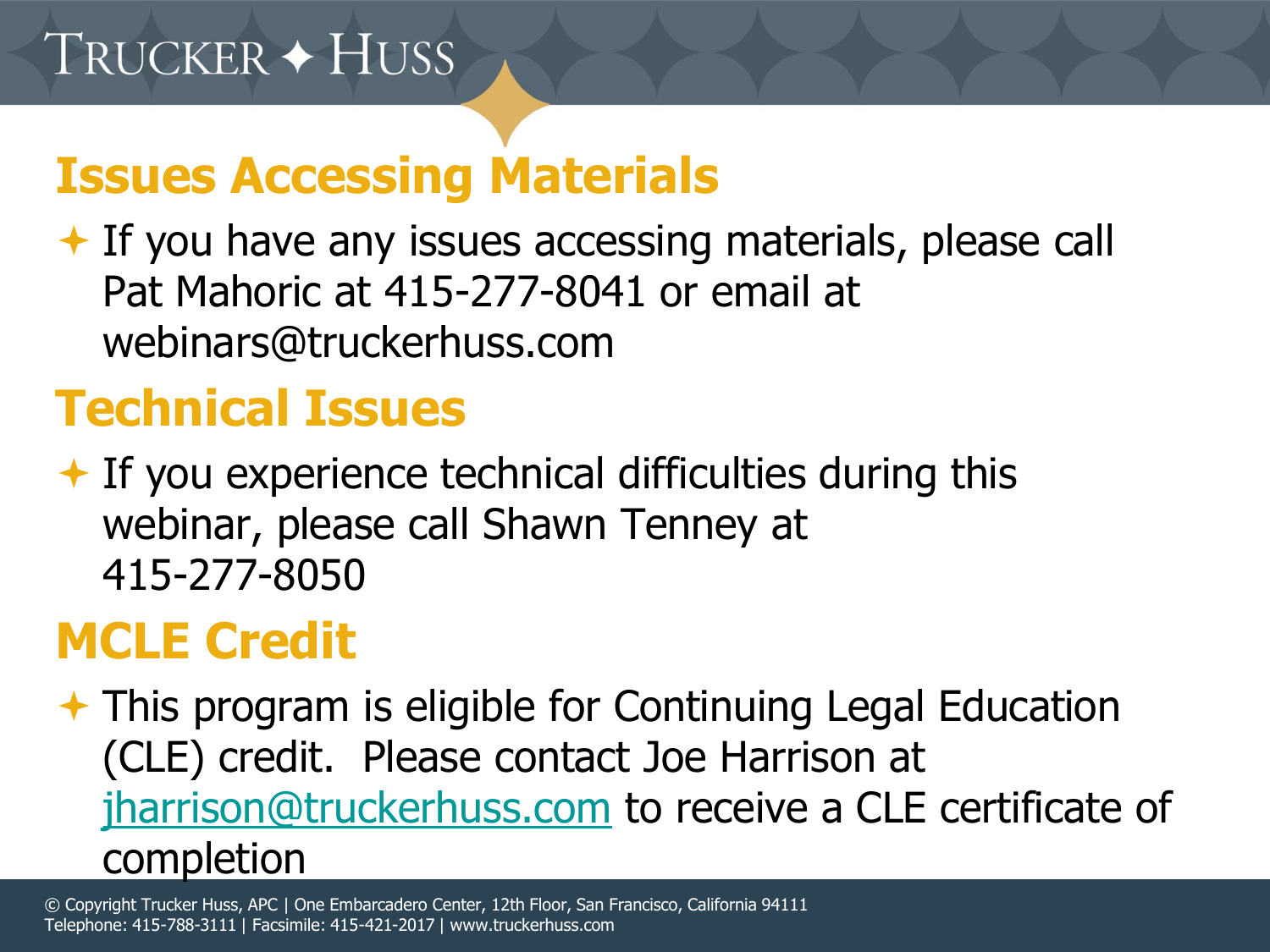## Issues Accessing Materials

- If you have any issues accessing materials, please call Pat Mahoric at 415-277-8041 or email at webinars@truckerhuss.com

## Technical Issues

- If you experience technical difficulties during this webinar, please call Shawn Tenney at 415-277-8050

## MCLE Credit

- This program is eligible for Continuing Legal Education (CLE) credit. Please contact Joe Harrison at jharrison@truckerhuss.com to receive a CLE certificate of completion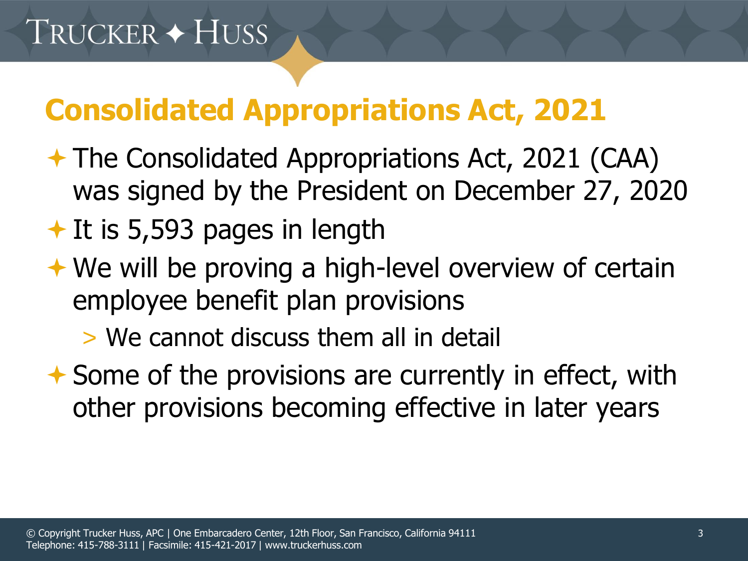# Consolidated Appropriations Act, 2021

- The Consolidated Appropriations Act, 2021 (CAA) was signed by the President on December 27, 2020
- It is 5,593 pages in length
- We will be proving a high-level overview of certain employee benefit plan provisions
  - We cannot discuss them all in detail
- Some of the provisions are currently in effect, with other provisions becoming effective in later years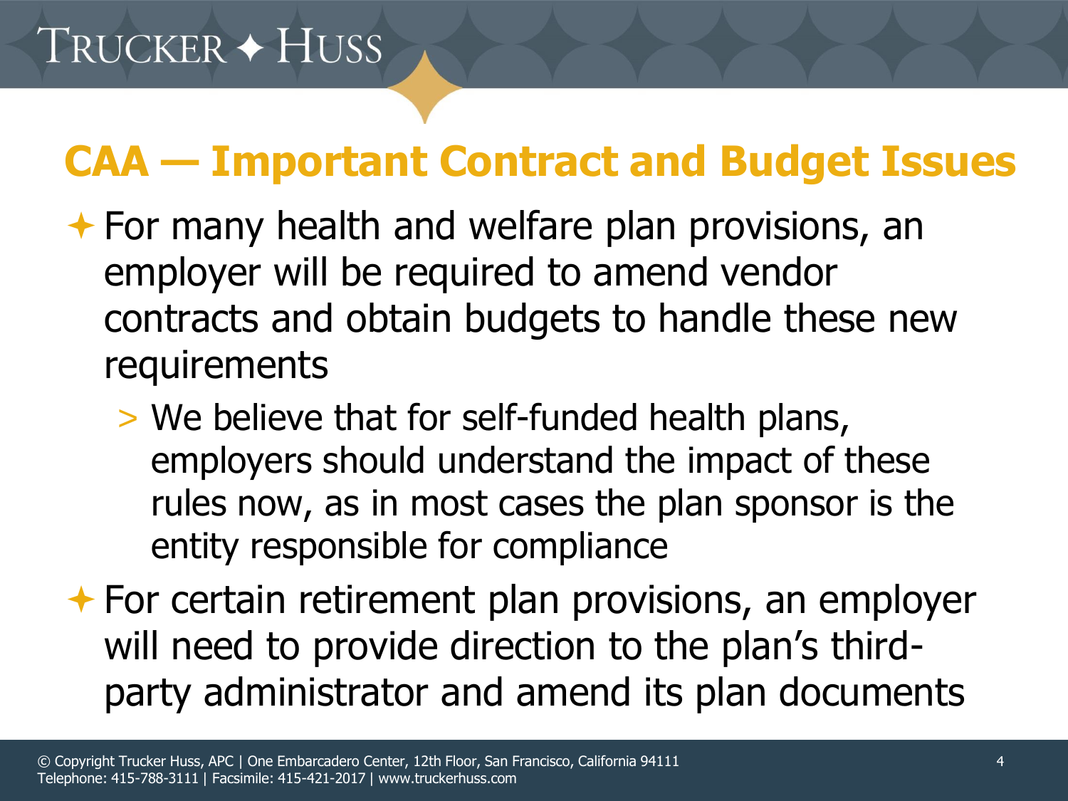## CAA — Important Contract and Budget Issues

- For many health and welfare plan provisions, an employer will be required to amend vendor contracts and obtain budgets to handle these new requirements
  - We believe that for self-funded health plans, employers should understand the impact of these rules now, as in most cases the plan sponsor is the entity responsible for compliance
- For certain retirement plan provisions, an employer will need to provide direction to the plan's third-party administrator and amend its plan documents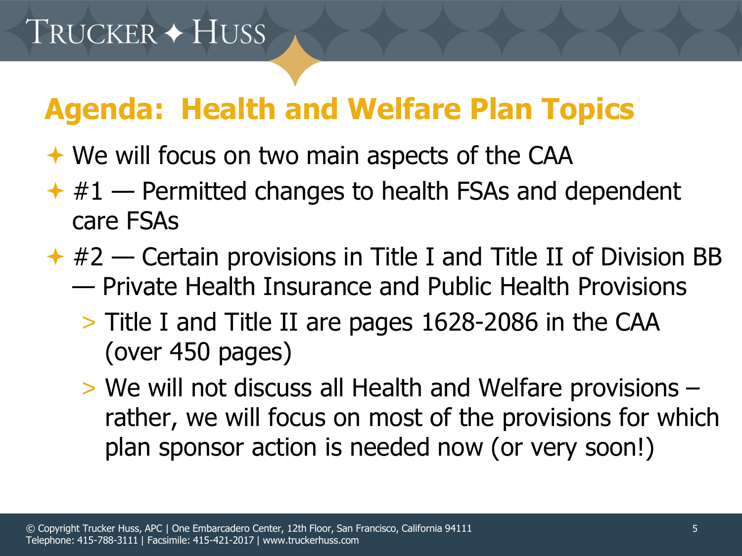## Agenda: Health and Welfare Plan Topics

- We will focus on two main aspects of the CAA
- #1 — Permitted changes to health FSAs and dependent care FSAs
- #2 — Certain provisions in Title I and Title II of Division BB — Private Health Insurance and Public Health Provisions
  - Title I and Title II are pages 1628-2086 in the CAA (over 450 pages)
  - We will not discuss all Health and Welfare provisions – rather, we will focus on most of the provisions for which plan sponsor action is needed now (or very soon!)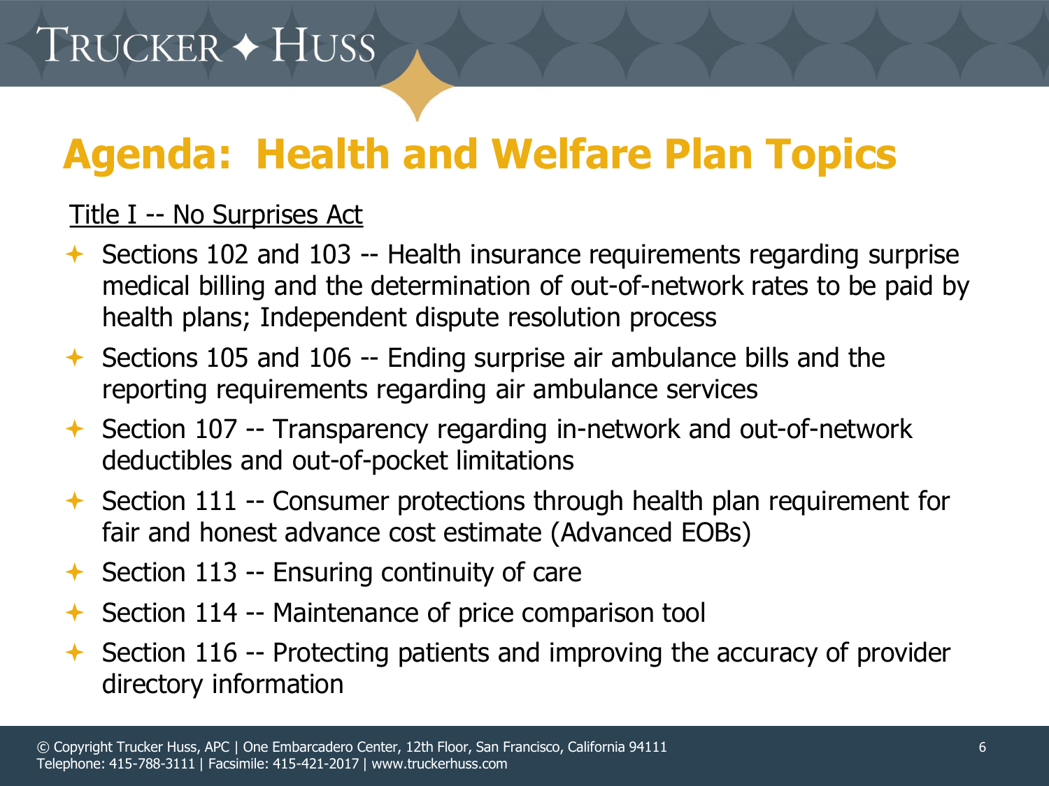# Agenda: Health and Welfare Plan Topics

<u>Title I -- No Surprises Act</u>

- Sections 102 and 103 -- Health insurance requirements regarding surprise medical billing and the determination of out-of-network rates to be paid by health plans; Independent dispute resolution process
- Sections 105 and 106 -- Ending surprise air ambulance bills and the reporting requirements regarding air ambulance services
- Section 107 -- Transparency regarding in-network and out-of-network deductibles and out-of-pocket limitations
- Section 111 -- Consumer protections through health plan requirement for fair and honest advance cost estimate (Advanced EOBs)
- Section 113 -- Ensuring continuity of care
- Section 114 -- Maintenance of price comparison tool
- Section 116 -- Protecting patients and improving the accuracy of provider directory information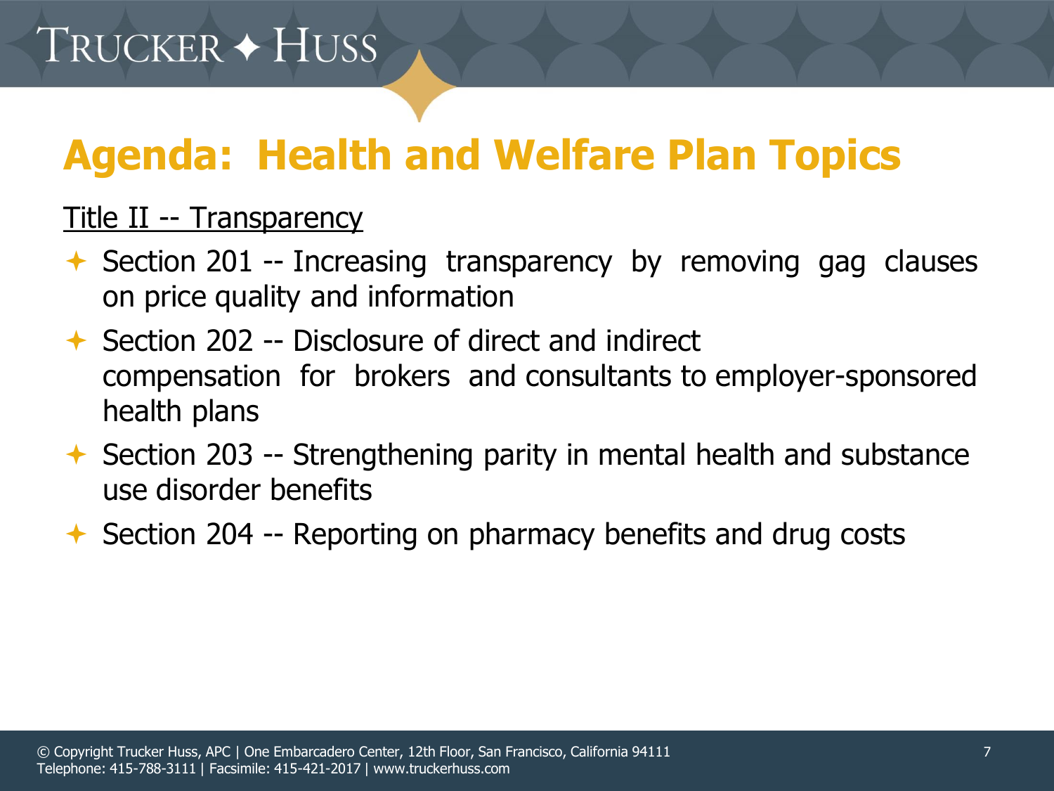# Agenda: Health and Welfare Plan Topics

Title II -- Transparency

- Section 201 -- Increasing transparency by removing gag clauses on price quality and information
- Section 202 -- Disclosure of direct and indirect compensation for brokers and consultants to employer-sponsored health plans
- Section 203 -- Strengthening parity in mental health and substance use disorder benefits
- Section 204 -- Reporting on pharmacy benefits and drug costs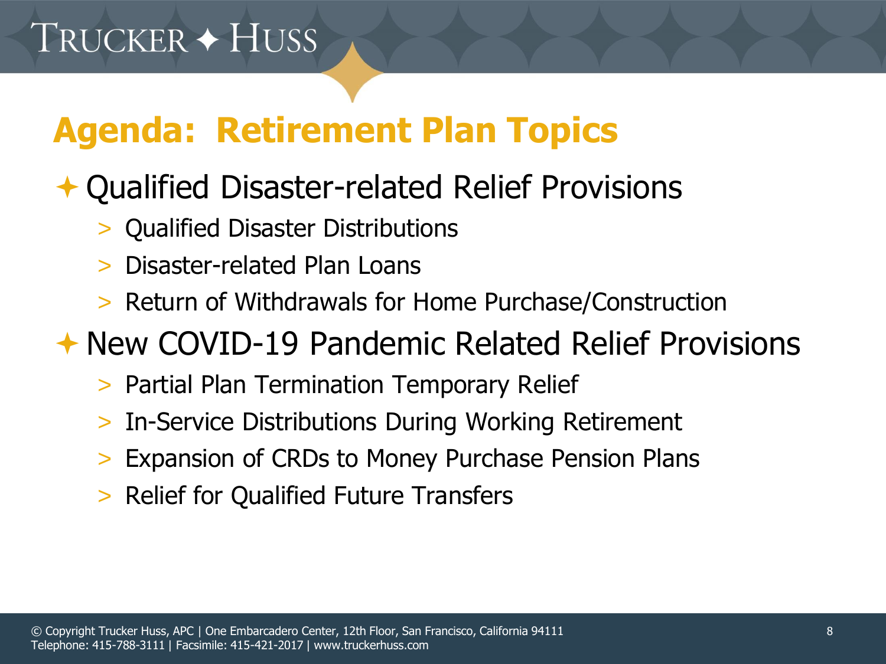# Agenda: Retirement Plan Topics

- Qualified Disaster-related Relief Provisions
  - Qualified Disaster Distributions
  - Disaster-related Plan Loans
  - Return of Withdrawals for Home Purchase/Construction
- New COVID-19 Pandemic Related Relief Provisions
  - Partial Plan Termination Temporary Relief
  - In-Service Distributions During Working Retirement
  - Expansion of CRDs to Money Purchase Pension Plans
  - Relief for Qualified Future Transfers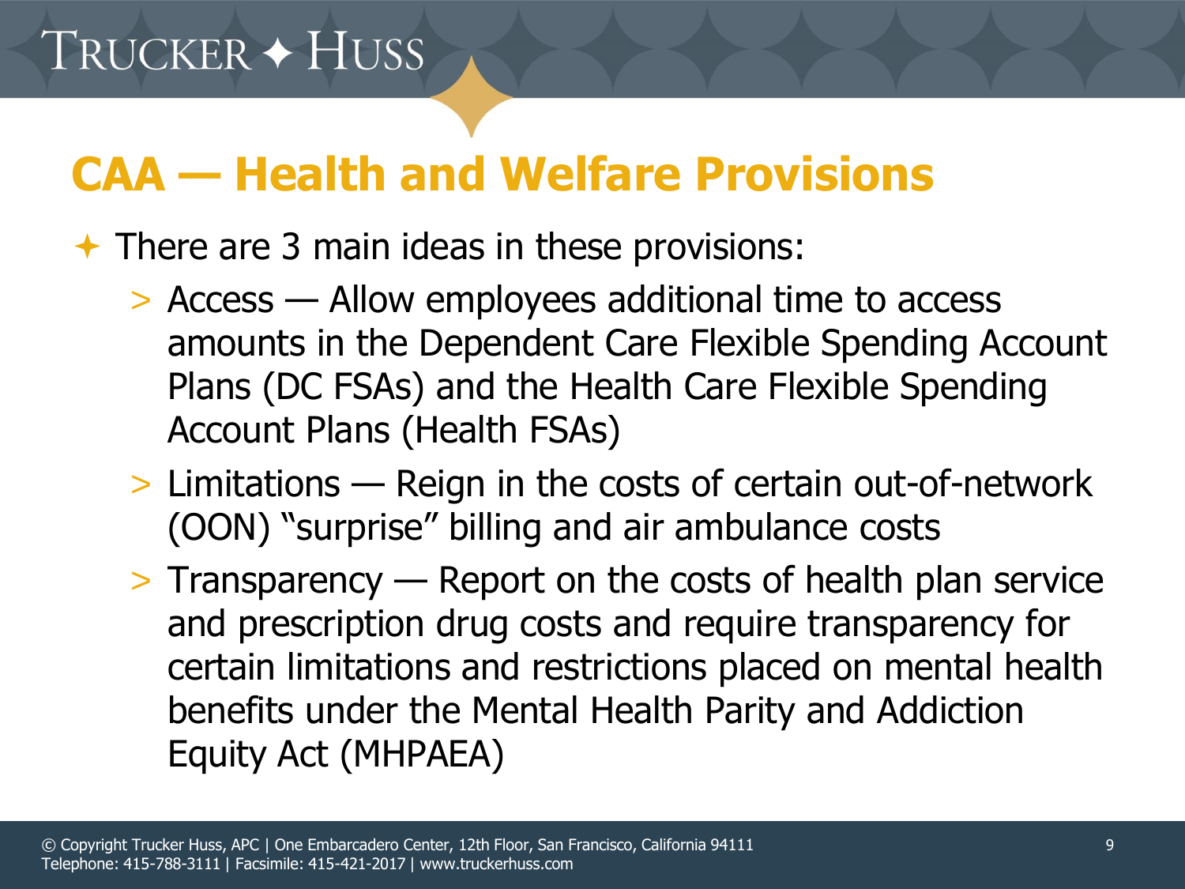## CAA — Health and Welfare Provisions

- There are 3 main ideas in these provisions:
  - Access — Allow employees additional time to access amounts in the Dependent Care Flexible Spending Account Plans (DC FSAs) and the Health Care Flexible Spending Account Plans (Health FSAs)
  - Limitations — Reign in the costs of certain out-of-network (OON) "surprise" billing and air ambulance costs
  - Transparency — Report on the costs of health plan service and prescription drug costs and require transparency for certain limitations and restrictions placed on mental health benefits under the Mental Health Parity and Addiction Equity Act (MHPAEA)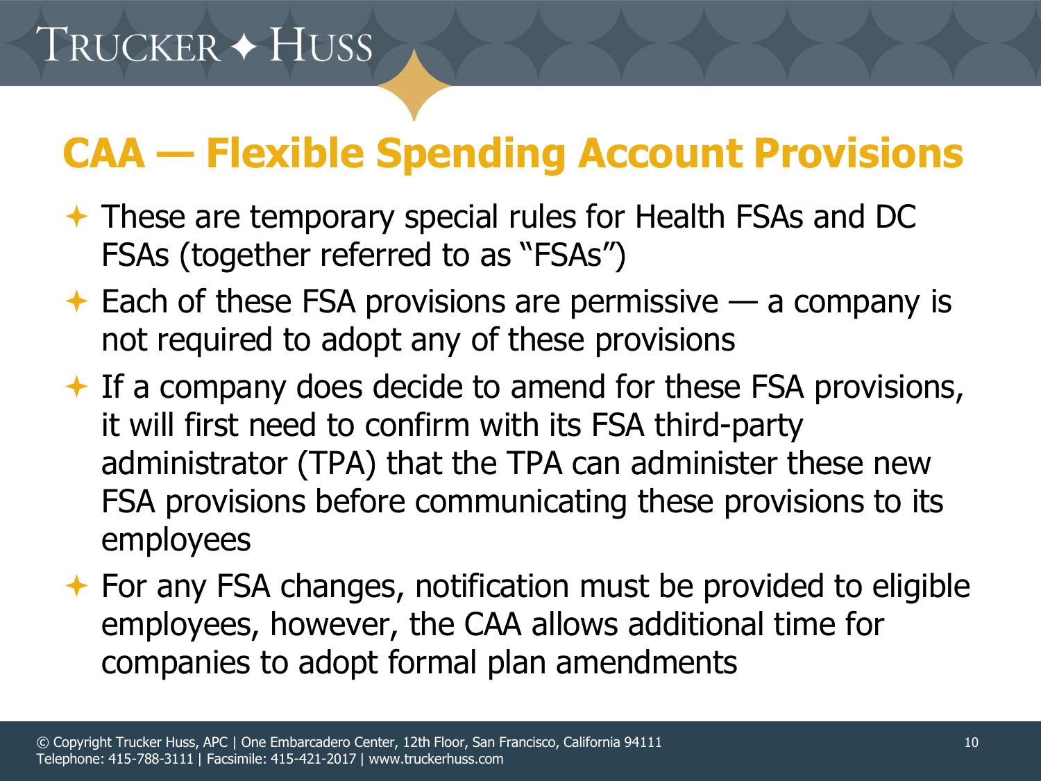## CAA — Flexible Spending Account Provisions

- These are temporary special rules for Health FSAs and DC FSAs (together referred to as "FSAs")
- Each of these FSA provisions are permissive — a company is not required to adopt any of these provisions
- If a company does decide to amend for these FSA provisions, it will first need to confirm with its FSA third-party administrator (TPA) that the TPA can administer these new FSA provisions before communicating these provisions to its employees
- For any FSA changes, notification must be provided to eligible employees, however, the CAA allows additional time for companies to adopt formal plan amendments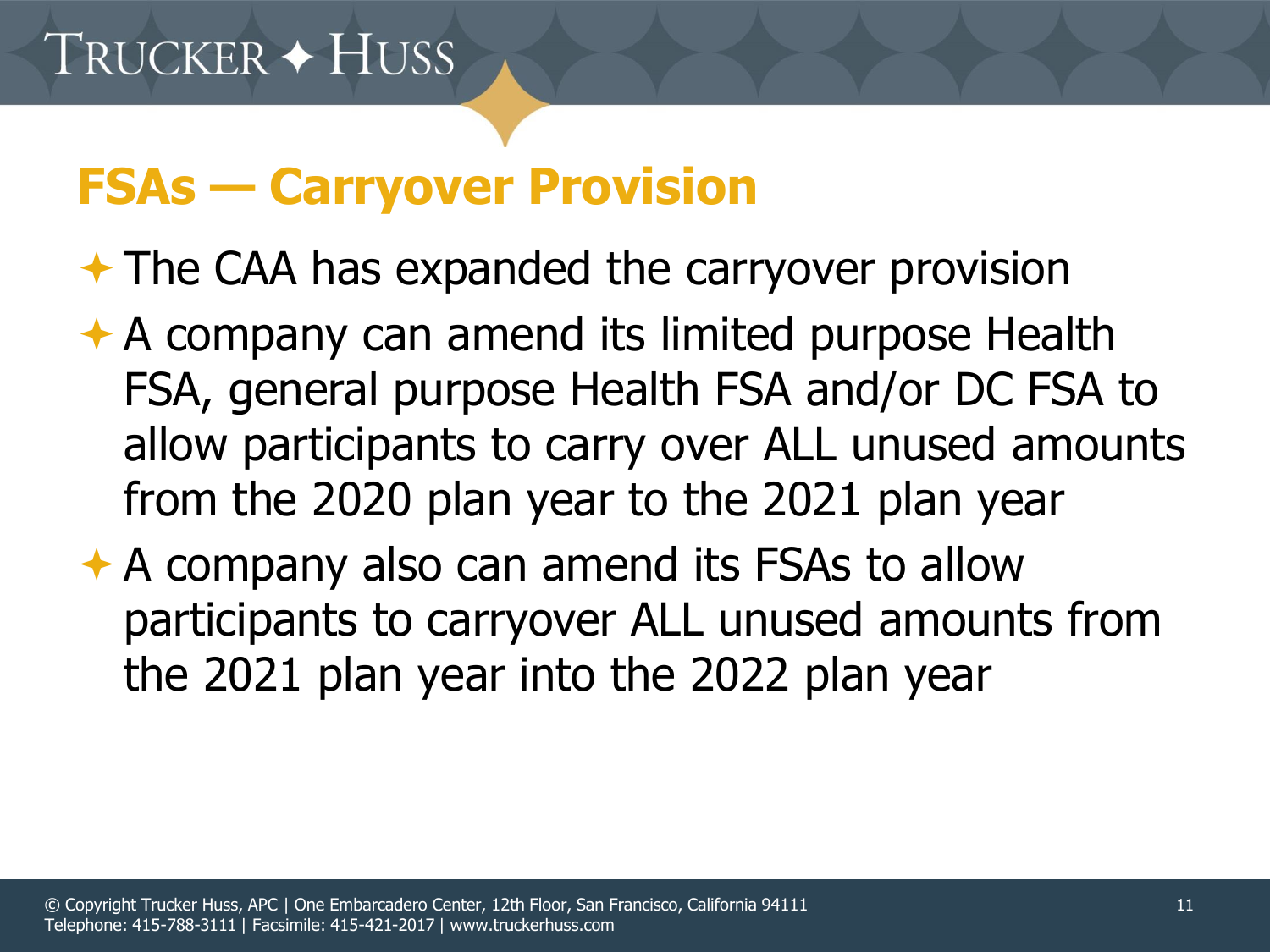## FSAs — Carryover Provision

- The CAA has expanded the carryover provision
- A company can amend its limited purpose Health FSA, general purpose Health FSA and/or DC FSA to allow participants to carry over ALL unused amounts from the 2020 plan year to the 2021 plan year
- A company also can amend its FSAs to allow participants to carryover ALL unused amounts from the 2021 plan year into the 2022 plan year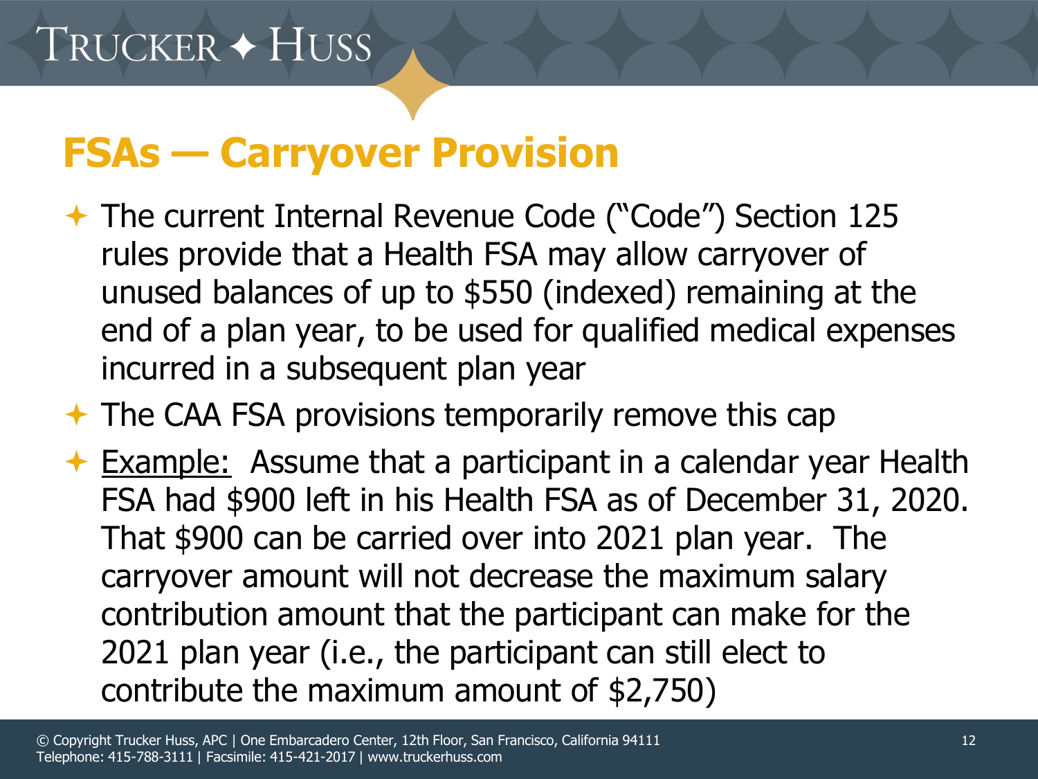## FSAs — Carryover Provision

- The current Internal Revenue Code ("Code") Section 125 rules provide that a Health FSA may allow carryover of unused balances of up to $550 (indexed) remaining at the end of a plan year, to be used for qualified medical expenses incurred in a subsequent plan year
- The CAA FSA provisions temporarily remove this cap
- <u>Example:</u> Assume that a participant in a calendar year Health FSA had $900 left in his Health FSA as of December 31, 2020. That $900 can be carried over into 2021 plan year. The carryover amount will not decrease the maximum salary contribution amount that the participant can make for the 2021 plan year (i.e., the participant can still elect to contribute the maximum amount of $2,750)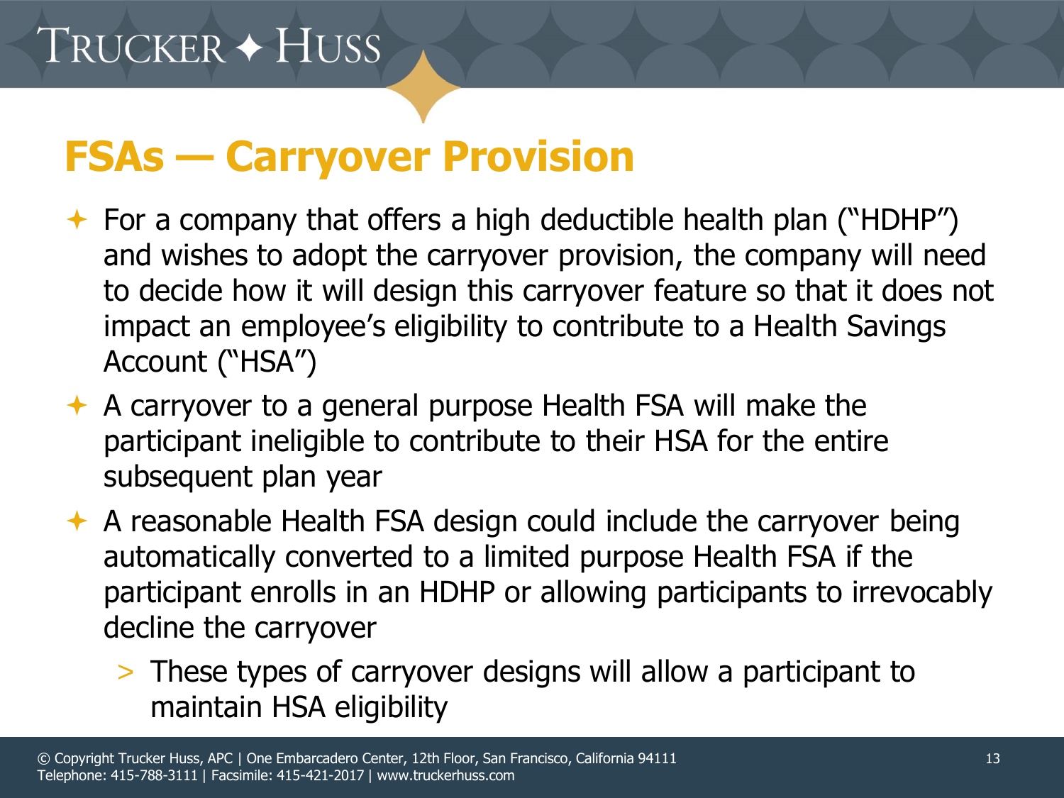# FSAs — Carryover Provision

- For a company that offers a high deductible health plan ("HDHP") and wishes to adopt the carryover provision, the company will need to decide how it will design this carryover feature so that it does not impact an employee's eligibility to contribute to a Health Savings Account ("HSA")
- A carryover to a general purpose Health FSA will make the participant ineligible to contribute to their HSA for the entire subsequent plan year
- A reasonable Health FSA design could include the carryover being automatically converted to a limited purpose Health FSA if the participant enrolls in an HDHP or allowing participants to irrevocably decline the carryover
  - These types of carryover designs will allow a participant to maintain HSA eligibility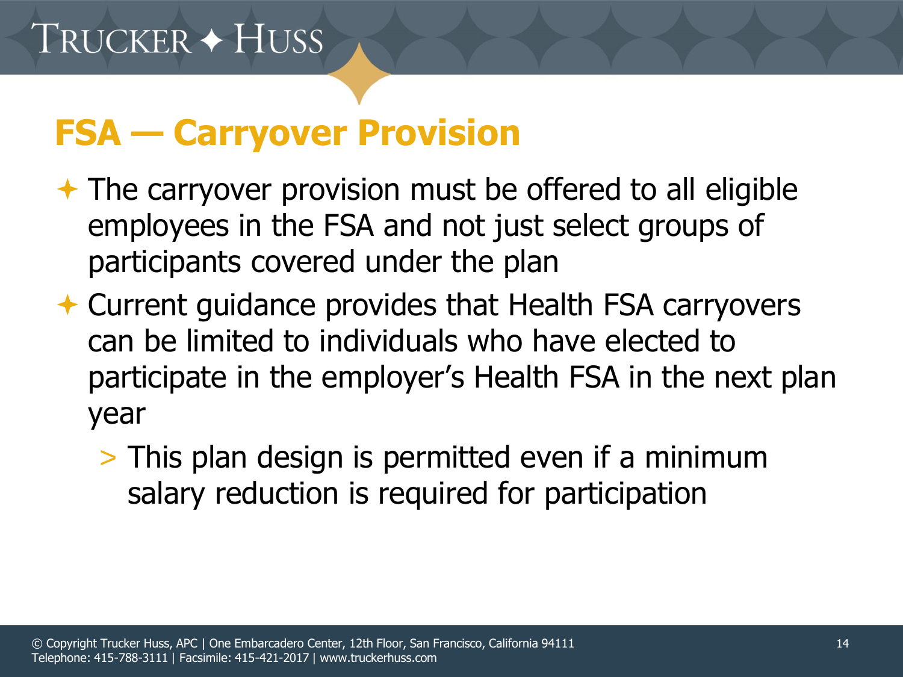# FSA — Carryover Provision

- The carryover provision must be offered to all eligible employees in the FSA and not just select groups of participants covered under the plan
- Current guidance provides that Health FSA carryovers can be limited to individuals who have elected to participate in the employer's Health FSA in the next plan year
  - This plan design is permitted even if a minimum salary reduction is required for participation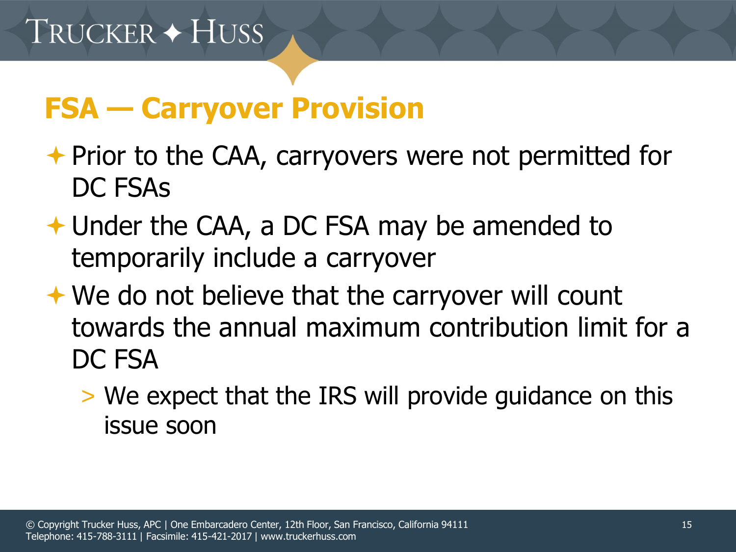# FSA — Carryover Provision

- Prior to the CAA, carryovers were not permitted for DC FSAs
- Under the CAA, a DC FSA may be amended to temporarily include a carryover
- We do not believe that the carryover will count towards the annual maximum contribution limit for a DC FSA
  - We expect that the IRS will provide guidance on this issue soon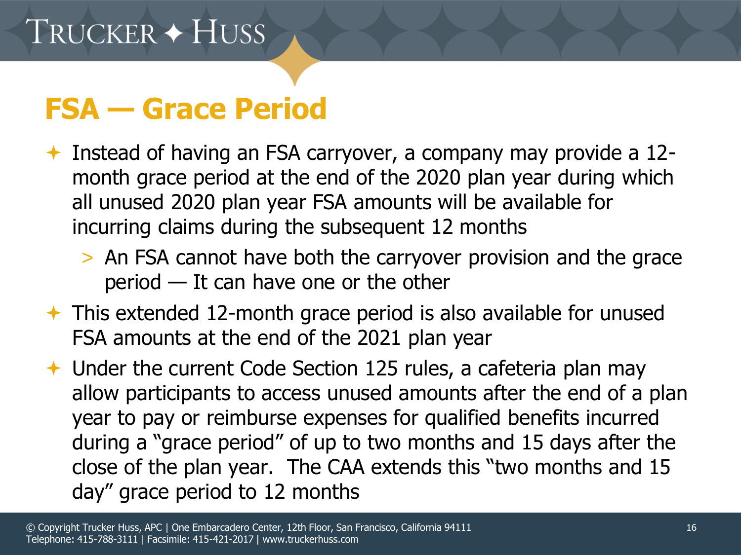## FSA — Grace Period

- Instead of having an FSA carryover, a company may provide a 12-month grace period at the end of the 2020 plan year during which all unused 2020 plan year FSA amounts will be available for incurring claims during the subsequent 12 months
  - An FSA cannot have both the carryover provision and the grace period — It can have one or the other
- This extended 12-month grace period is also available for unused FSA amounts at the end of the 2021 plan year
- Under the current Code Section 125 rules, a cafeteria plan may allow participants to access unused amounts after the end of a plan year to pay or reimburse expenses for qualified benefits incurred during a "grace period" of up to two months and 15 days after the close of the plan year. The CAA extends this "two months and 15 day" grace period to 12 months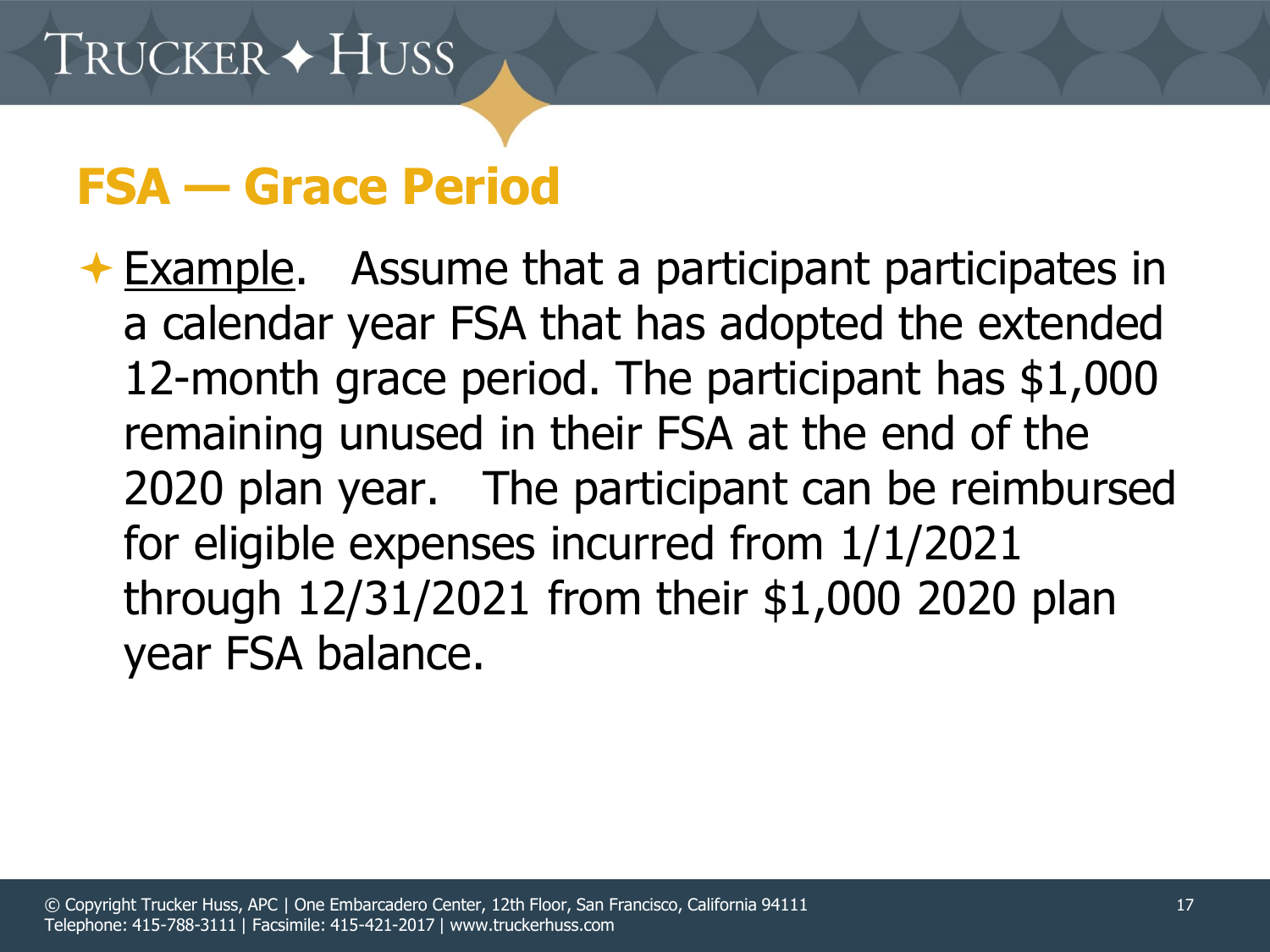## FSA — Grace Period

- Example. Assume that a participant participates in a calendar year FSA that has adopted the extended 12-month grace period. The participant has $1,000 remaining unused in their FSA at the end of the 2020 plan year. The participant can be reimbursed for eligible expenses incurred from 1/1/2021 through 12/31/2021 from their $1,000 2020 plan year FSA balance.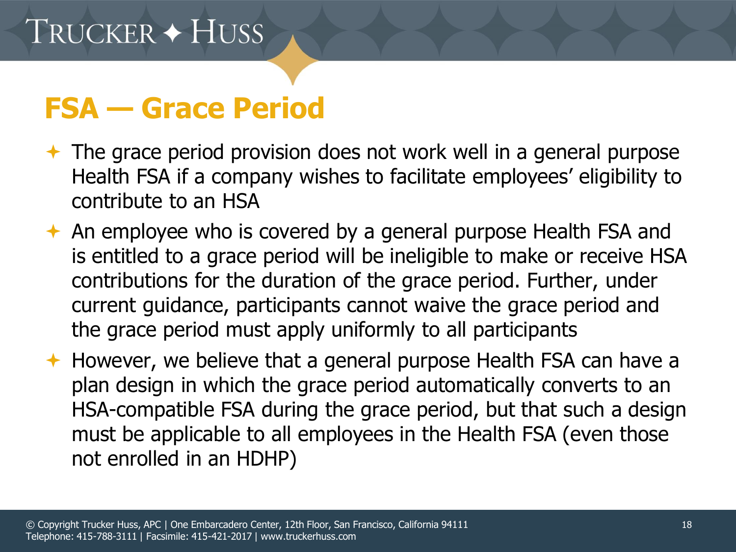# FSA — Grace Period

- The grace period provision does not work well in a general purpose Health FSA if a company wishes to facilitate employees' eligibility to contribute to an HSA
- An employee who is covered by a general purpose Health FSA and is entitled to a grace period will be ineligible to make or receive HSA contributions for the duration of the grace period. Further, under current guidance, participants cannot waive the grace period and the grace period must apply uniformly to all participants
- However, we believe that a general purpose Health FSA can have a plan design in which the grace period automatically converts to an HSA-compatible FSA during the grace period, but that such a design must be applicable to all employees in the Health FSA (even those not enrolled in an HDHP)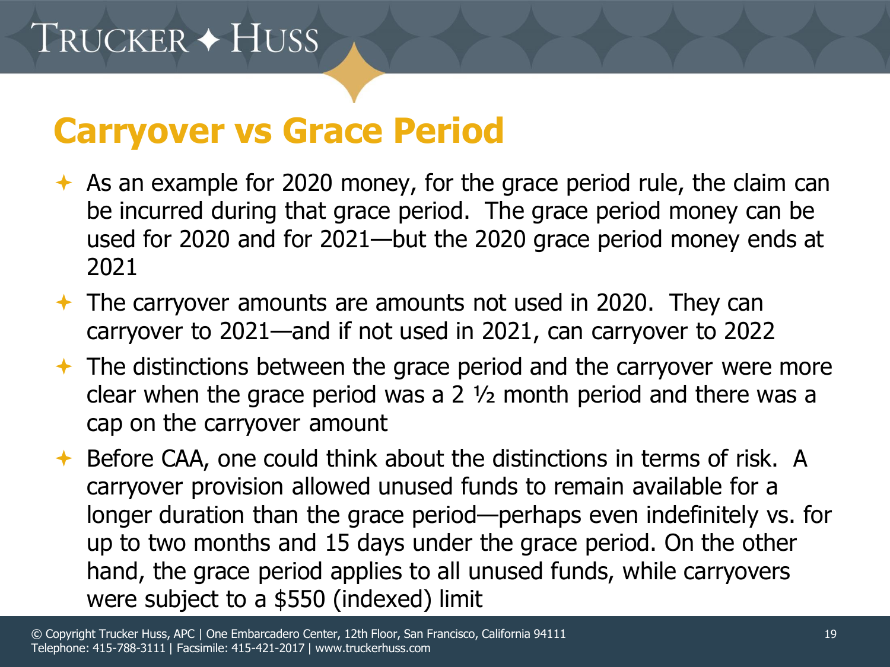## Carryover vs Grace Period

- As an example for 2020 money, for the grace period rule, the claim can be incurred during that grace period. The grace period money can be used for 2020 and for 2021—but the 2020 grace period money ends at 2021
- The carryover amounts are amounts not used in 2020. They can carryover to 2021—and if not used in 2021, can carryover to 2022
- The distinctions between the grace period and the carryover were more clear when the grace period was a 2 ½ month period and there was a cap on the carryover amount
- Before CAA, one could think about the distinctions in terms of risk. A carryover provision allowed unused funds to remain available for a longer duration than the grace period—perhaps even indefinitely vs. for up to two months and 15 days under the grace period. On the other hand, the grace period applies to all unused funds, while carryovers were subject to a $550 (indexed) limit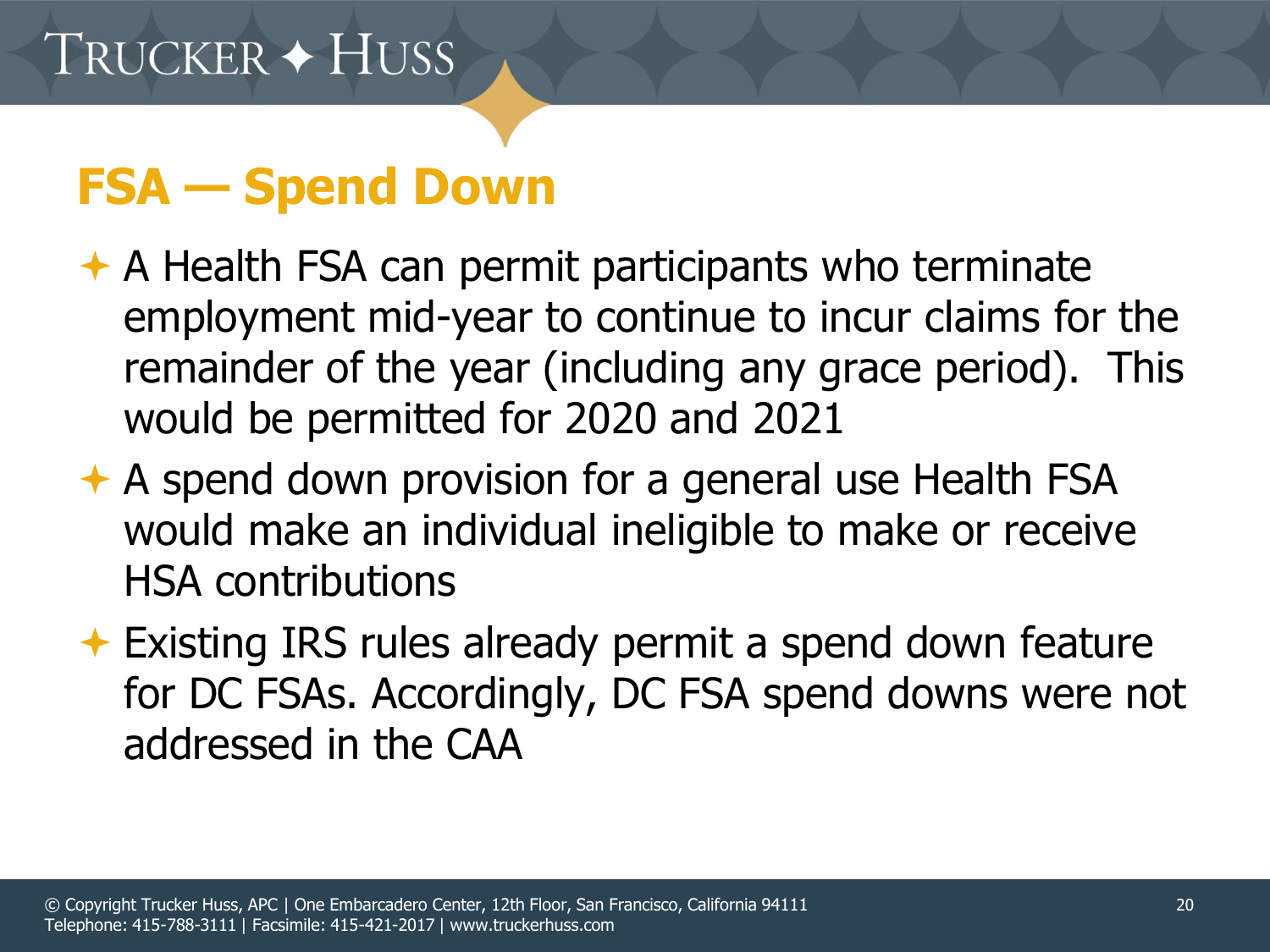# FSA — Spend Down

- A Health FSA can permit participants who terminate employment mid-year to continue to incur claims for the remainder of the year (including any grace period). This would be permitted for 2020 and 2021
- A spend down provision for a general use Health FSA would make an individual ineligible to make or receive HSA contributions
- Existing IRS rules already permit a spend down feature for DC FSAs. Accordingly, DC FSA spend downs were not addressed in the CAA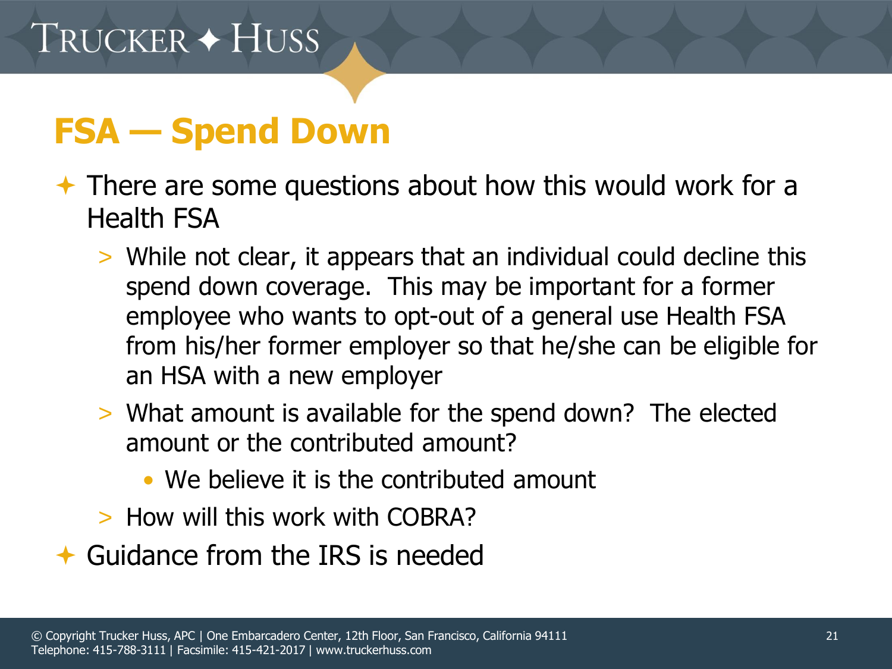# FSA — Spend Down

- There are some questions about how this would work for a Health FSA
  - While not clear, it appears that an individual could decline this spend down coverage. This may be important for a former employee who wants to opt-out of a general use Health FSA from his/her former employer so that he/she can be eligible for an HSA with a new employer
  - What amount is available for the spend down? The elected amount or the contributed amount?
    - We believe it is the contributed amount
  - How will this work with COBRA?
- Guidance from the IRS is needed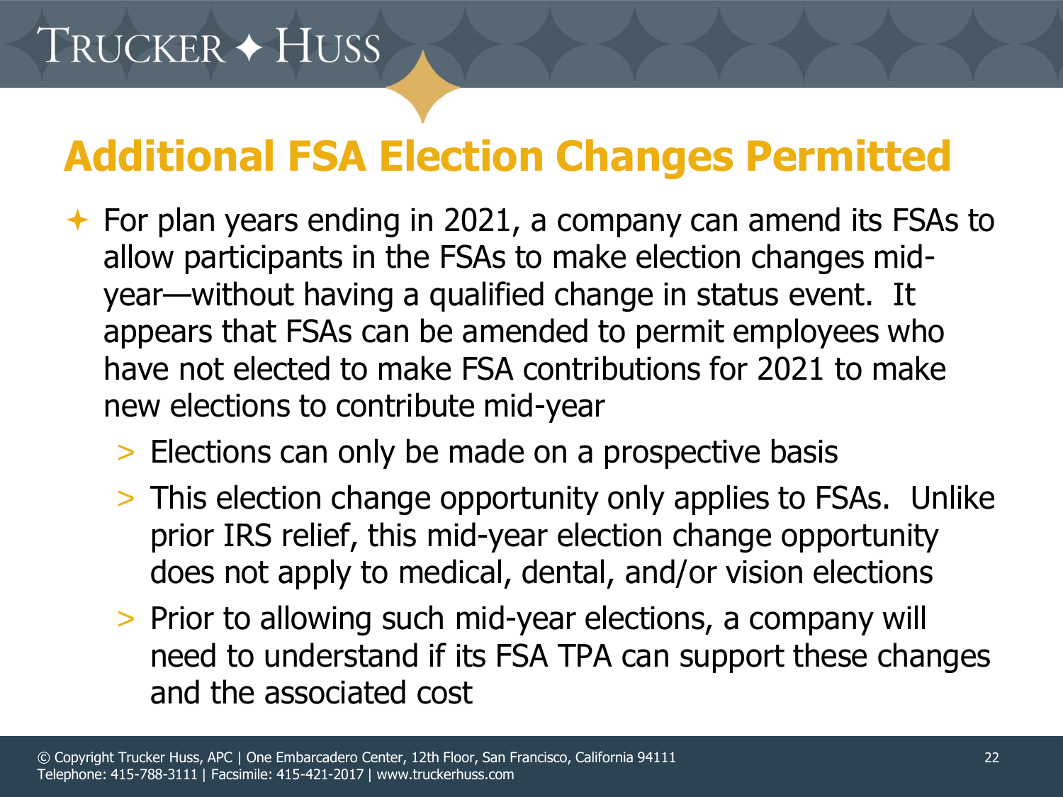## Additional FSA Election Changes Permitted

- For plan years ending in 2021, a company can amend its FSAs to allow participants in the FSAs to make election changes mid-year—without having a qualified change in status event. It appears that FSAs can be amended to permit employees who have not elected to make FSA contributions for 2021 to make new elections to contribute mid-year
  - Elections can only be made on a prospective basis
  - This election change opportunity only applies to FSAs. Unlike prior IRS relief, this mid-year election change opportunity does not apply to medical, dental, and/or vision elections
  - Prior to allowing such mid-year elections, a company will need to understand if its FSA TPA can support these changes and the associated cost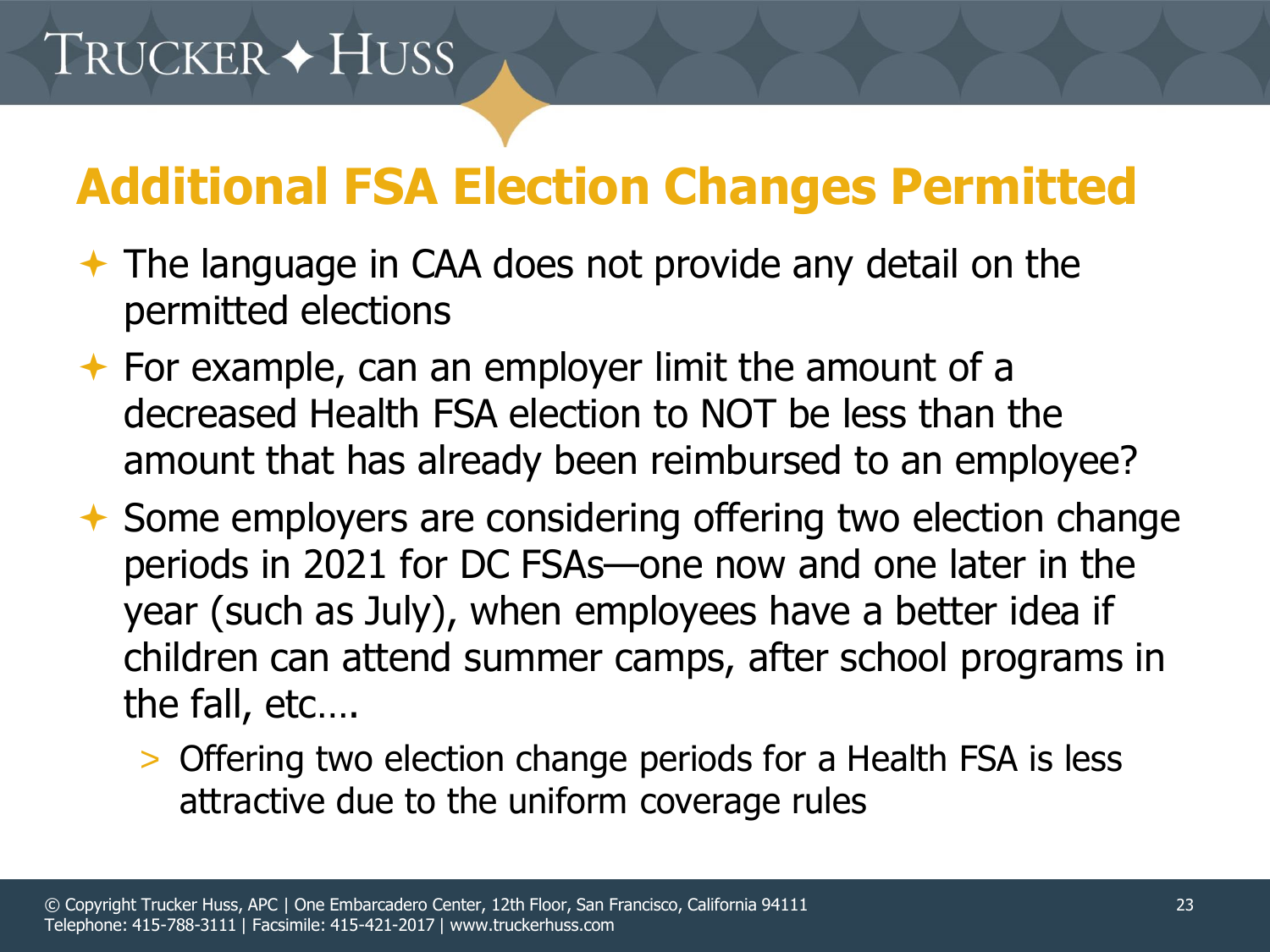# Additional FSA Election Changes Permitted

- The language in CAA does not provide any detail on the permitted elections
- For example, can an employer limit the amount of a decreased Health FSA election to NOT be less than the amount that has already been reimbursed to an employee?
- Some employers are considering offering two election change periods in 2021 for DC FSAs—one now and one later in the year (such as July), when employees have a better idea if children can attend summer camps, after school programs in the fall, etc….
  - Offering two election change periods for a Health FSA is less attractive due to the uniform coverage rules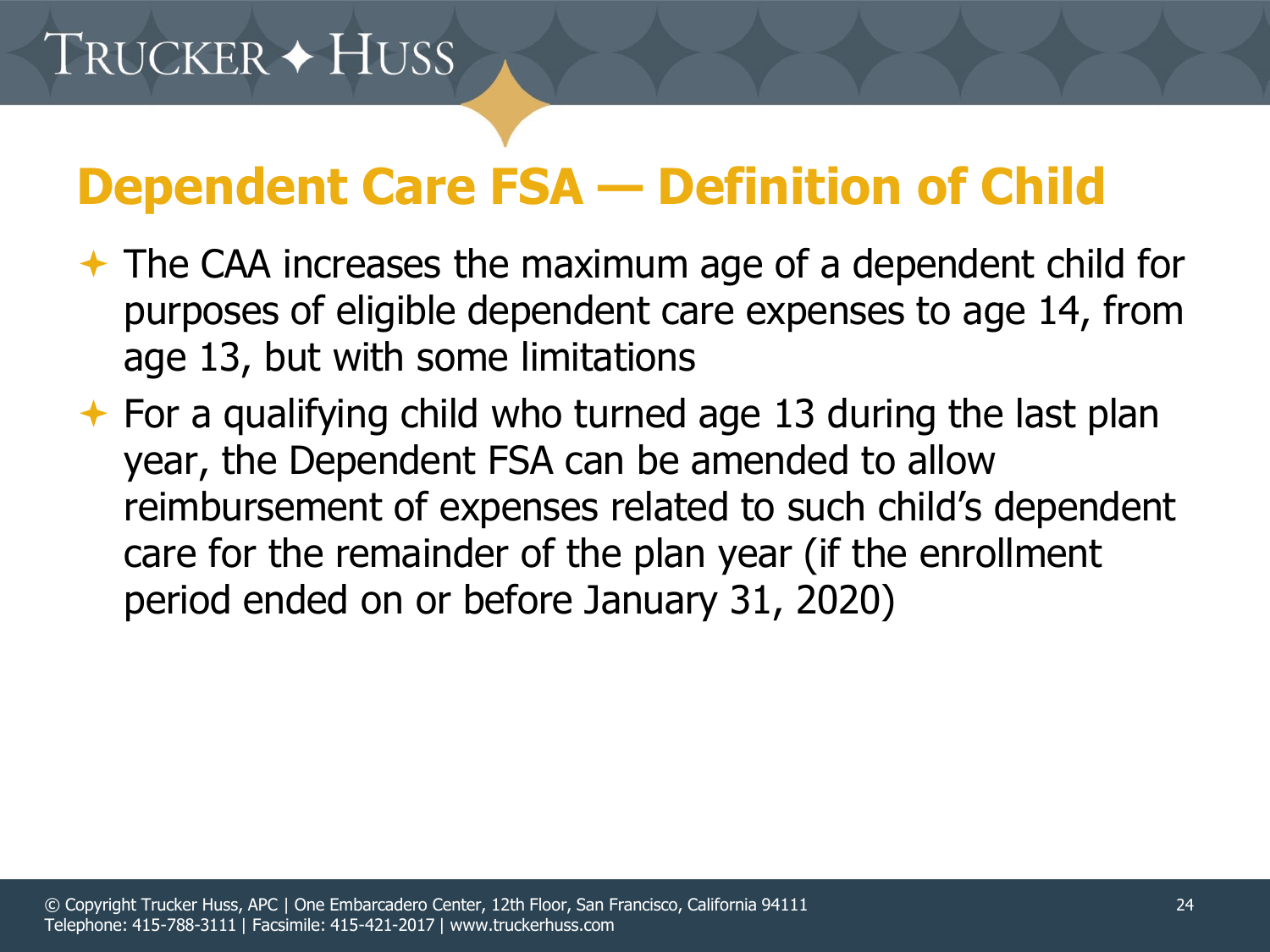## Dependent Care FSA — Definition of Child

- The CAA increases the maximum age of a dependent child for purposes of eligible dependent care expenses to age 14, from age 13, but with some limitations
- For a qualifying child who turned age 13 during the last plan year, the Dependent FSA can be amended to allow reimbursement of expenses related to such child's dependent care for the remainder of the plan year (if the enrollment period ended on or before January 31, 2020)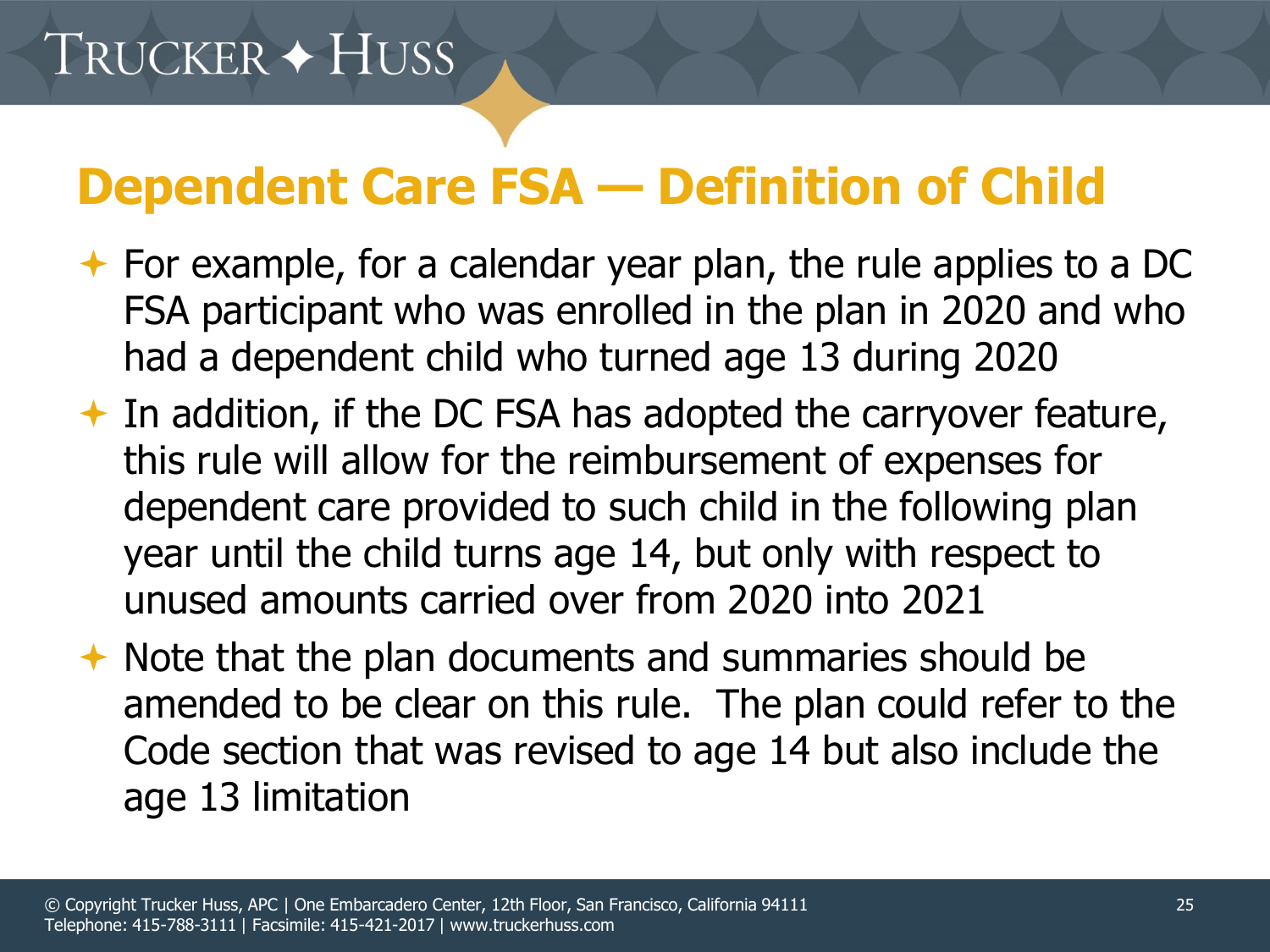# Dependent Care FSA — Definition of Child

- For example, for a calendar year plan, the rule applies to a DC FSA participant who was enrolled in the plan in 2020 and who had a dependent child who turned age 13 during 2020
- In addition, if the DC FSA has adopted the carryover feature, this rule will allow for the reimbursement of expenses for dependent care provided to such child in the following plan year until the child turns age 14, but only with respect to unused amounts carried over from 2020 into 2021
- Note that the plan documents and summaries should be amended to be clear on this rule.  The plan could refer to the Code section that was revised to age 14 but also include the age 13 limitation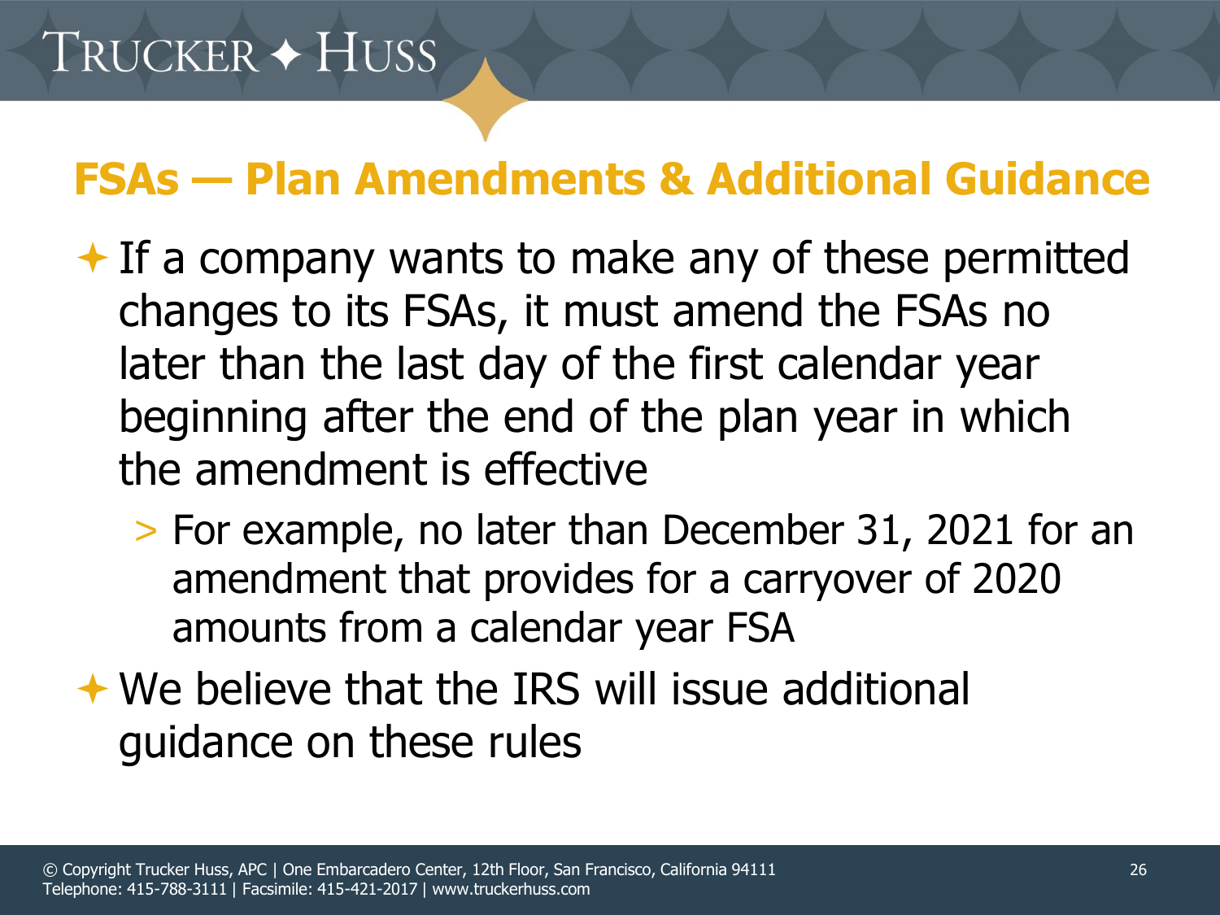## FSAs — Plan Amendments & Additional Guidance

- If a company wants to make any of these permitted changes to its FSAs, it must amend the FSAs no later than the last day of the first calendar year beginning after the end of the plan year in which the amendment is effective
  - For example, no later than December 31, 2021 for an amendment that provides for a carryover of 2020 amounts from a calendar year FSA
- We believe that the IRS will issue additional guidance on these rules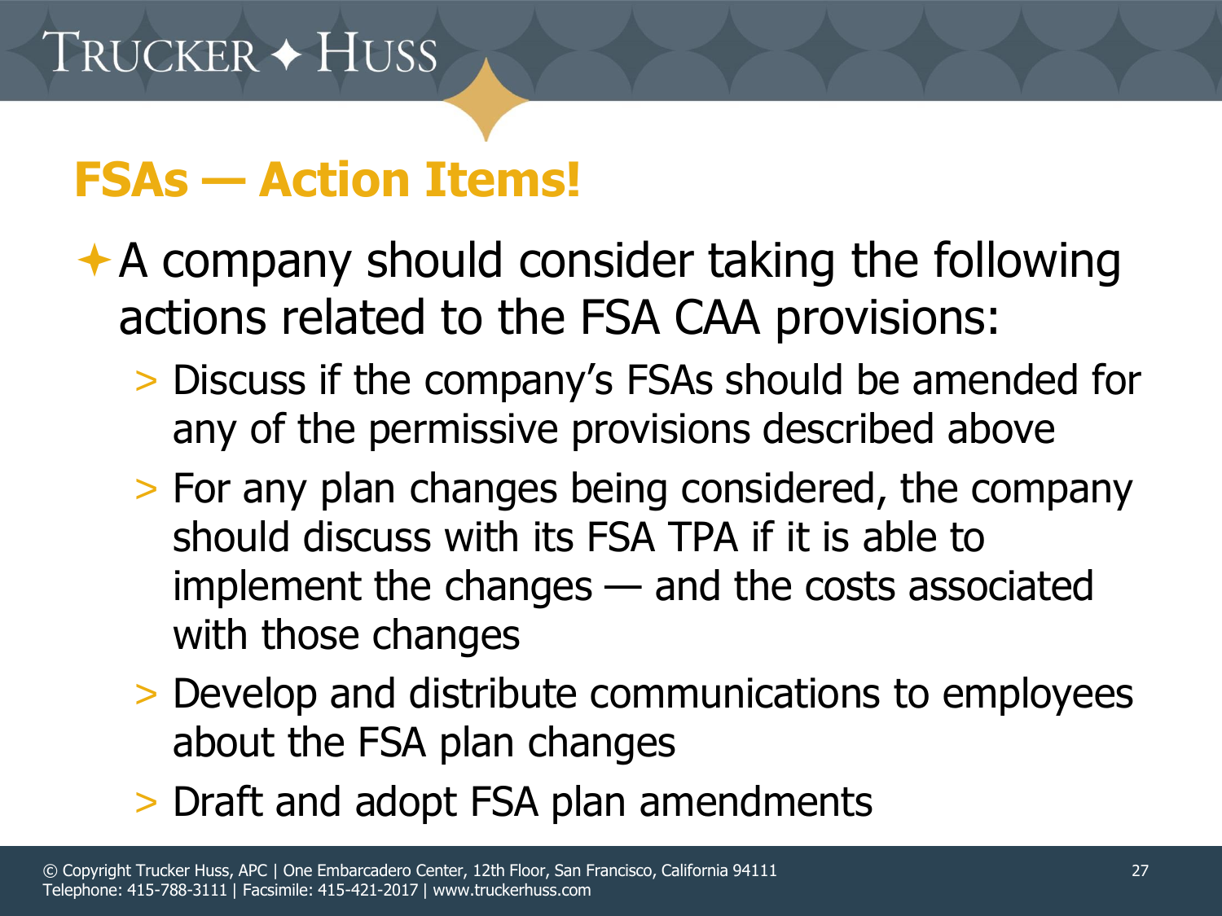## FSAs — Action Items!

- A company should consider taking the following actions related to the FSA CAA provisions:
  - Discuss if the company's FSAs should be amended for any of the permissive provisions described above
  - For any plan changes being considered, the company should discuss with its FSA TPA if it is able to implement the changes — and the costs associated with those changes
  - Develop and distribute communications to employees about the FSA plan changes
  - Draft and adopt FSA plan amendments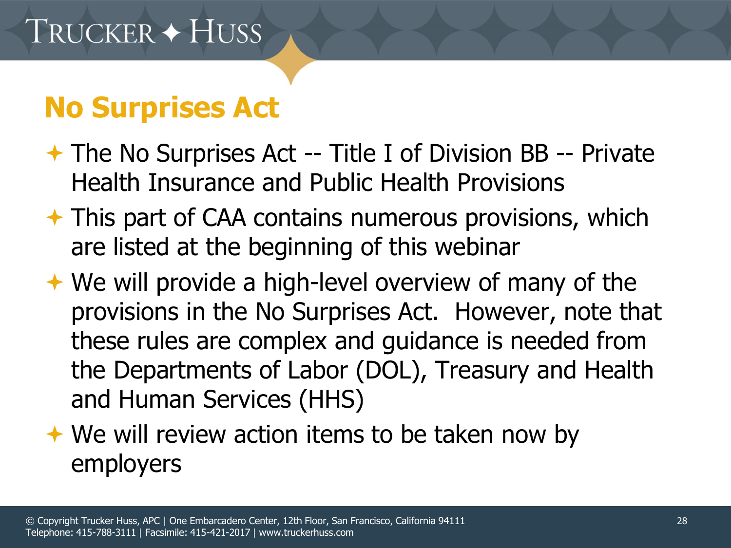## No Surprises Act

- The No Surprises Act -- Title I of Division BB -- Private Health Insurance and Public Health Provisions
- This part of CAA contains numerous provisions, which are listed at the beginning of this webinar
- We will provide a high-level overview of many of the provisions in the No Surprises Act. However, note that these rules are complex and guidance is needed from the Departments of Labor (DOL), Treasury and Health and Human Services (HHS)
- We will review action items to be taken now by employers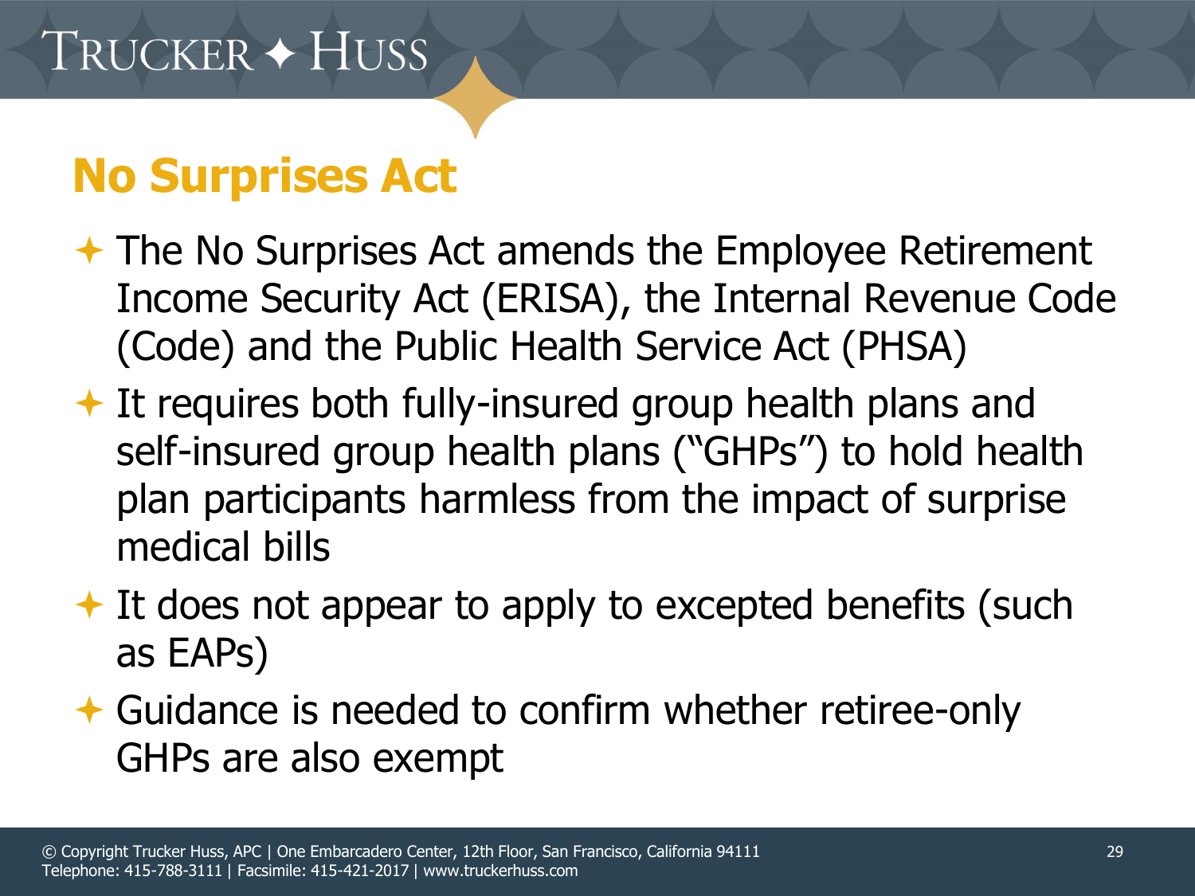## No Surprises Act

- The No Surprises Act amends the Employee Retirement Income Security Act (ERISA), the Internal Revenue Code (Code) and the Public Health Service Act (PHSA)
- It requires both fully-insured group health plans and self-insured group health plans ("GHPs") to hold health plan participants harmless from the impact of surprise medical bills
- It does not appear to apply to excepted benefits (such as EAPs)
- Guidance is needed to confirm whether retiree-only GHPs are also exempt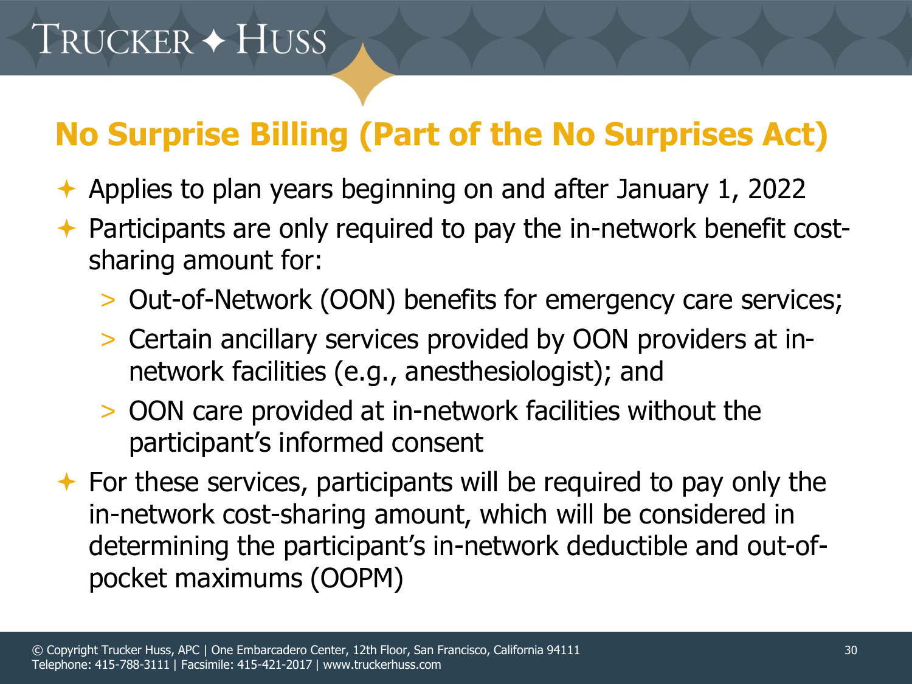## No Surprise Billing (Part of the No Surprises Act)

- Applies to plan years beginning on and after January 1, 2022
- Participants are only required to pay the in-network benefit cost-sharing amount for:
  - Out-of-Network (OON) benefits for emergency care services;
  - Certain ancillary services provided by OON providers at in-network facilities (e.g., anesthesiologist); and
  - OON care provided at in-network facilities without the participant's informed consent
- For these services, participants will be required to pay only the in-network cost-sharing amount, which will be considered in determining the participant's in-network deductible and out-of-pocket maximums (OOPM)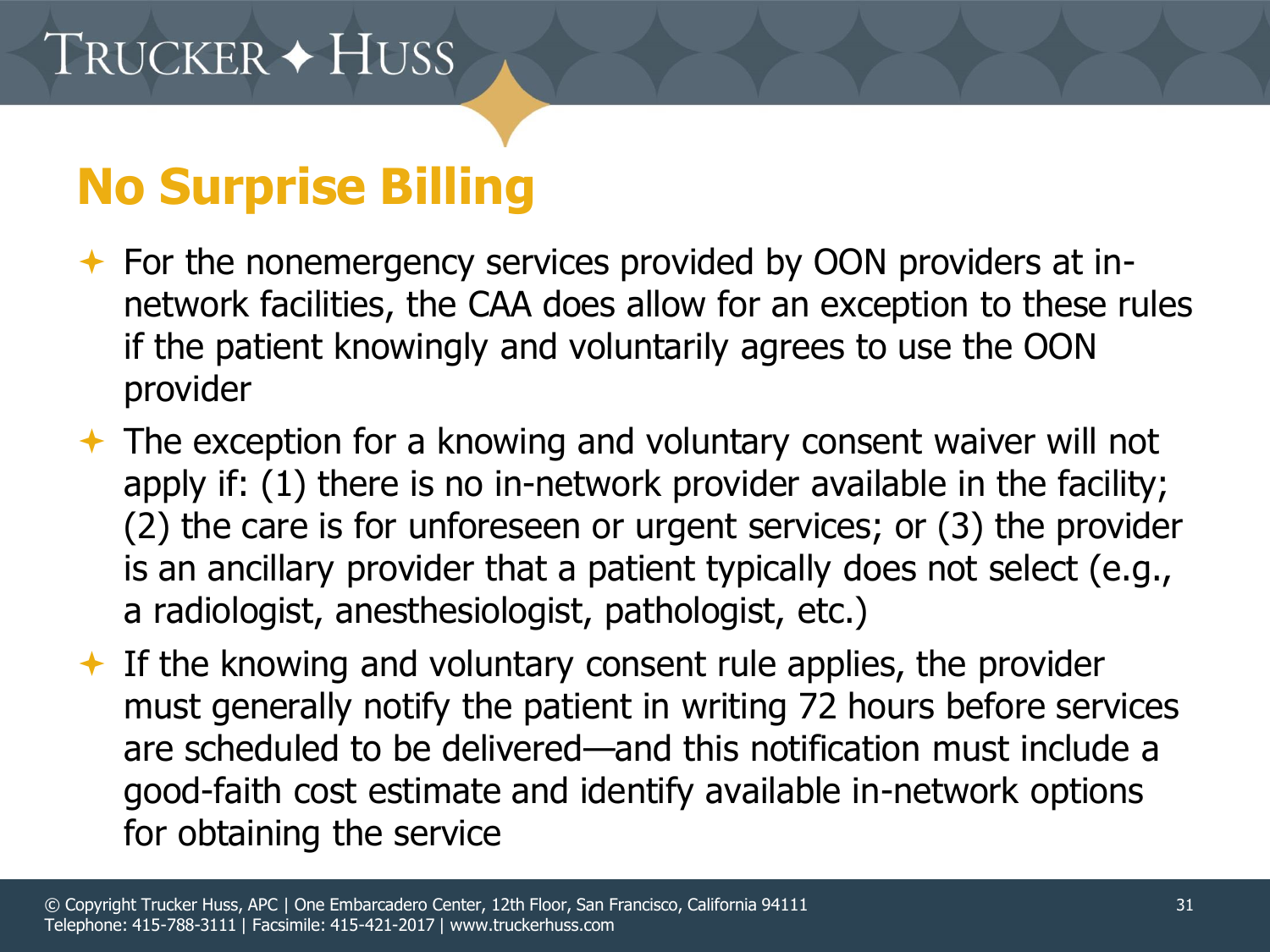## No Surprise Billing

- For the nonemergency services provided by OON providers at in-network facilities, the CAA does allow for an exception to these rules if the patient knowingly and voluntarily agrees to use the OON provider
- The exception for a knowing and voluntary consent waiver will not apply if: (1) there is no in-network provider available in the facility; (2) the care is for unforeseen or urgent services; or (3) the provider is an ancillary provider that a patient typically does not select (e.g., a radiologist, anesthesiologist, pathologist, etc.)
- If the knowing and voluntary consent rule applies, the provider must generally notify the patient in writing 72 hours before services are scheduled to be delivered—and this notification must include a good-faith cost estimate and identify available in-network options for obtaining the service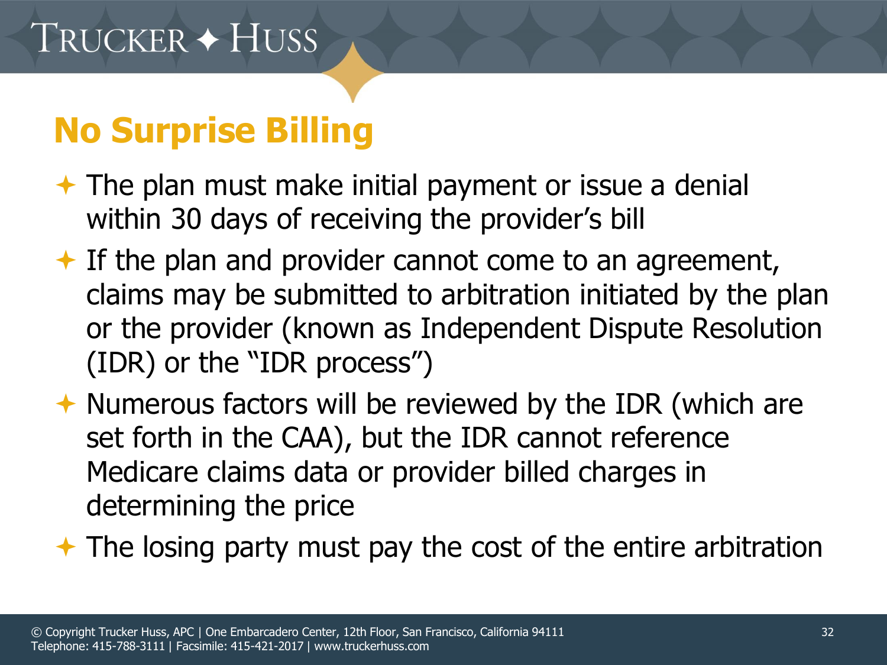# No Surprise Billing

- The plan must make initial payment or issue a denial within 30 days of receiving the provider's bill
- If the plan and provider cannot come to an agreement, claims may be submitted to arbitration initiated by the plan or the provider (known as Independent Dispute Resolution (IDR) or the "IDR process")
- Numerous factors will be reviewed by the IDR (which are set forth in the CAA), but the IDR cannot reference Medicare claims data or provider billed charges in determining the price
- The losing party must pay the cost of the entire arbitration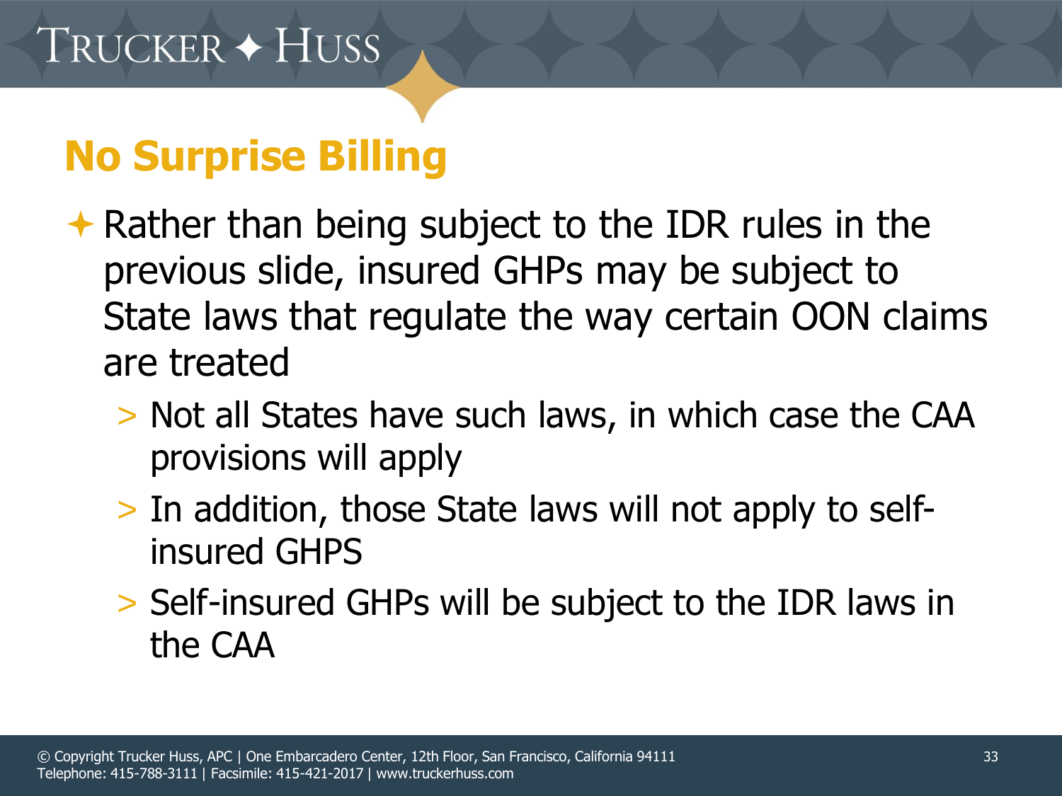# No Surprise Billing

- Rather than being subject to the IDR rules in the previous slide, insured GHPs may be subject to State laws that regulate the way certain OON claims are treated
  - Not all States have such laws, in which case the CAA provisions will apply
  - In addition, those State laws will not apply to self-insured GHPS
  - Self-insured GHPs will be subject to the IDR laws in the CAA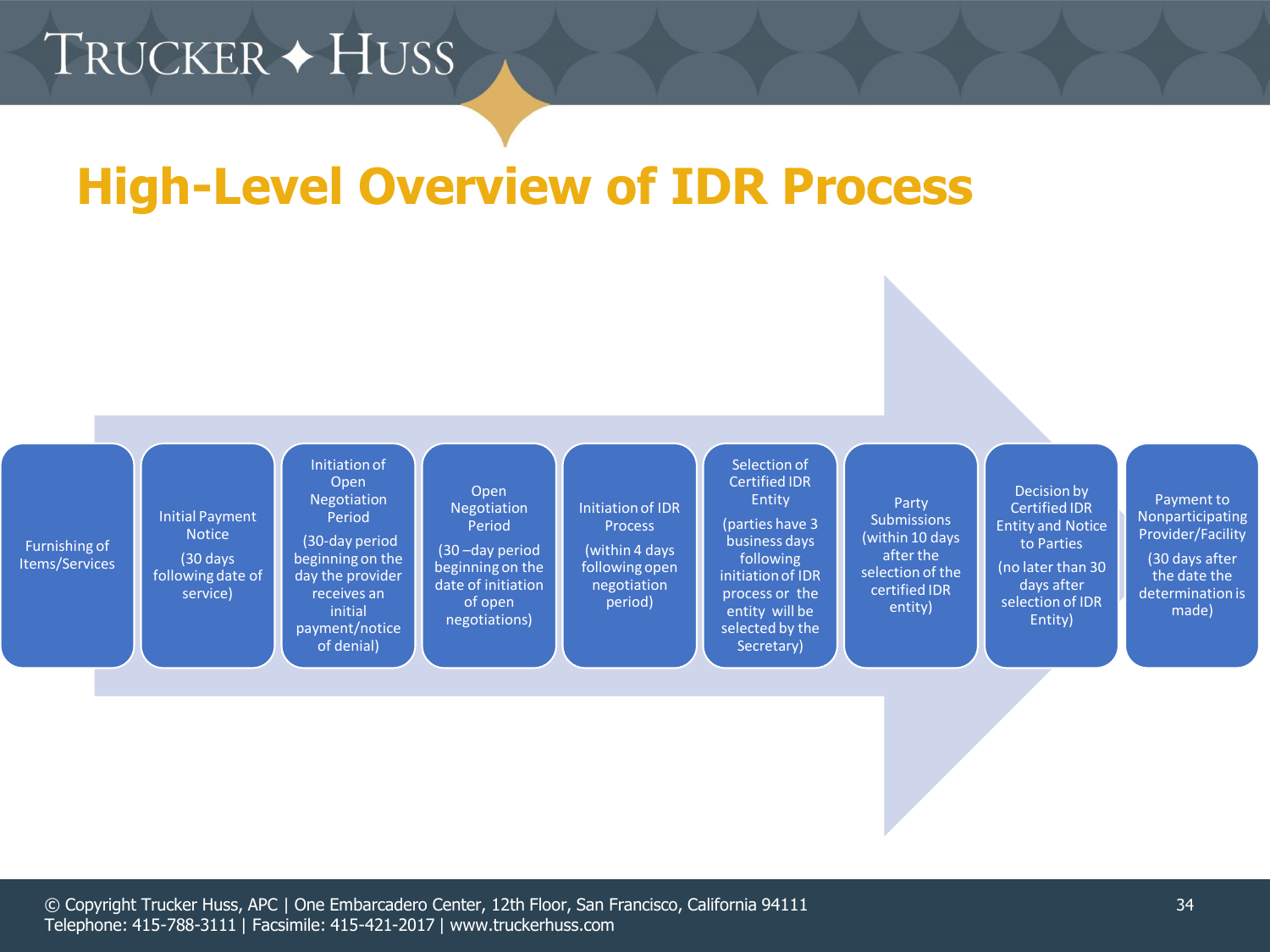# High-Level Overview of IDR Process

1. Furnishing of Items/Services
2. Initial Payment Notice (30 days following date of service)
3. Initiation of Open Negotiation Period (30-day period beginning on the day the provider receives an initial payment/notice of denial)
4. Open Negotiation Period (30 –day period beginning on the date of initiation of open negotiations)
5. Initiation of IDR Process (within 4 days following open negotiation period)
6. Selection of Certified IDR Entity (parties have 3 business days following initiation of IDR process or the entity will be selected by the Secretary)
7. Party Submissions (within 10 days after the selection of the certified IDR entity)
8. Decision by Certified IDR Entity and Notice to Parties (no later than 30 days after selection of IDR Entity)
9. Payment to Nonparticipating Provider/Facility (30 days after the date the determination is made)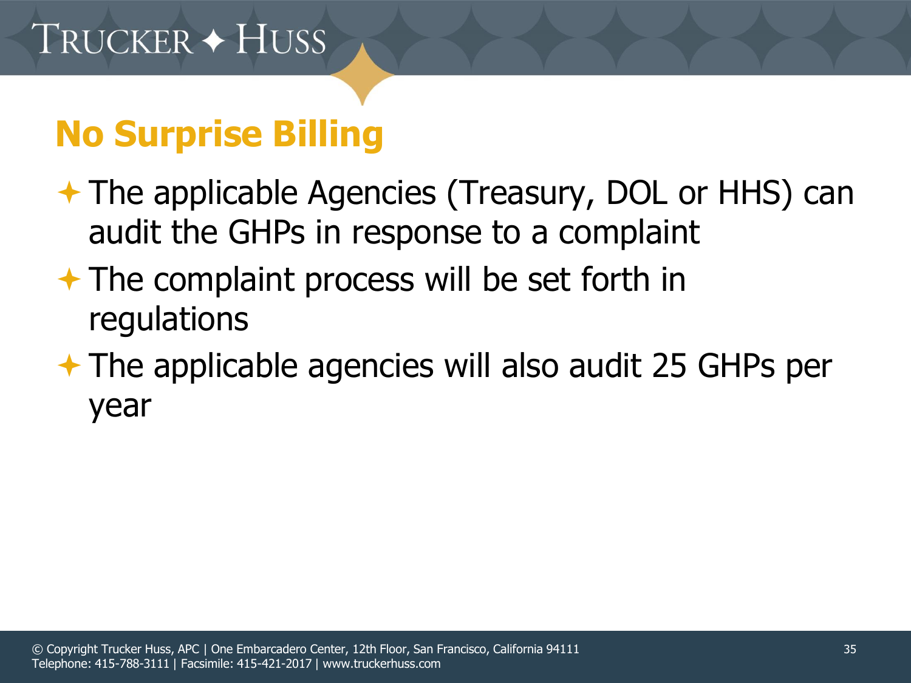## No Surprise Billing

- The applicable Agencies (Treasury, DOL or HHS) can audit the GHPs in response to a complaint
- The complaint process will be set forth in regulations
- The applicable agencies will also audit 25 GHPs per year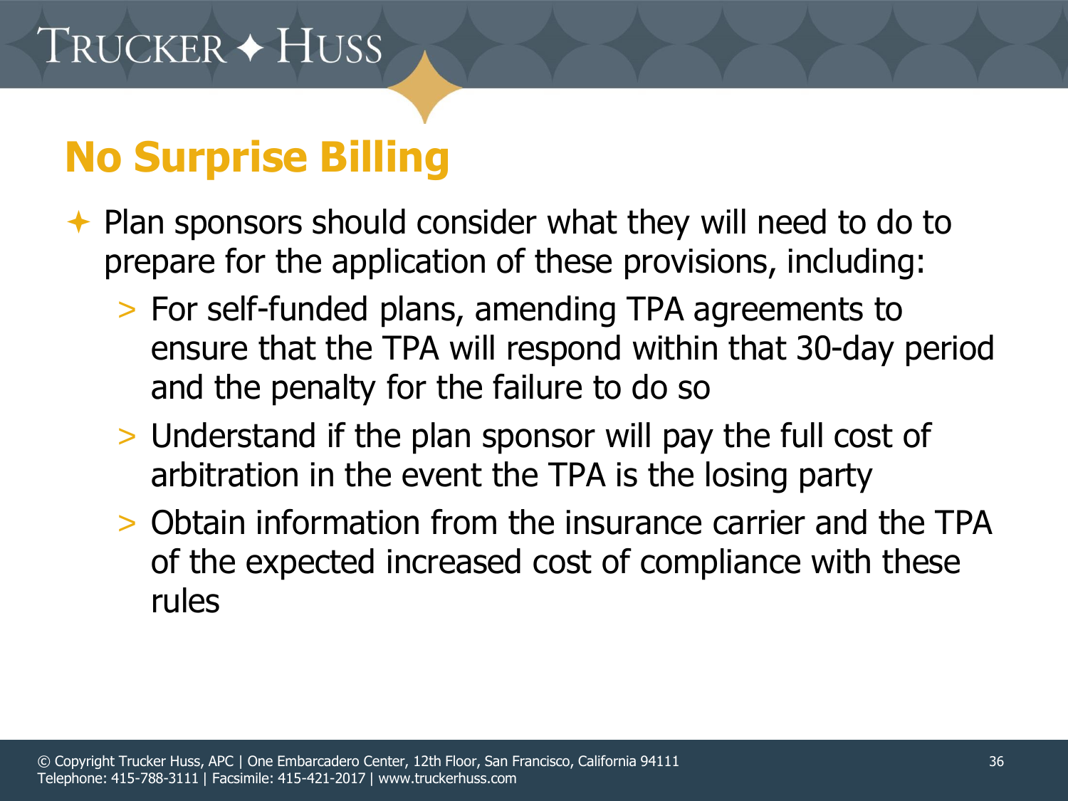## No Surprise Billing

- Plan sponsors should consider what they will need to do to prepare for the application of these provisions, including:
  - For self-funded plans, amending TPA agreements to ensure that the TPA will respond within that 30-day period and the penalty for the failure to do so
  - Understand if the plan sponsor will pay the full cost of arbitration in the event the TPA is the losing party
  - Obtain information from the insurance carrier and the TPA of the expected increased cost of compliance with these rules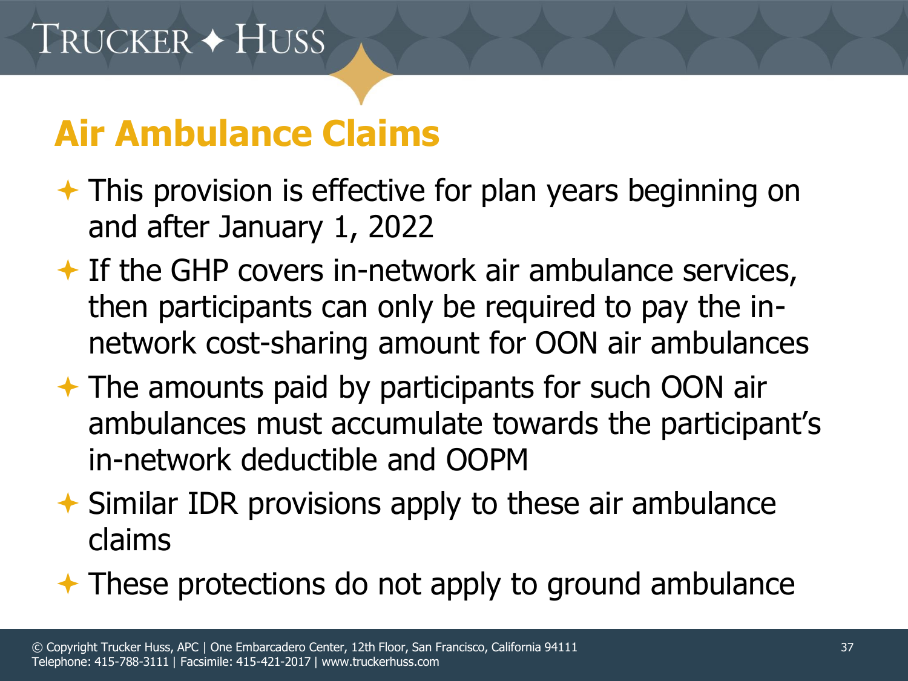## Air Ambulance Claims

- This provision is effective for plan years beginning on and after January 1, 2022
- If the GHP covers in-network air ambulance services, then participants can only be required to pay the in-network cost-sharing amount for OON air ambulances
- The amounts paid by participants for such OON air ambulances must accumulate towards the participant's in-network deductible and OOPM
- Similar IDR provisions apply to these air ambulance claims
- These protections do not apply to ground ambulance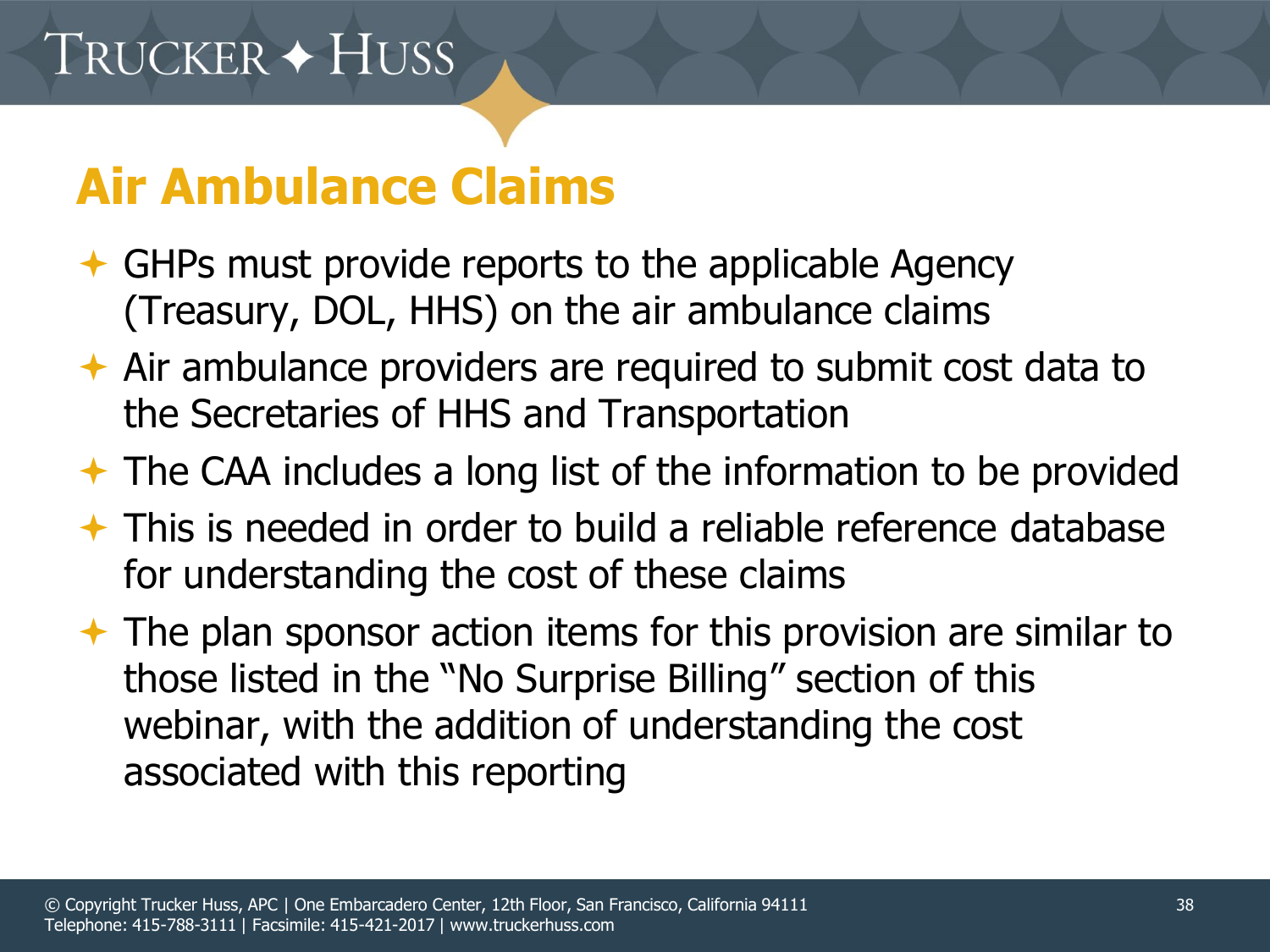## Air Ambulance Claims

- GHPs must provide reports to the applicable Agency (Treasury, DOL, HHS) on the air ambulance claims
- Air ambulance providers are required to submit cost data to the Secretaries of HHS and Transportation
- The CAA includes a long list of the information to be provided
- This is needed in order to build a reliable reference database for understanding the cost of these claims
- The plan sponsor action items for this provision are similar to those listed in the "No Surprise Billing" section of this webinar, with the addition of understanding the cost associated with this reporting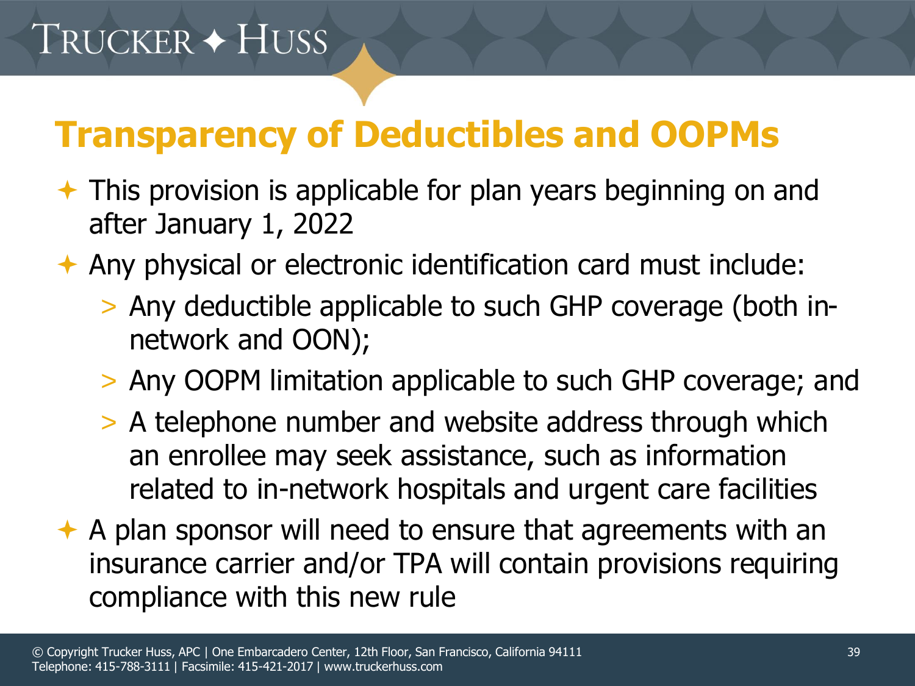# Transparency of Deductibles and OOPMs

- This provision is applicable for plan years beginning on and after January 1, 2022
- Any physical or electronic identification card must include:
  - Any deductible applicable to such GHP coverage (both in-network and OON);
  - Any OOPM limitation applicable to such GHP coverage; and
  - A telephone number and website address through which an enrollee may seek assistance, such as information related to in-network hospitals and urgent care facilities
- A plan sponsor will need to ensure that agreements with an insurance carrier and/or TPA will contain provisions requiring compliance with this new rule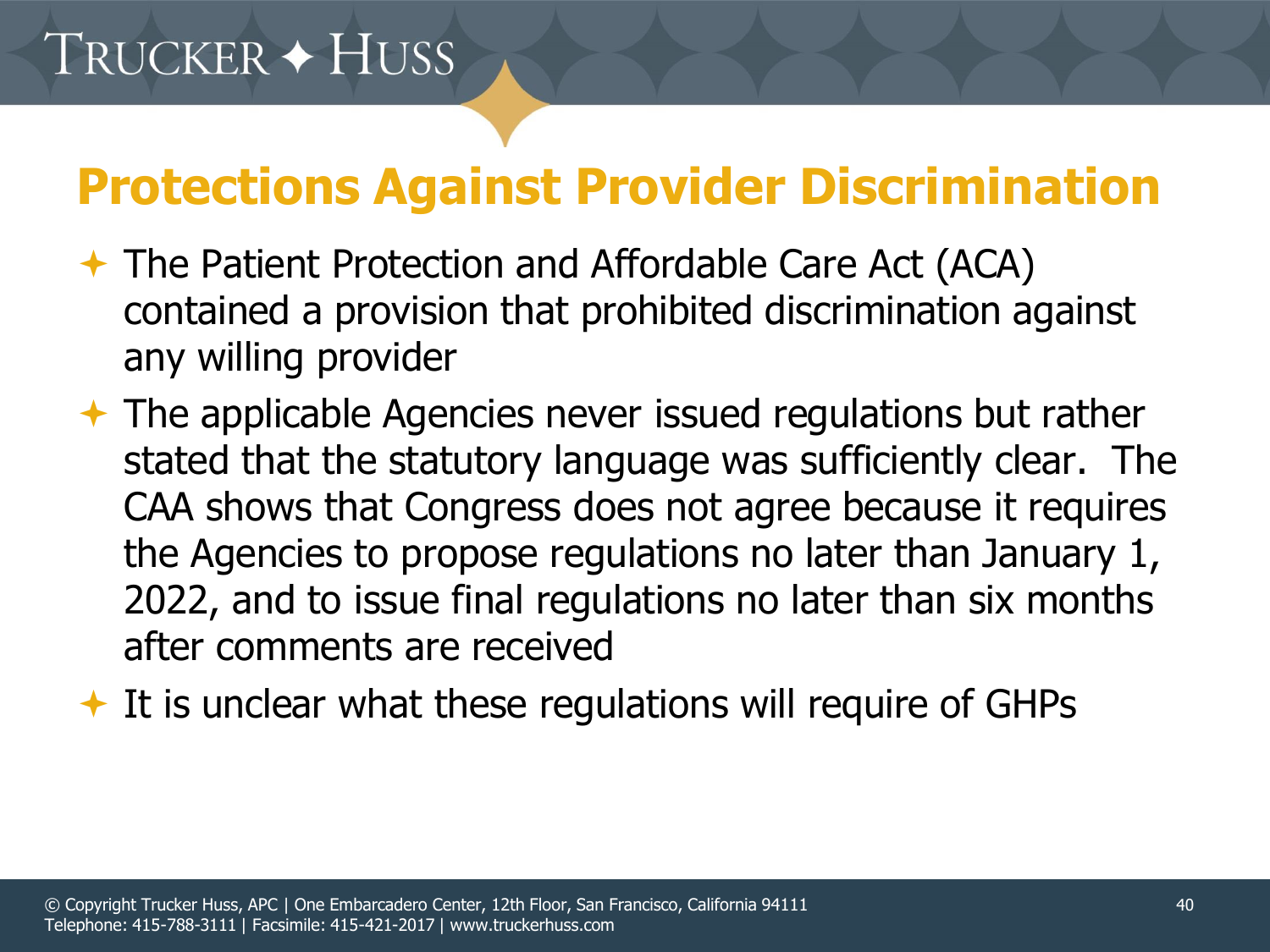## Protections Against Provider Discrimination

- The Patient Protection and Affordable Care Act (ACA) contained a provision that prohibited discrimination against any willing provider
- The applicable Agencies never issued regulations but rather stated that the statutory language was sufficiently clear. The CAA shows that Congress does not agree because it requires the Agencies to propose regulations no later than January 1, 2022, and to issue final regulations no later than six months after comments are received
- It is unclear what these regulations will require of GHPs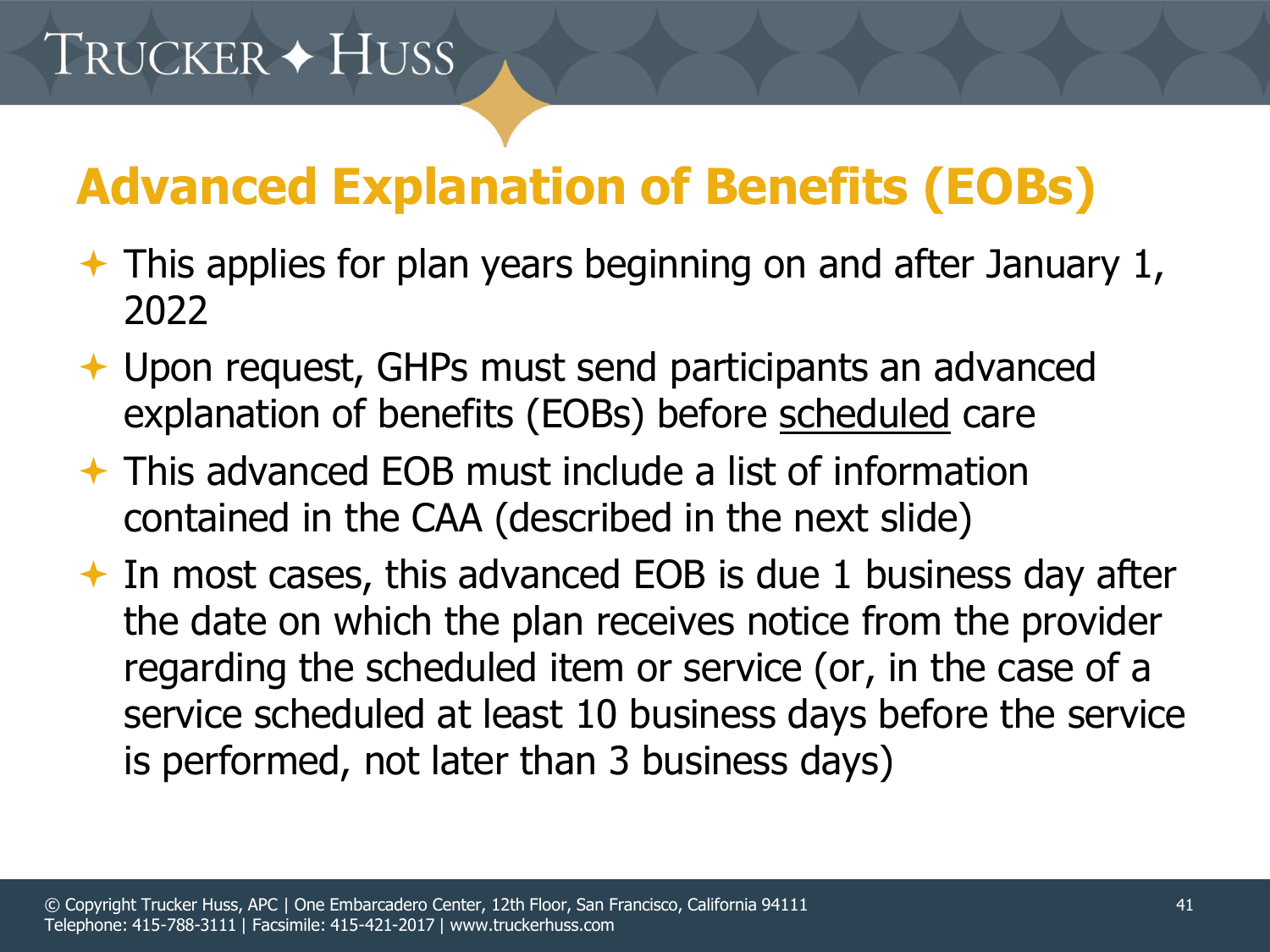# Advanced Explanation of Benefits (EOBs)

- This applies for plan years beginning on and after January 1, 2022
- Upon request, GHPs must send participants an advanced explanation of benefits (EOBs) before <u>scheduled</u> care
- This advanced EOB must include a list of information contained in the CAA (described in the next slide)
- In most cases, this advanced EOB is due 1 business day after the date on which the plan receives notice from the provider regarding the scheduled item or service (or, in the case of a service scheduled at least 10 business days before the service is performed, not later than 3 business days)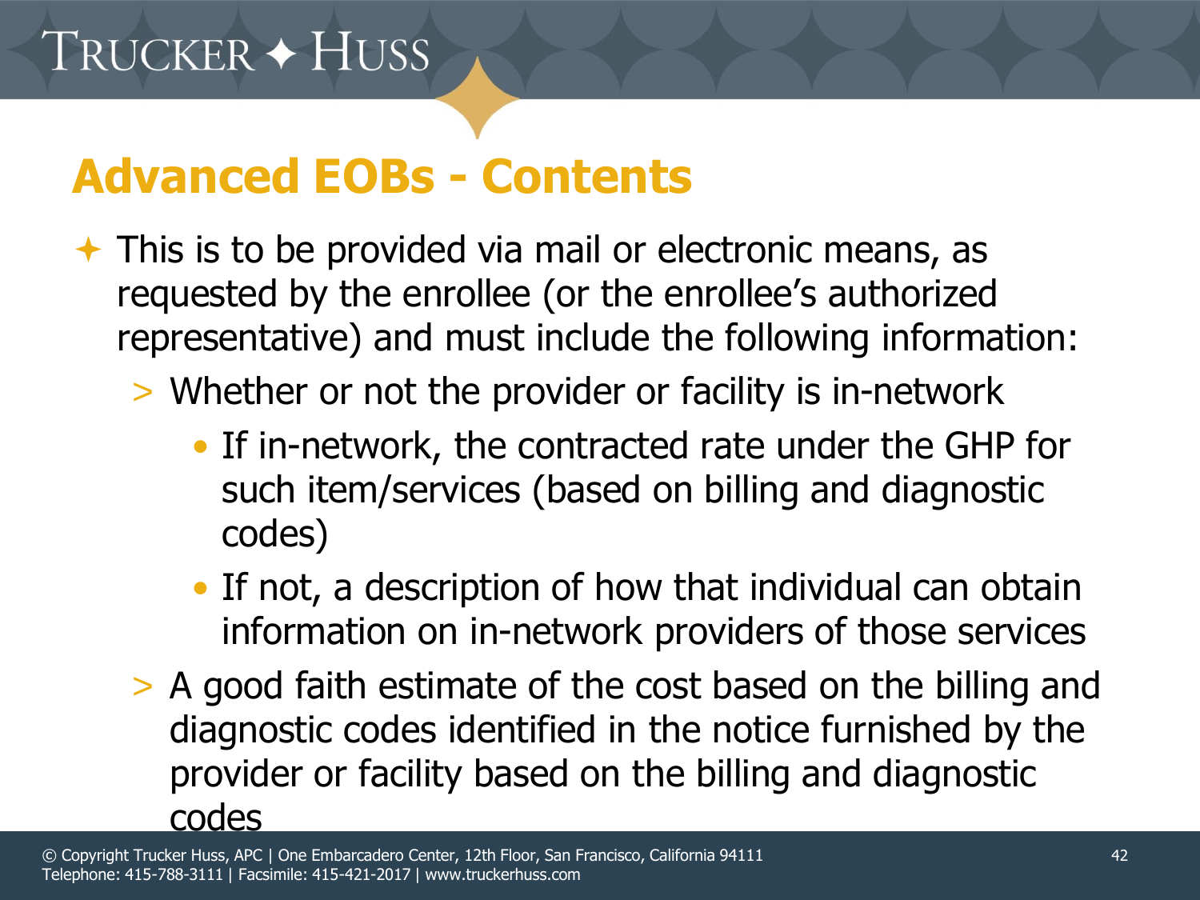# Advanced EOBs - Contents

- This is to be provided via mail or electronic means, as requested by the enrollee (or the enrollee's authorized representative) and must include the following information:
  - Whether or not the provider or facility is in-network
    - If in-network, the contracted rate under the GHP for such item/services (based on billing and diagnostic codes)
    - If not, a description of how that individual can obtain information on in-network providers of those services
  - A good faith estimate of the cost based on the billing and diagnostic codes identified in the notice furnished by the provider or facility based on the billing and diagnostic codes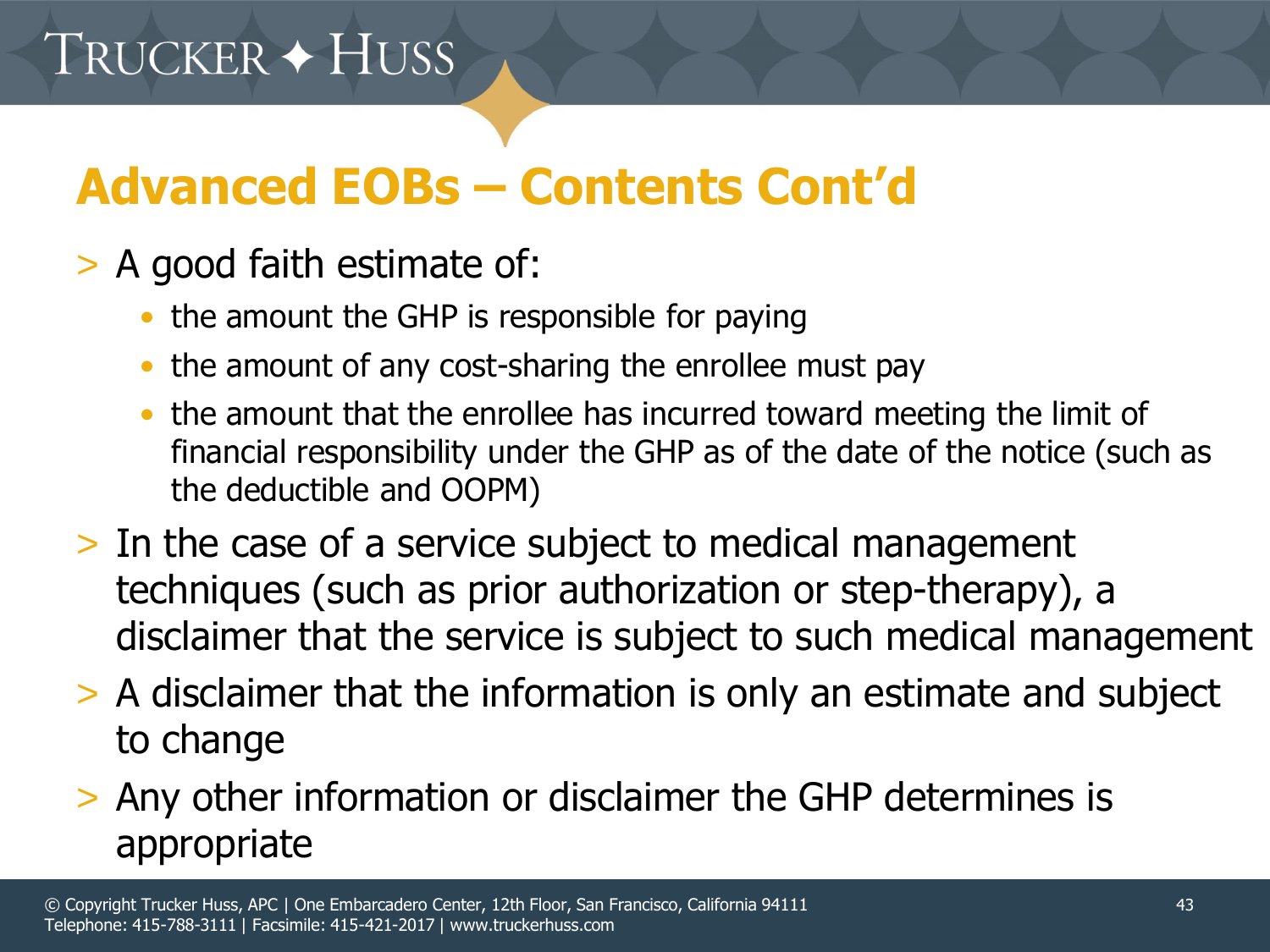## Advanced EOBs – Contents Cont'd

- A good faith estimate of:
  - the amount the GHP is responsible for paying
  - the amount of any cost-sharing the enrollee must pay
  - the amount that the enrollee has incurred toward meeting the limit of financial responsibility under the GHP as of the date of the notice (such as the deductible and OOPM)
- In the case of a service subject to medical management techniques (such as prior authorization or step-therapy), a disclaimer that the service is subject to such medical management
- A disclaimer that the information is only an estimate and subject to change
- Any other information or disclaimer the GHP determines is appropriate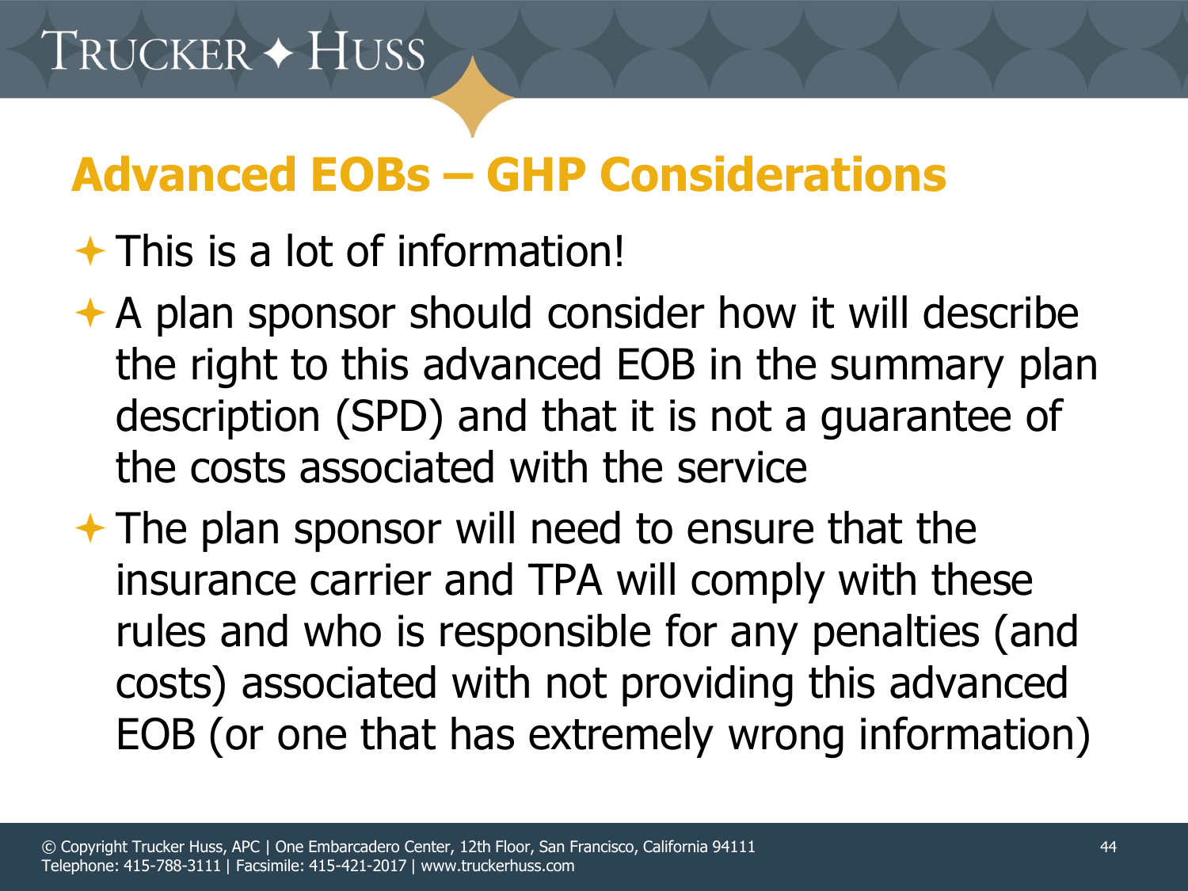## Advanced EOBs – GHP Considerations

- This is a lot of information!
- A plan sponsor should consider how it will describe the right to this advanced EOB in the summary plan description (SPD) and that it is not a guarantee of the costs associated with the service
- The plan sponsor will need to ensure that the insurance carrier and TPA will comply with these rules and who is responsible for any penalties (and costs) associated with not providing this advanced EOB (or one that has extremely wrong information)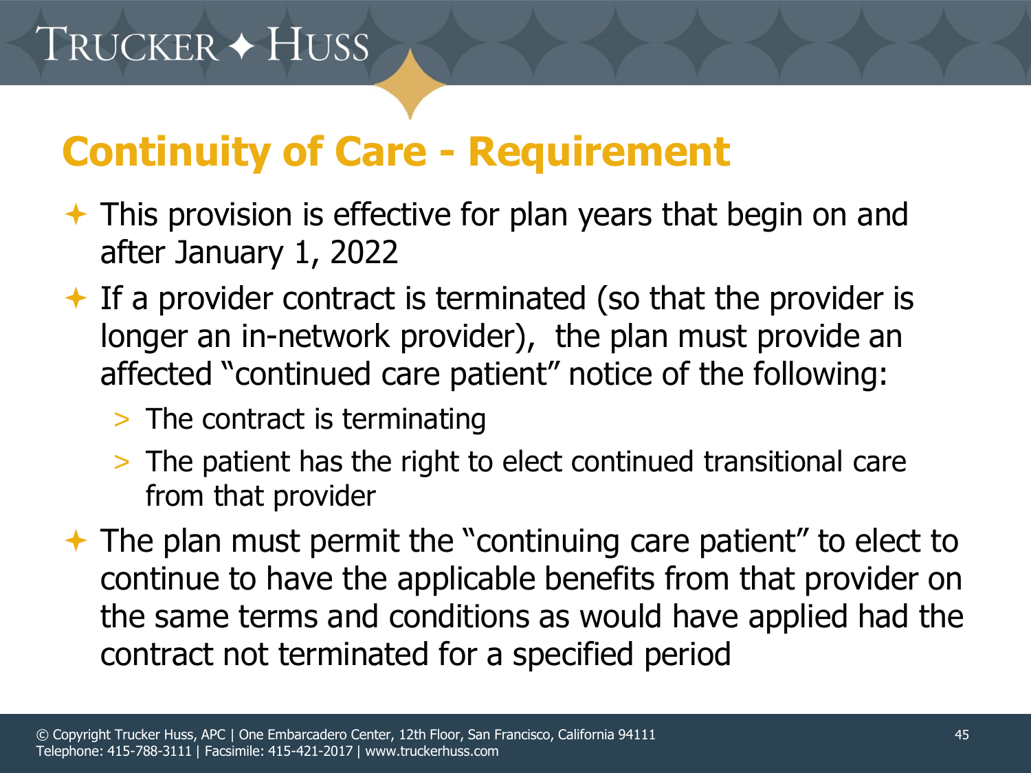# Continuity of Care - Requirement

- This provision is effective for plan years that begin on and after January 1, 2022
- If a provider contract is terminated (so that the provider is longer an in-network provider), the plan must provide an affected "continued care patient" notice of the following:
  - The contract is terminating
  - The patient has the right to elect continued transitional care from that provider
- The plan must permit the "continuing care patient" to elect to continue to have the applicable benefits from that provider on the same terms and conditions as would have applied had the contract not terminated for a specified period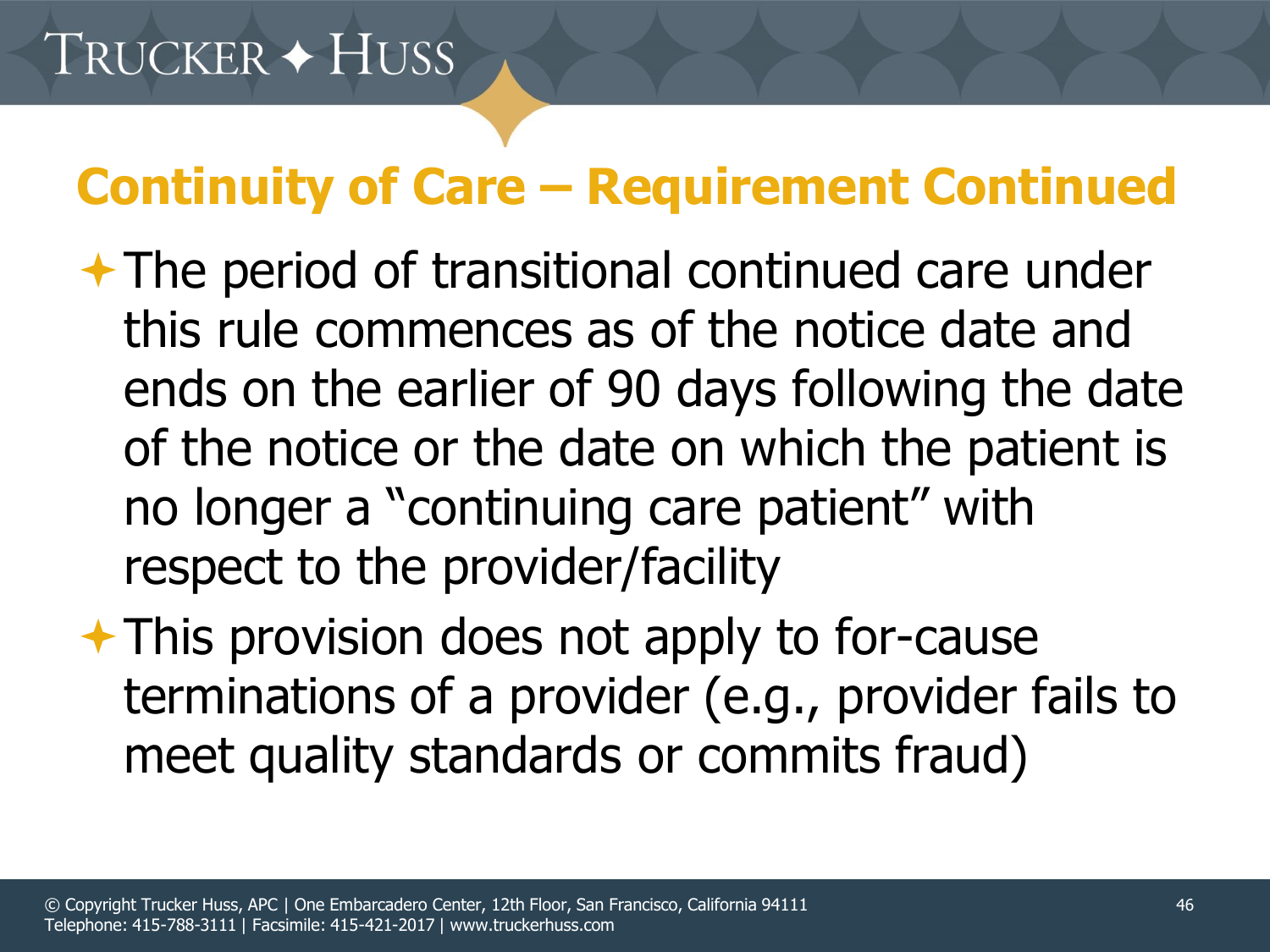## Continuity of Care – Requirement Continued

- The period of transitional continued care under this rule commences as of the notice date and ends on the earlier of 90 days following the date of the notice or the date on which the patient is no longer a "continuing care patient" with respect to the provider/facility
- This provision does not apply to for-cause terminations of a provider (e.g., provider fails to meet quality standards or commits fraud)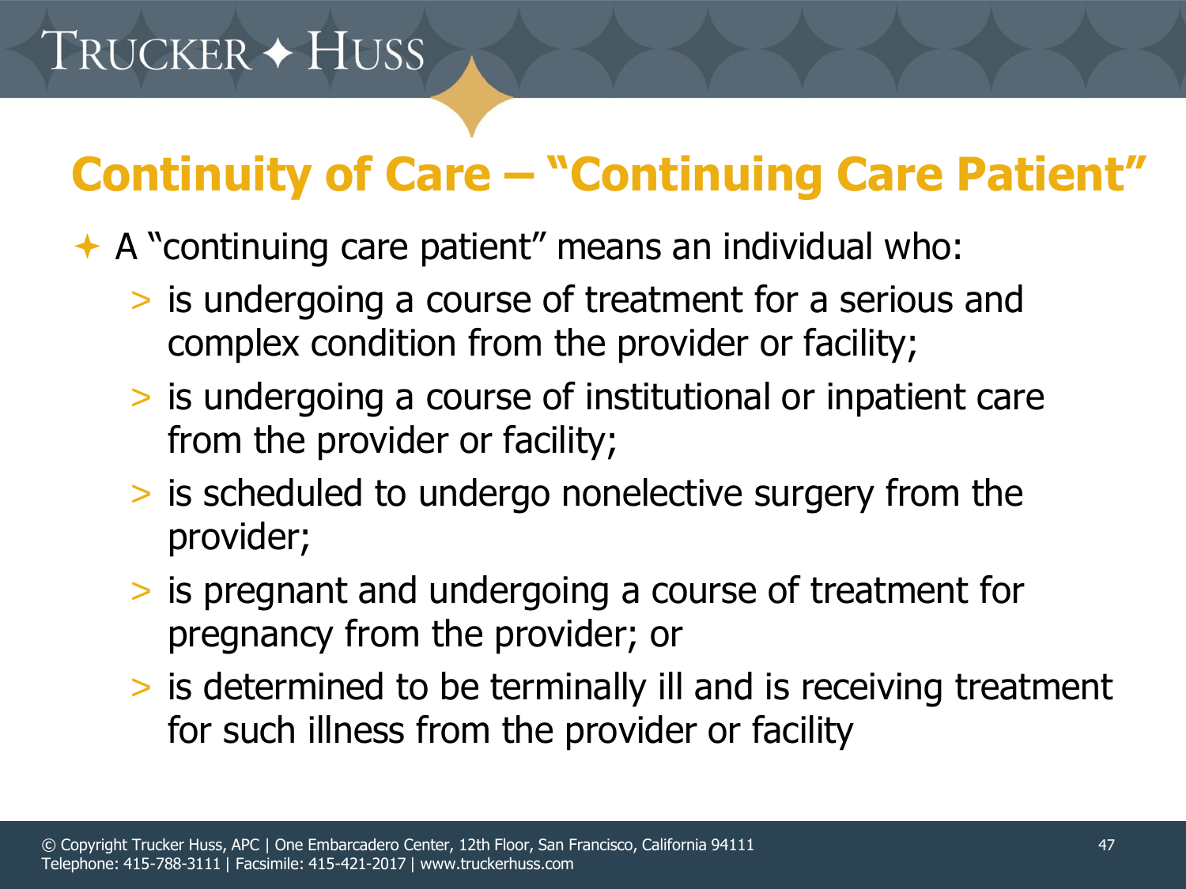# Continuity of Care – "Continuing Care Patient"

- A "continuing care patient" means an individual who:
  - is undergoing a course of treatment for a serious and complex condition from the provider or facility;
  - is undergoing a course of institutional or inpatient care from the provider or facility;
  - is scheduled to undergo nonelective surgery from the provider;
  - is pregnant and undergoing a course of treatment for pregnancy from the provider; or
  - is determined to be terminally ill and is receiving treatment for such illness from the provider or facility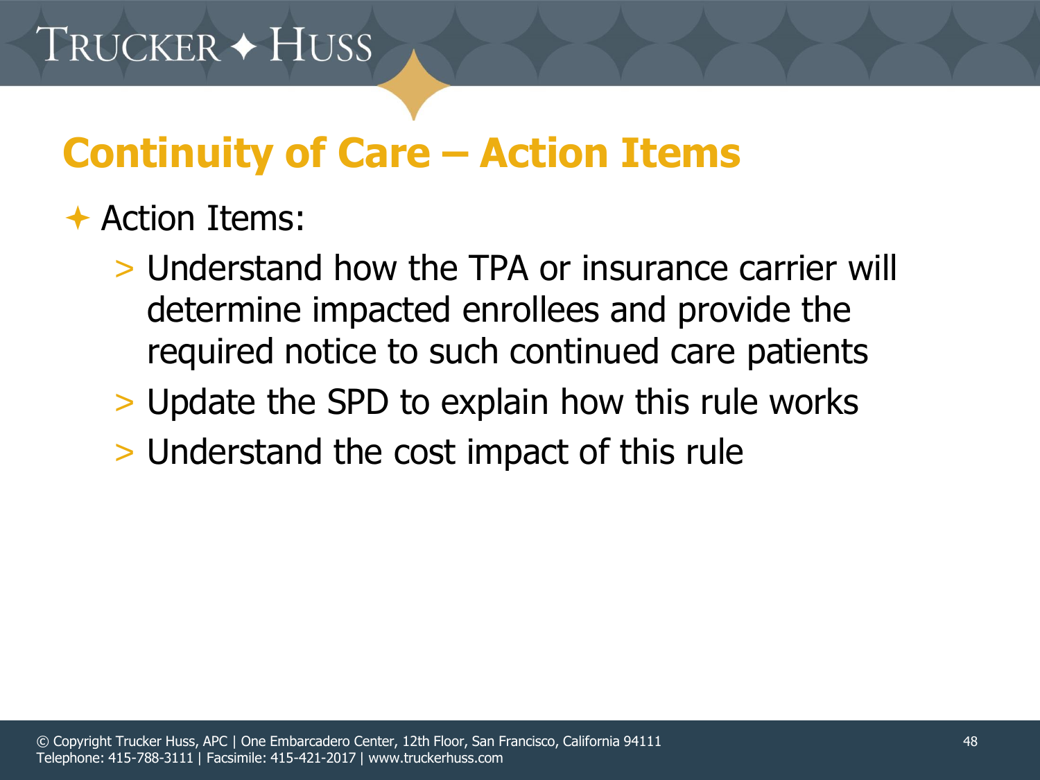# Continuity of Care – Action Items

- Action Items:
  - Understand how the TPA or insurance carrier will determine impacted enrollees and provide the required notice to such continued care patients
  - Update the SPD to explain how this rule works
  - Understand the cost impact of this rule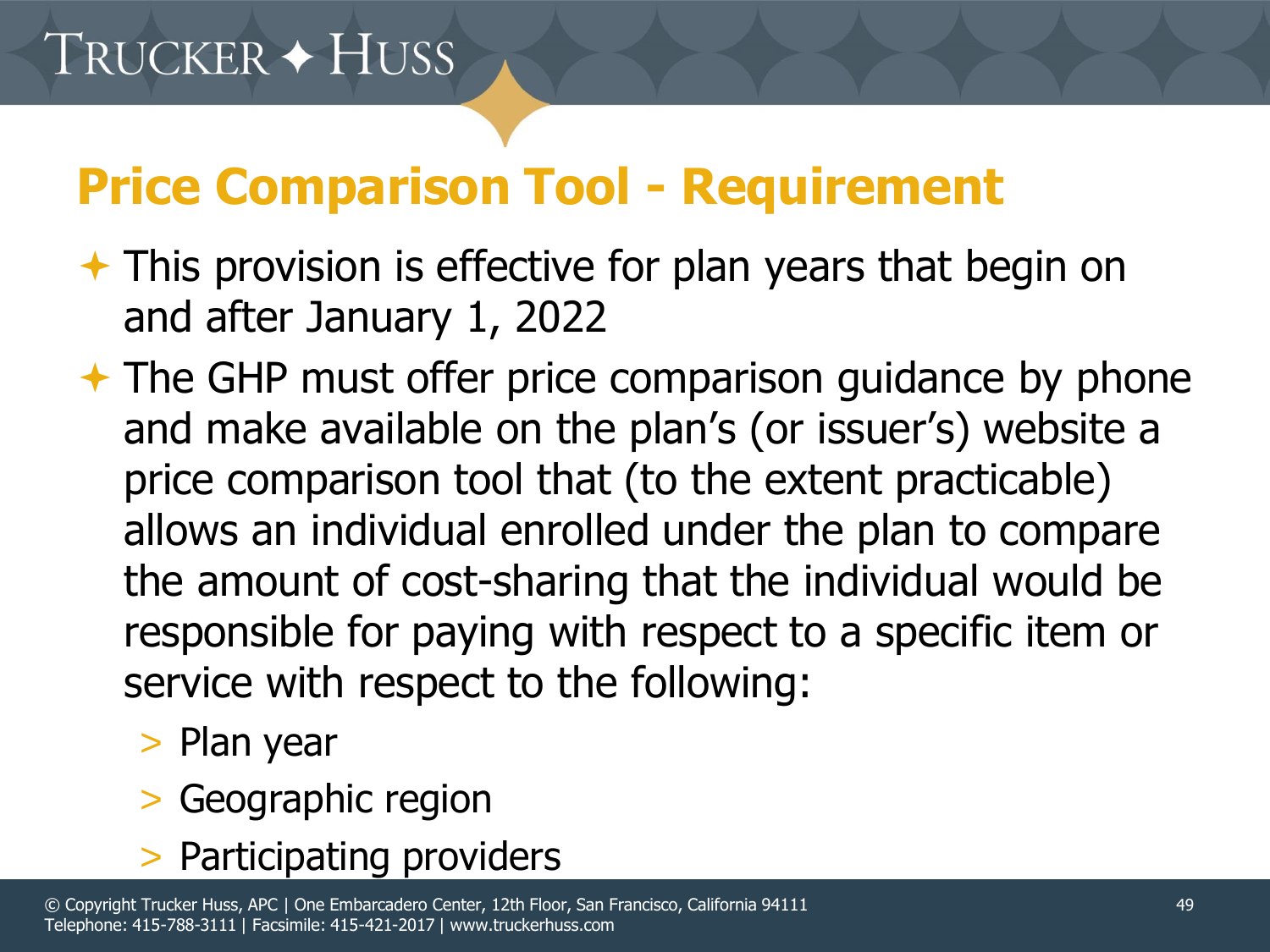## Price Comparison Tool - Requirement

- This provision is effective for plan years that begin on and after January 1, 2022
- The GHP must offer price comparison guidance by phone and make available on the plan's (or issuer's) website a price comparison tool that (to the extent practicable) allows an individual enrolled under the plan to compare the amount of cost-sharing that the individual would be responsible for paying with respect to a specific item or service with respect to the following:
  - Plan year
  - Geographic region
  - Participating providers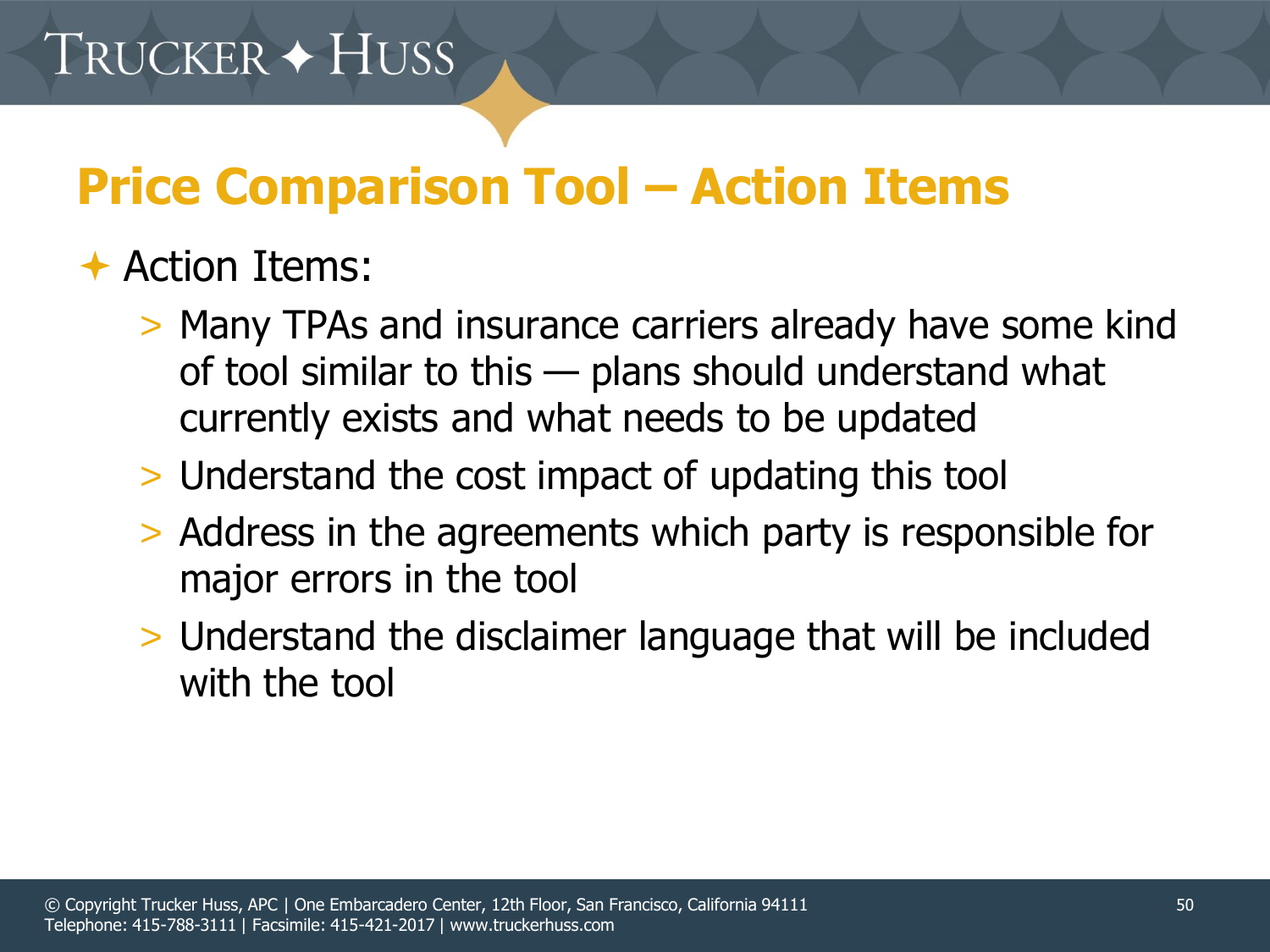# Price Comparison Tool – Action Items

- Action Items:
  - Many TPAs and insurance carriers already have some kind of tool similar to this — plans should understand what currently exists and what needs to be updated
  - Understand the cost impact of updating this tool
  - Address in the agreements which party is responsible for major errors in the tool
  - Understand the disclaimer language that will be included with the tool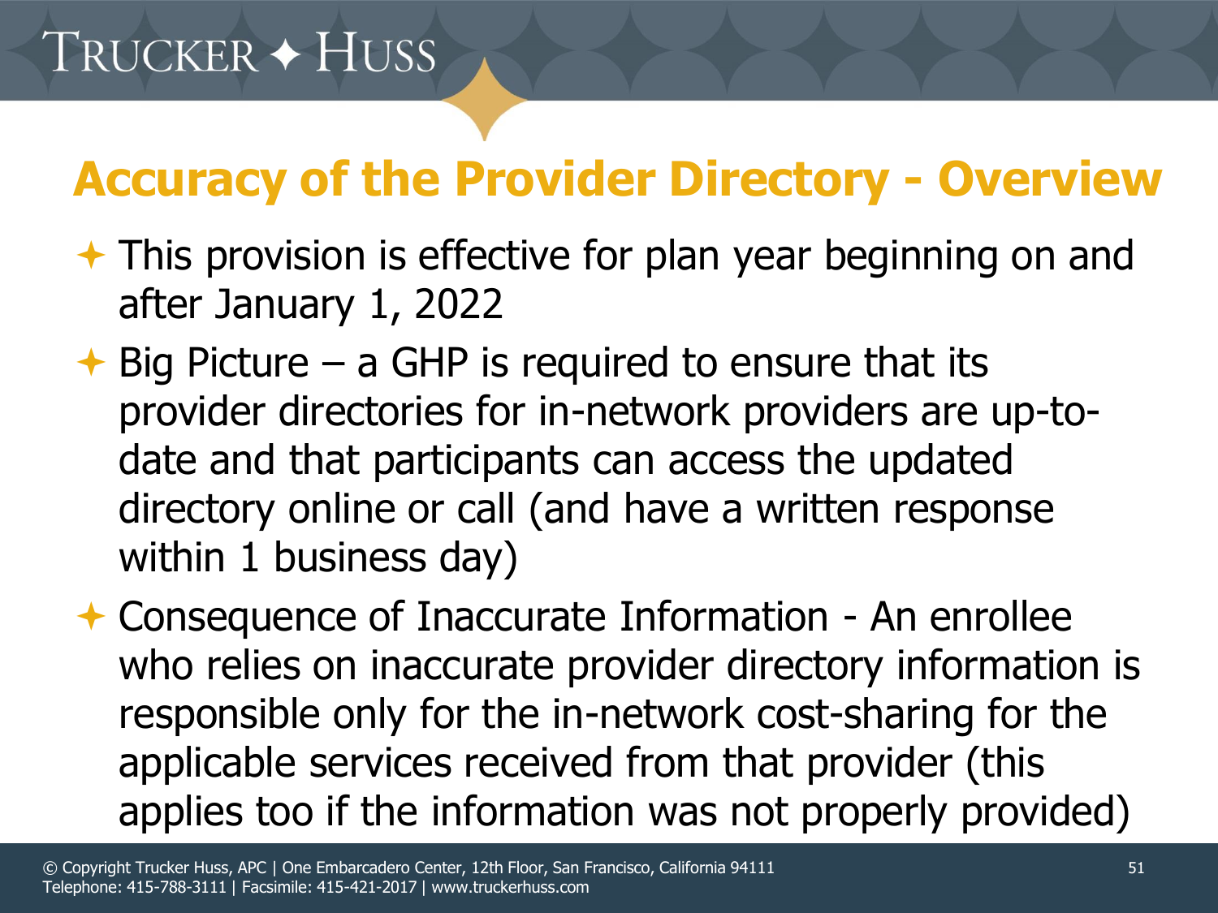## Accuracy of the Provider Directory - Overview

- This provision is effective for plan year beginning on and after January 1, 2022
- Big Picture – a GHP is required to ensure that its provider directories for in-network providers are up-to-date and that participants can access the updated directory online or call (and have a written response within 1 business day)
- Consequence of Inaccurate Information - An enrollee who relies on inaccurate provider directory information is responsible only for the in-network cost-sharing for the applicable services received from that provider (this applies too if the information was not properly provided)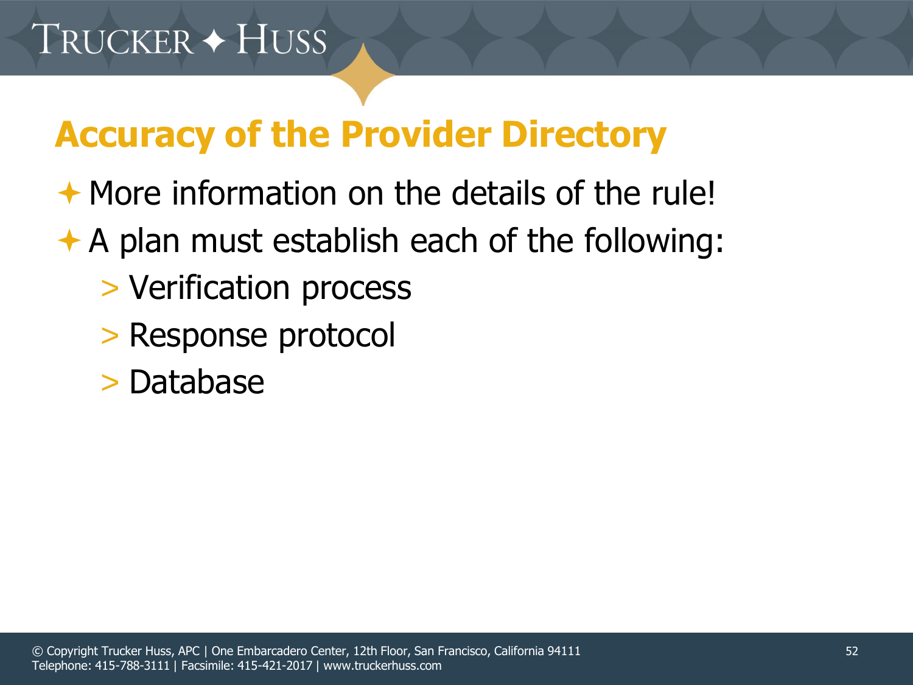## Accuracy of the Provider Directory

- More information on the details of the rule!
- A plan must establish each of the following:
  - Verification process
  - Response protocol
  - Database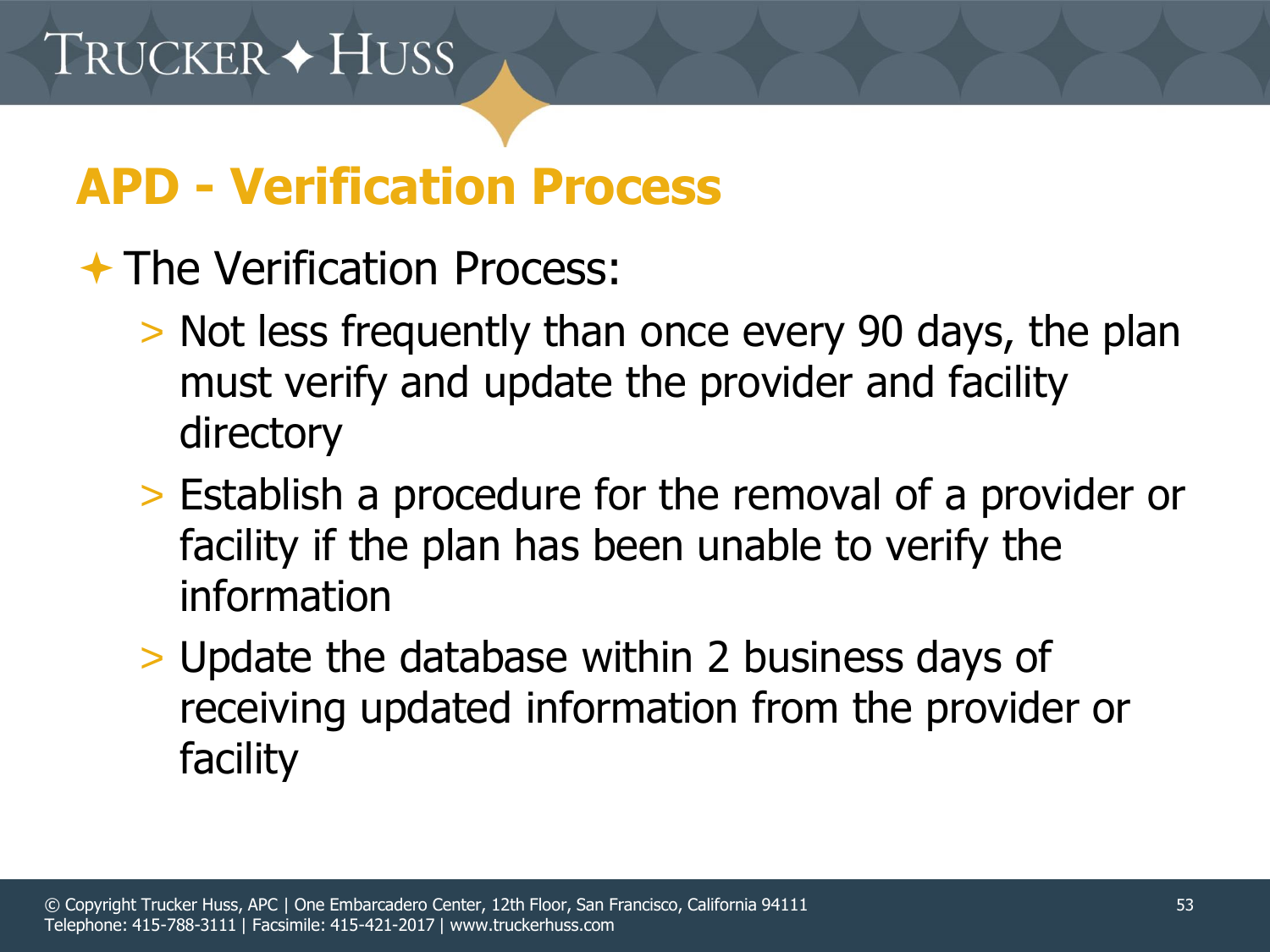## APD - Verification Process

- The Verification Process:
  - Not less frequently than once every 90 days, the plan must verify and update the provider and facility directory
  - Establish a procedure for the removal of a provider or facility if the plan has been unable to verify the information
  - Update the database within 2 business days of receiving updated information from the provider or facility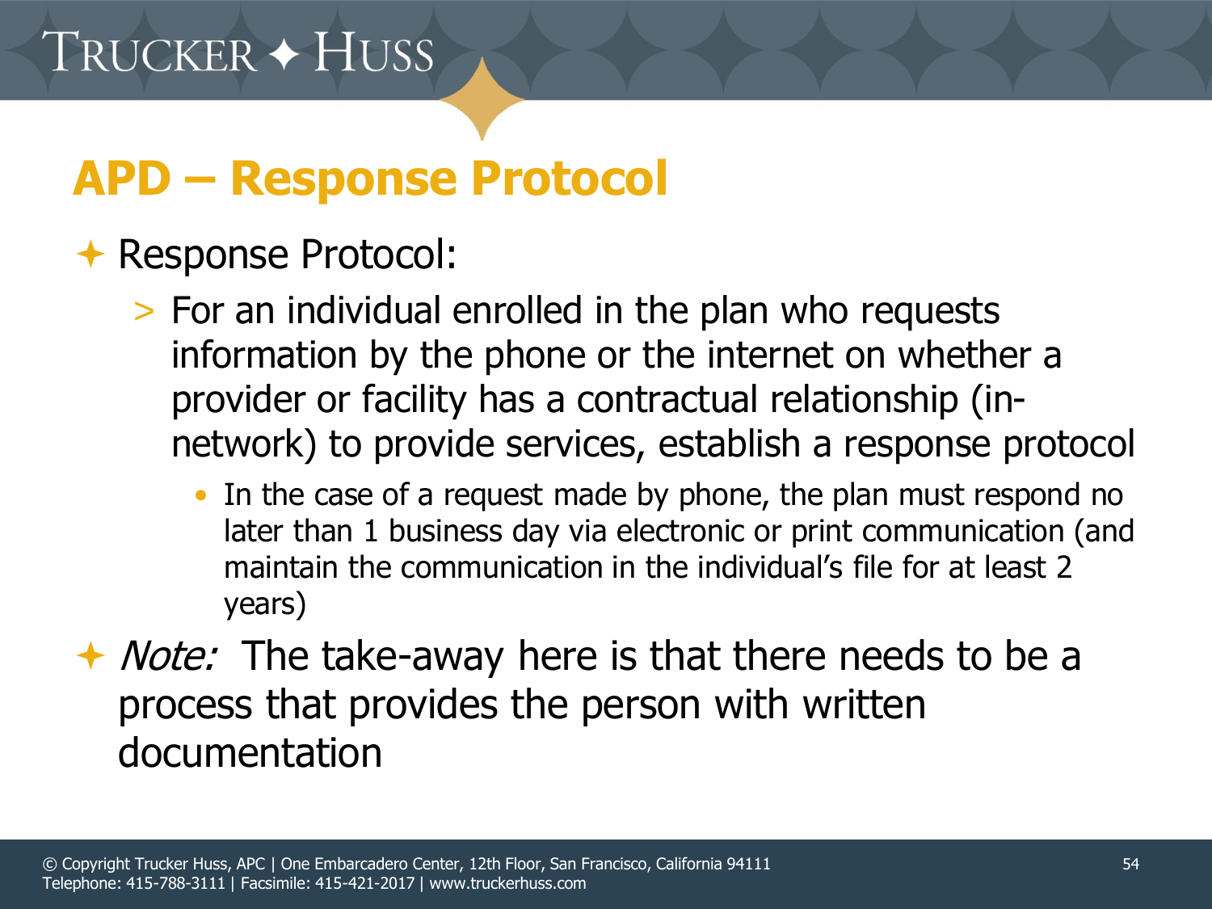## APD – Response Protocol

- Response Protocol:
  - For an individual enrolled in the plan who requests information by the phone or the internet on whether a provider or facility has a contractual relationship (in-network) to provide services, establish a response protocol
    - In the case of a request made by phone, the plan must respond no later than 1 business day via electronic or print communication (and maintain the communication in the individual's file for at least 2 years)
- *Note:* The take-away here is that there needs to be a process that provides the person with written documentation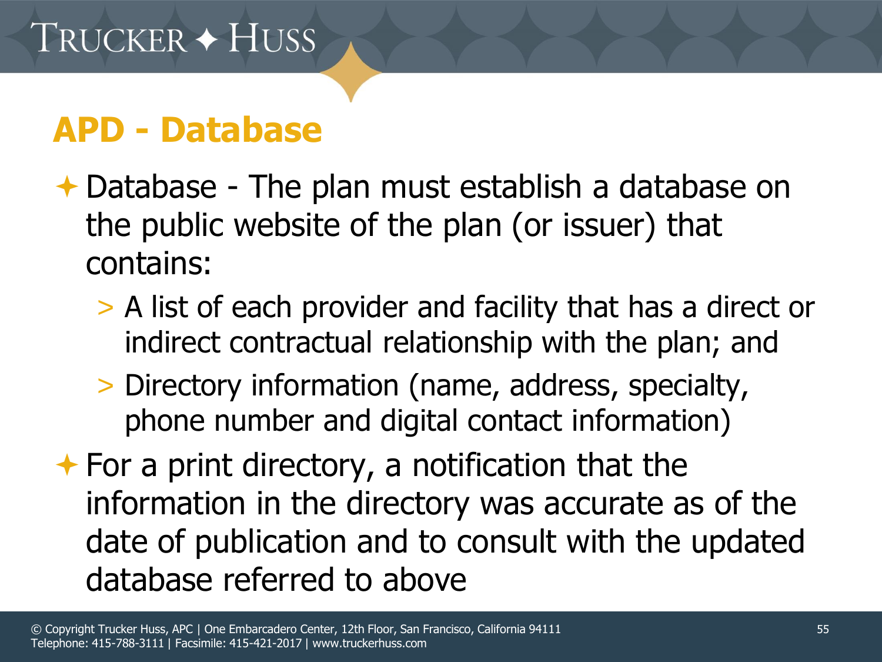## APD - Database

- Database - The plan must establish a database on the public website of the plan (or issuer) that contains:
  - A list of each provider and facility that has a direct or indirect contractual relationship with the plan; and
  - Directory information (name, address, specialty, phone number and digital contact information)
- For a print directory, a notification that the information in the directory was accurate as of the date of publication and to consult with the updated database referred to above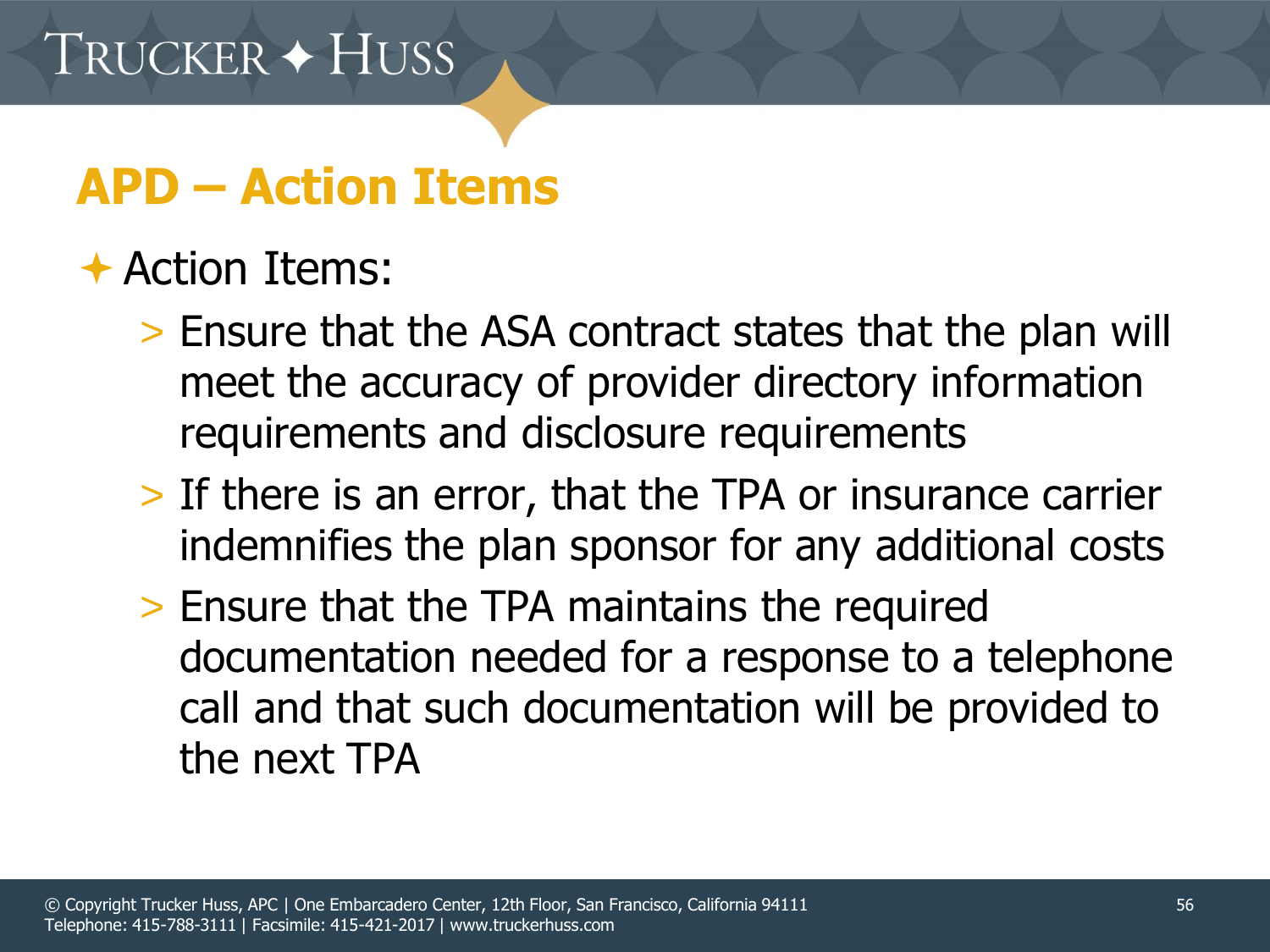# APD – Action Items

- Action Items:
  - Ensure that the ASA contract states that the plan will meet the accuracy of provider directory information requirements and disclosure requirements
  - If there is an error, that the TPA or insurance carrier indemnifies the plan sponsor for any additional costs
  - Ensure that the TPA maintains the required documentation needed for a response to a telephone call and that such documentation will be provided to the next TPA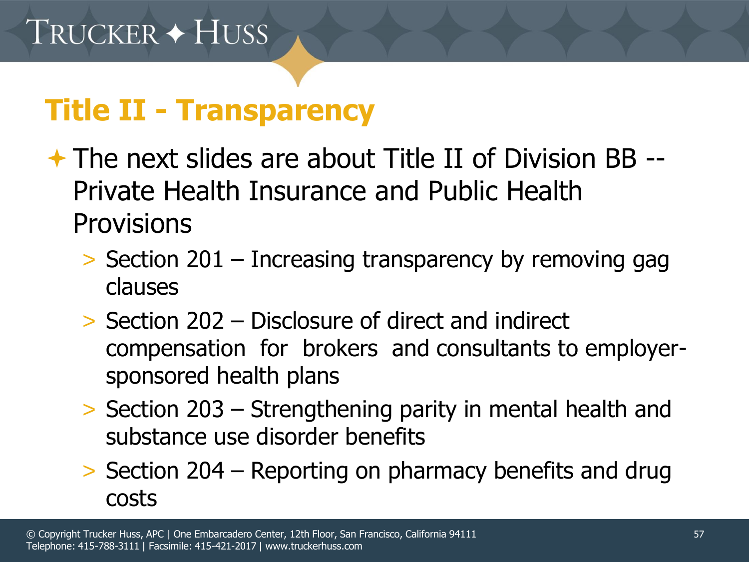# Title II - Transparency

- The next slides are about Title II of Division BB -- Private Health Insurance and Public Health Provisions
  - Section 201 – Increasing transparency by removing gag clauses
  - Section 202 – Disclosure of direct and indirect compensation for brokers and consultants to employer-sponsored health plans
  - Section 203 – Strengthening parity in mental health and substance use disorder benefits
  - Section 204 – Reporting on pharmacy benefits and drug costs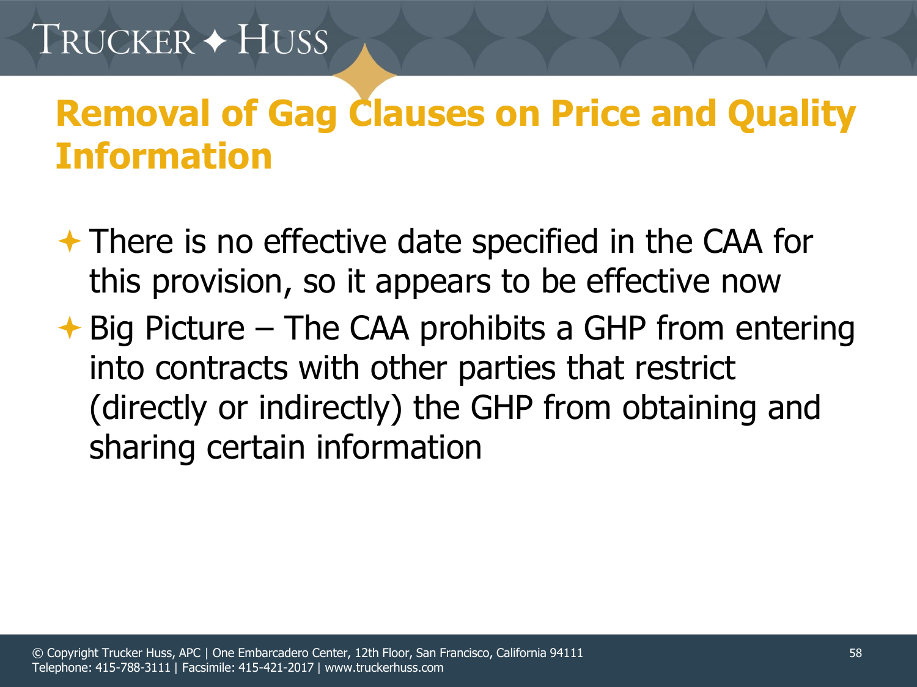## Removal of Gag Clauses on Price and Quality Information

- There is no effective date specified in the CAA for this provision, so it appears to be effective now
- Big Picture – The CAA prohibits a GHP from entering into contracts with other parties that restrict (directly or indirectly) the GHP from obtaining and sharing certain information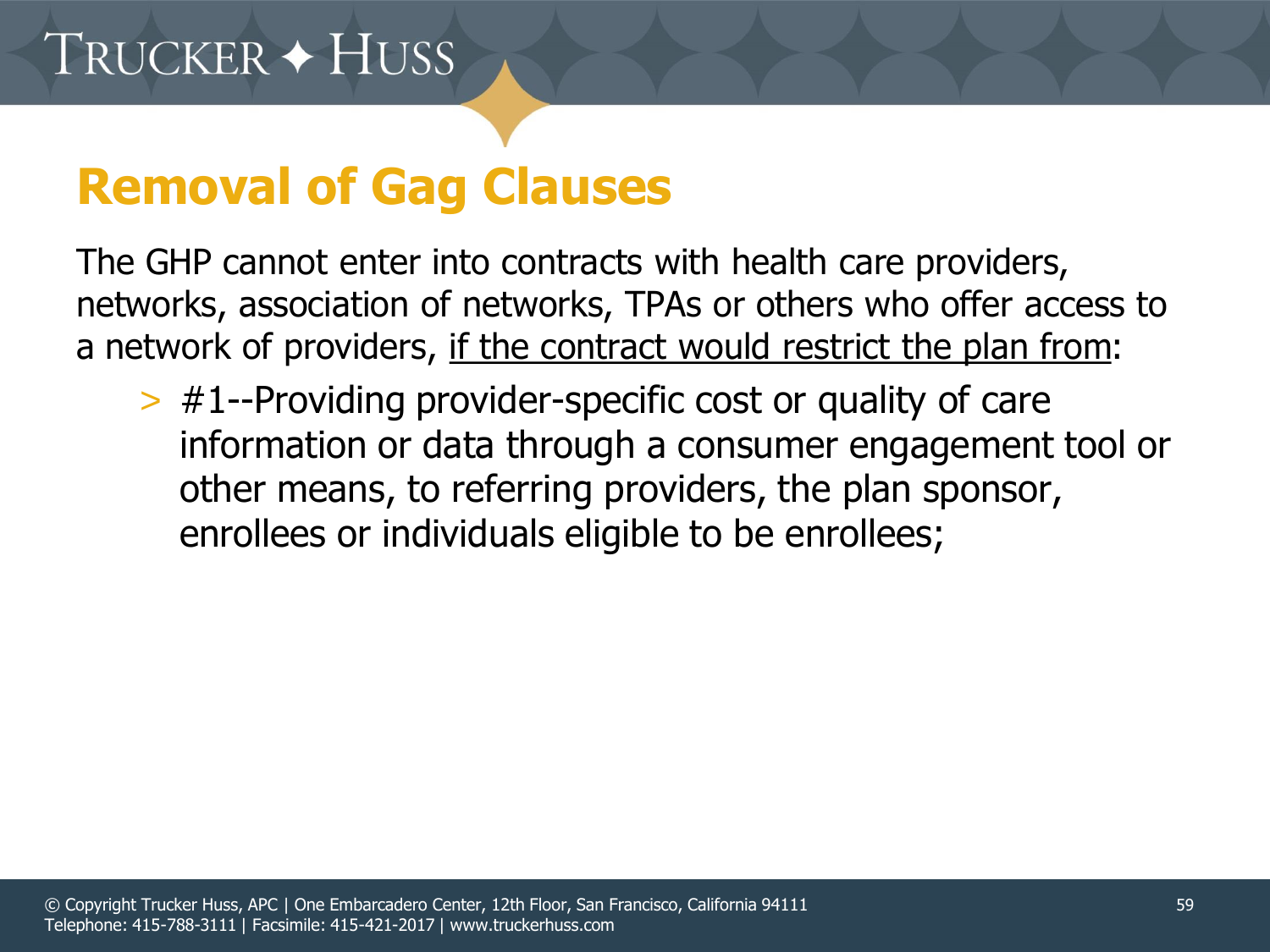# Removal of Gag Clauses

The GHP cannot enter into contracts with health care providers, networks, association of networks, TPAs or others who offer access to a network of providers, <u>if the contract would restrict the plan from</u>:

- #1--Providing provider-specific cost or quality of care information or data through a consumer engagement tool or other means, to referring providers, the plan sponsor, enrollees or individuals eligible to be enrollees;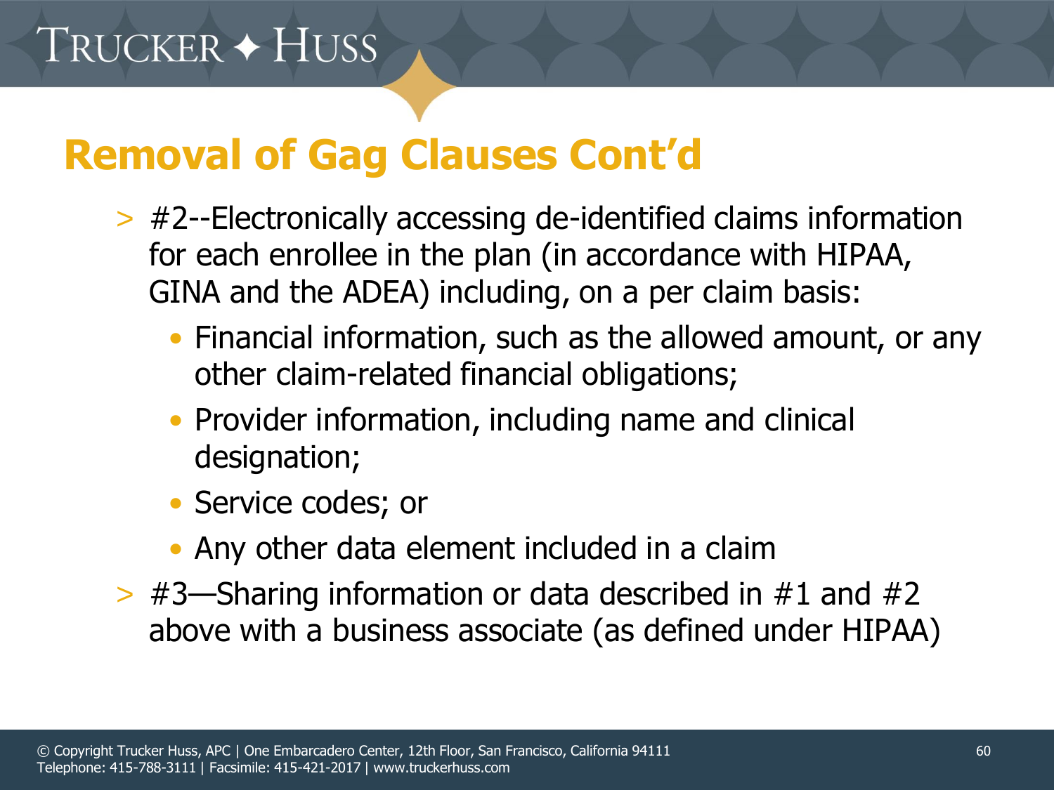## Removal of Gag Clauses Cont'd

- #2--Electronically accessing de-identified claims information for each enrollee in the plan (in accordance with HIPAA, GINA and the ADEA) including, on a per claim basis:
  - Financial information, such as the allowed amount, or any other claim-related financial obligations;
  - Provider information, including name and clinical designation;
  - Service codes; or
  - Any other data element included in a claim
- #3—Sharing information or data described in #1 and #2 above with a business associate (as defined under HIPAA)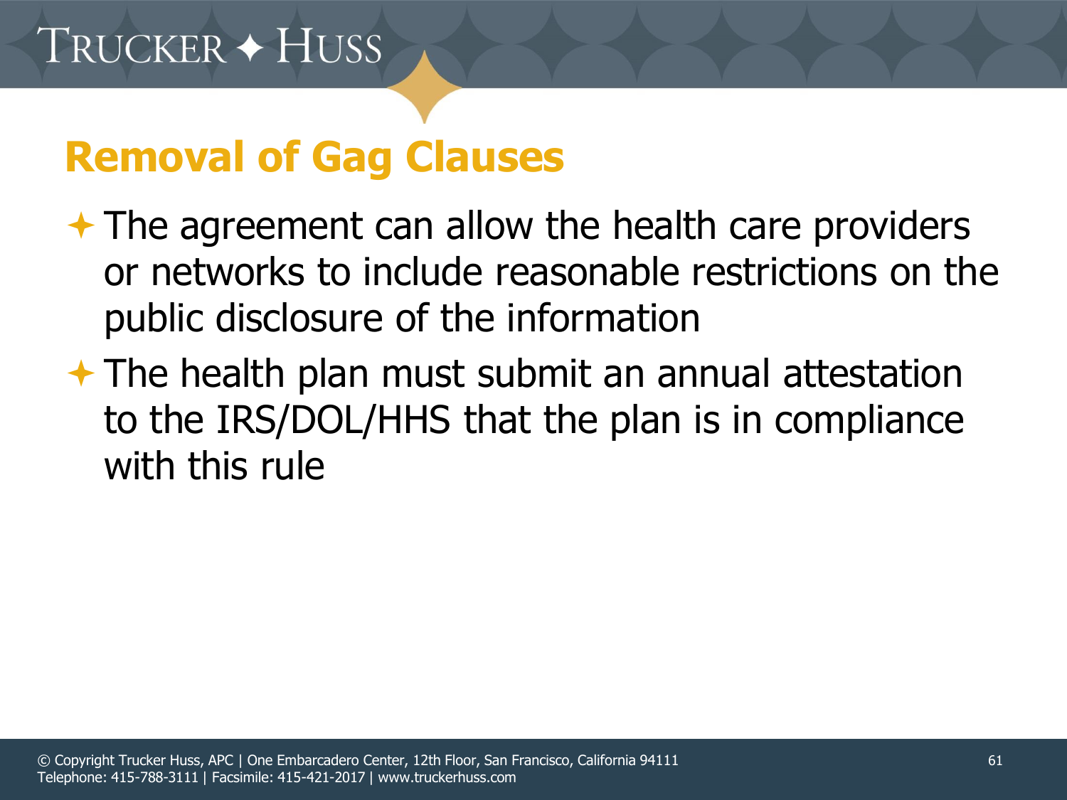## Removal of Gag Clauses

- The agreement can allow the health care providers or networks to include reasonable restrictions on the public disclosure of the information
- The health plan must submit an annual attestation to the IRS/DOL/HHS that the plan is in compliance with this rule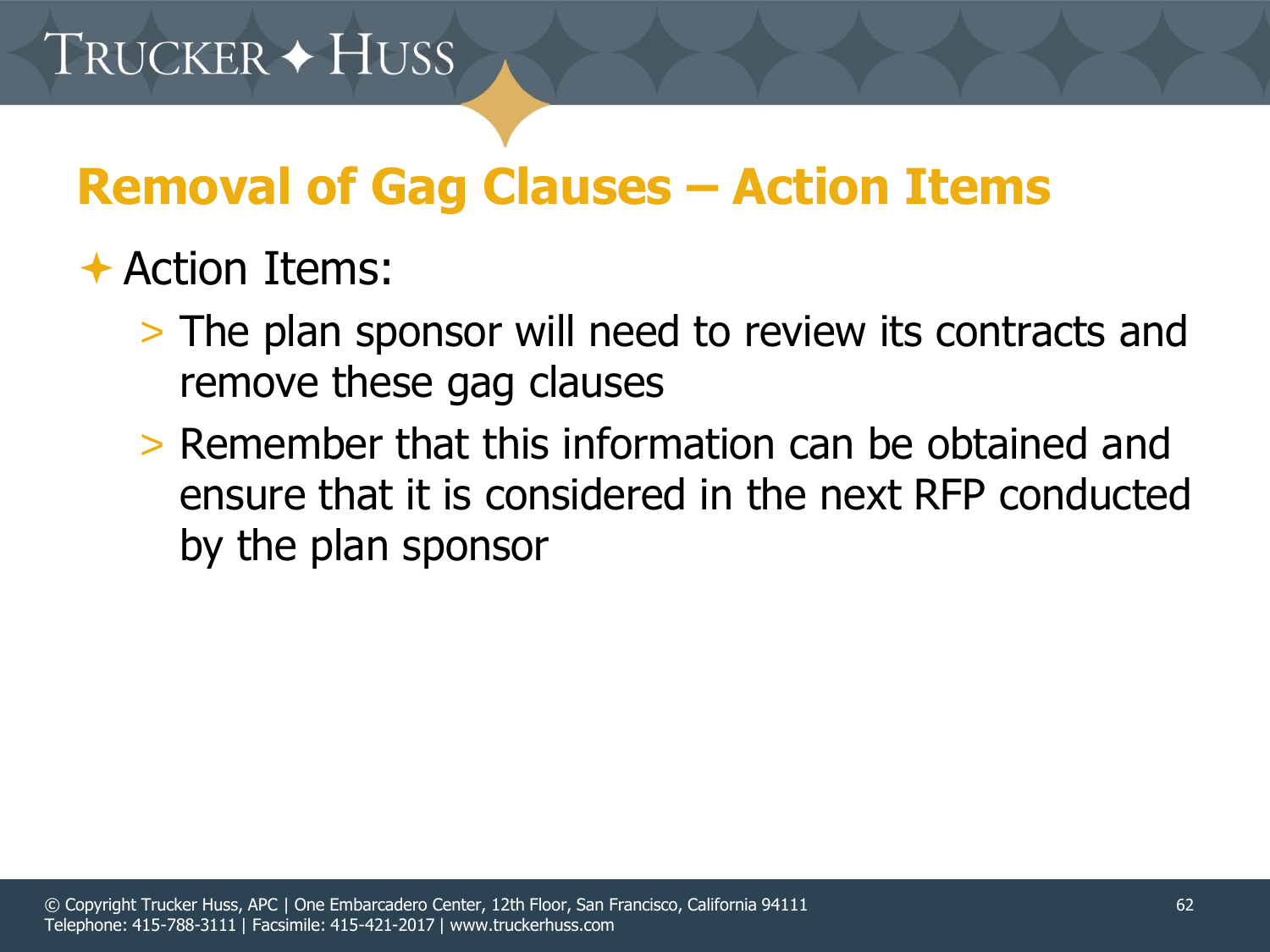# Removal of Gag Clauses – Action Items

- Action Items:
  - The plan sponsor will need to review its contracts and remove these gag clauses
  - Remember that this information can be obtained and ensure that it is considered in the next RFP conducted by the plan sponsor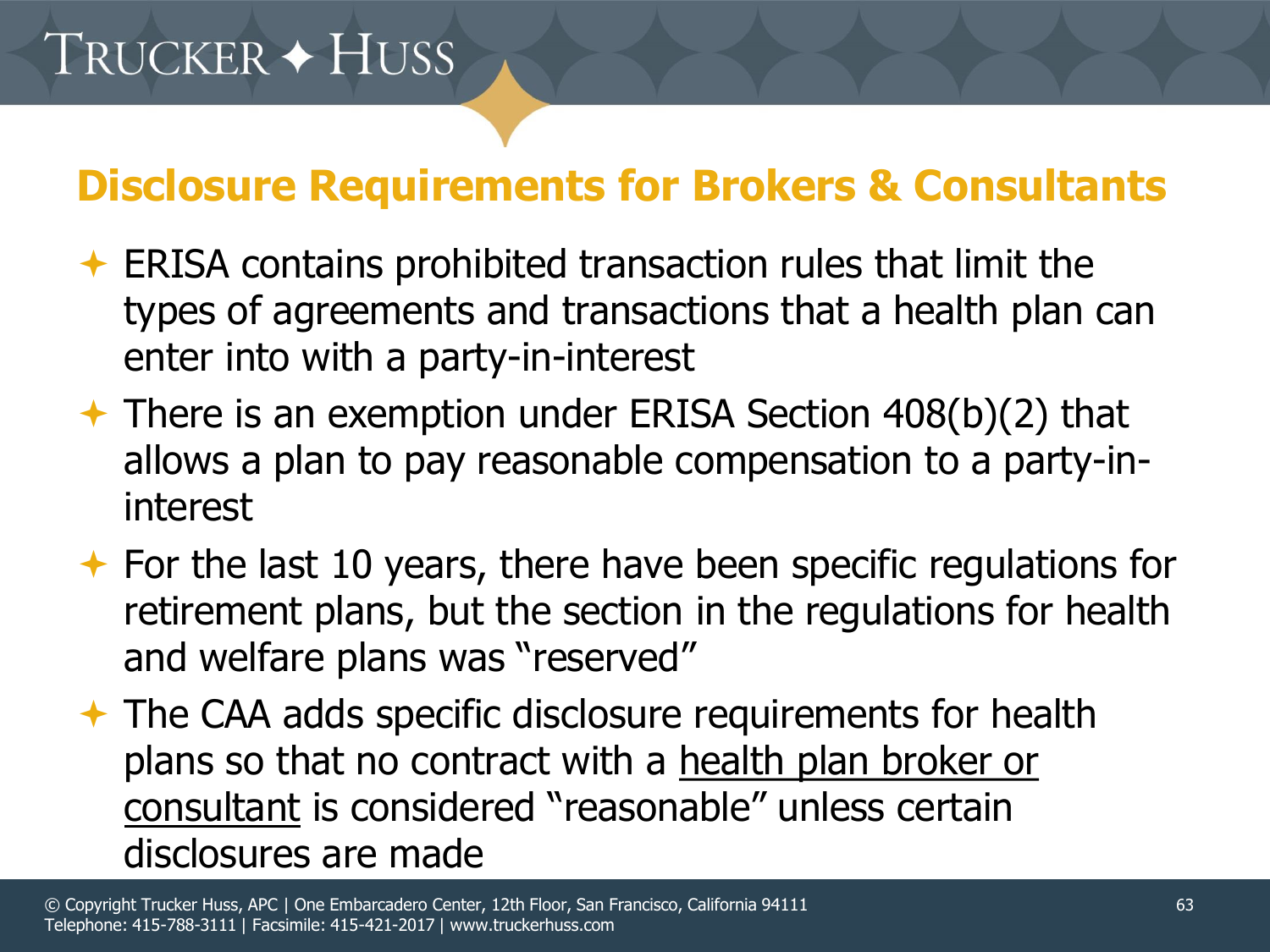## Disclosure Requirements for Brokers & Consultants

- ERISA contains prohibited transaction rules that limit the types of agreements and transactions that a health plan can enter into with a party-in-interest
- There is an exemption under ERISA Section 408(b)(2) that allows a plan to pay reasonable compensation to a party-in-interest
- For the last 10 years, there have been specific regulations for retirement plans, but the section in the regulations for health and welfare plans was "reserved"
- The CAA adds specific disclosure requirements for health plans so that no contract with a health plan broker or consultant is considered "reasonable" unless certain disclosures are made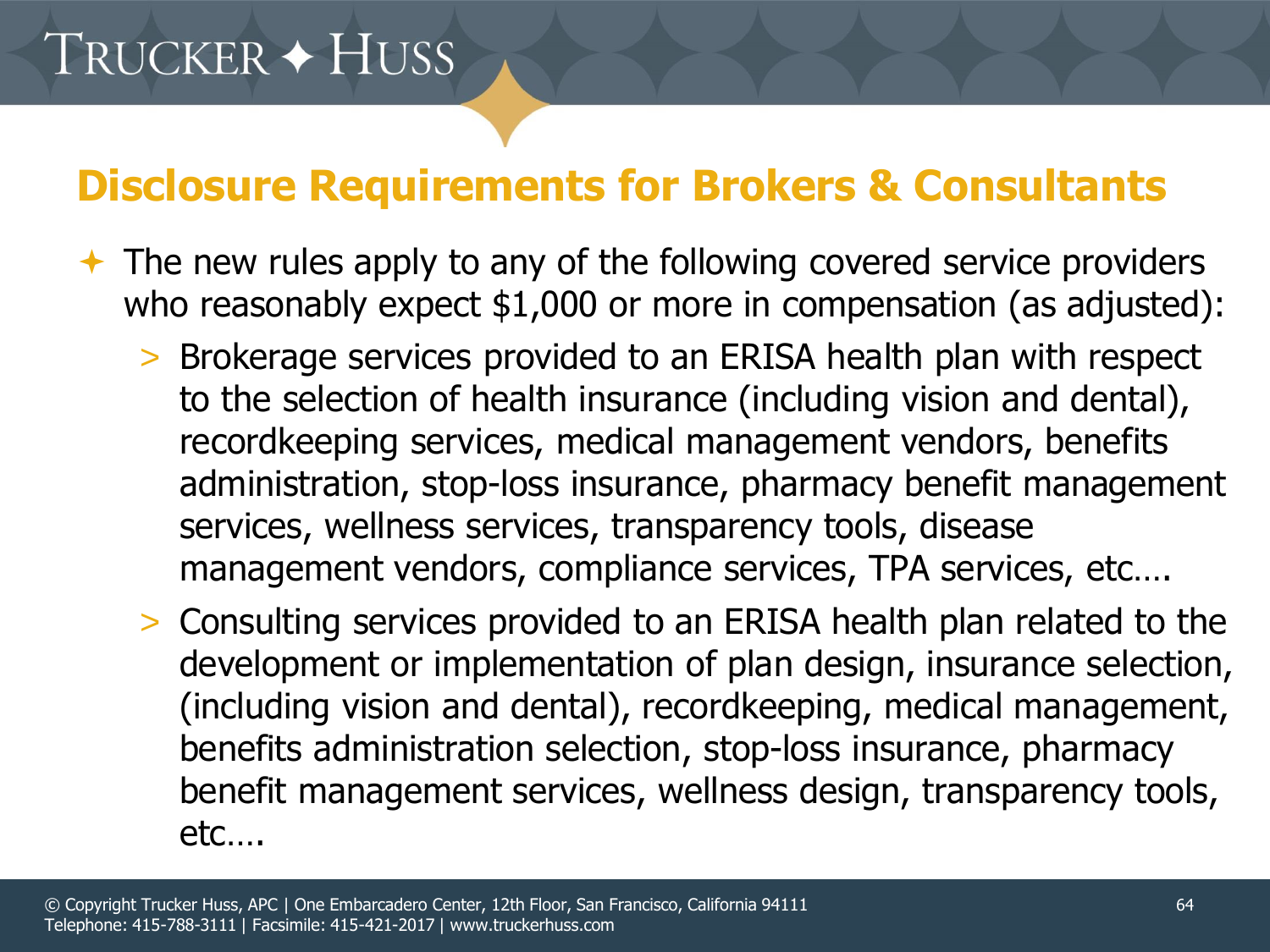## Disclosure Requirements for Brokers & Consultants

- The new rules apply to any of the following covered service providers who reasonably expect $1,000 or more in compensation (as adjusted):
  - Brokerage services provided to an ERISA health plan with respect to the selection of health insurance (including vision and dental), recordkeeping services, medical management vendors, benefits administration, stop-loss insurance, pharmacy benefit management services, wellness services, transparency tools, disease management vendors, compliance services, TPA services, etc….
  - Consulting services provided to an ERISA health plan related to the development or implementation of plan design, insurance selection, (including vision and dental), recordkeeping, medical management, benefits administration selection, stop-loss insurance, pharmacy benefit management services, wellness design, transparency tools, etc….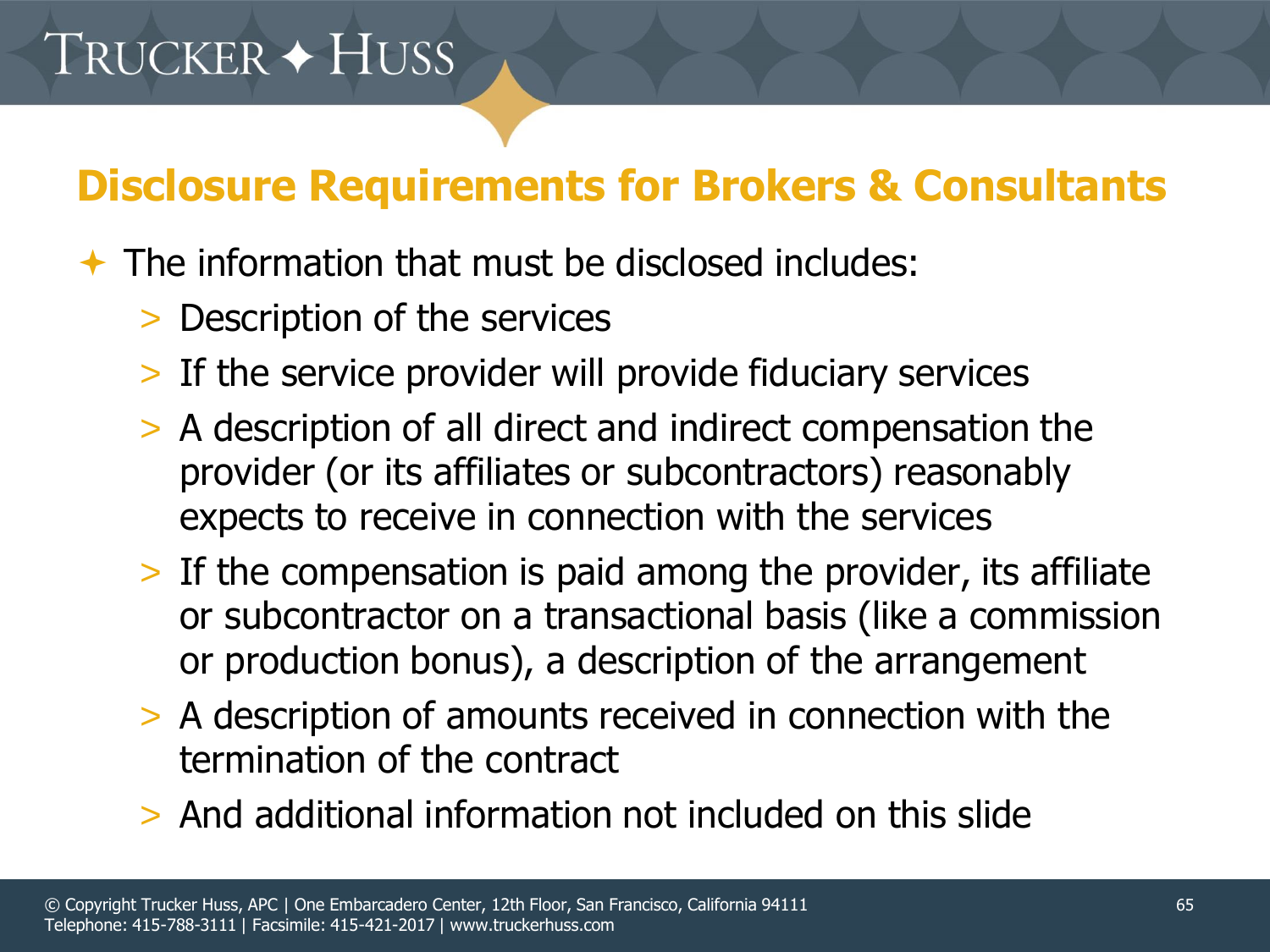## Disclosure Requirements for Brokers & Consultants

- The information that must be disclosed includes:
  - Description of the services
  - If the service provider will provide fiduciary services
  - A description of all direct and indirect compensation the provider (or its affiliates or subcontractors) reasonably expects to receive in connection with the services
  - If the compensation is paid among the provider, its affiliate or subcontractor on a transactional basis (like a commission or production bonus), a description of the arrangement
  - A description of amounts received in connection with the termination of the contract
  - And additional information not included on this slide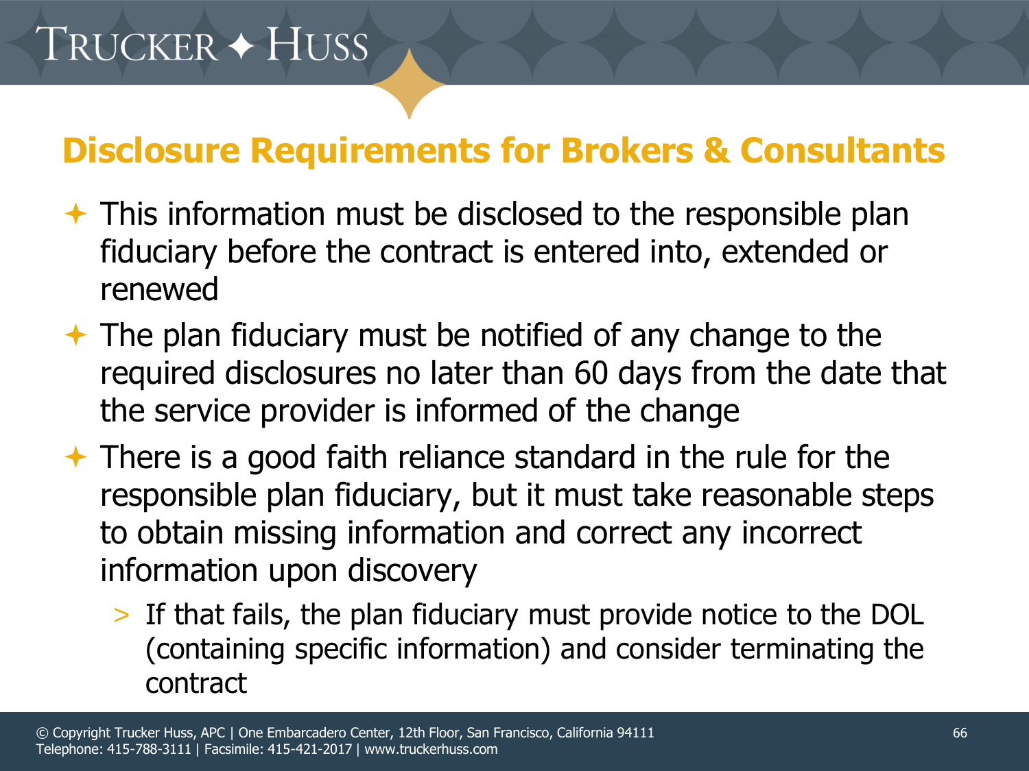## Disclosure Requirements for Brokers & Consultants

- This information must be disclosed to the responsible plan fiduciary before the contract is entered into, extended or renewed
- The plan fiduciary must be notified of any change to the required disclosures no later than 60 days from the date that the service provider is informed of the change
- There is a good faith reliance standard in the rule for the responsible plan fiduciary, but it must take reasonable steps to obtain missing information and correct any incorrect information upon discovery
  - If that fails, the plan fiduciary must provide notice to the DOL (containing specific information) and consider terminating the contract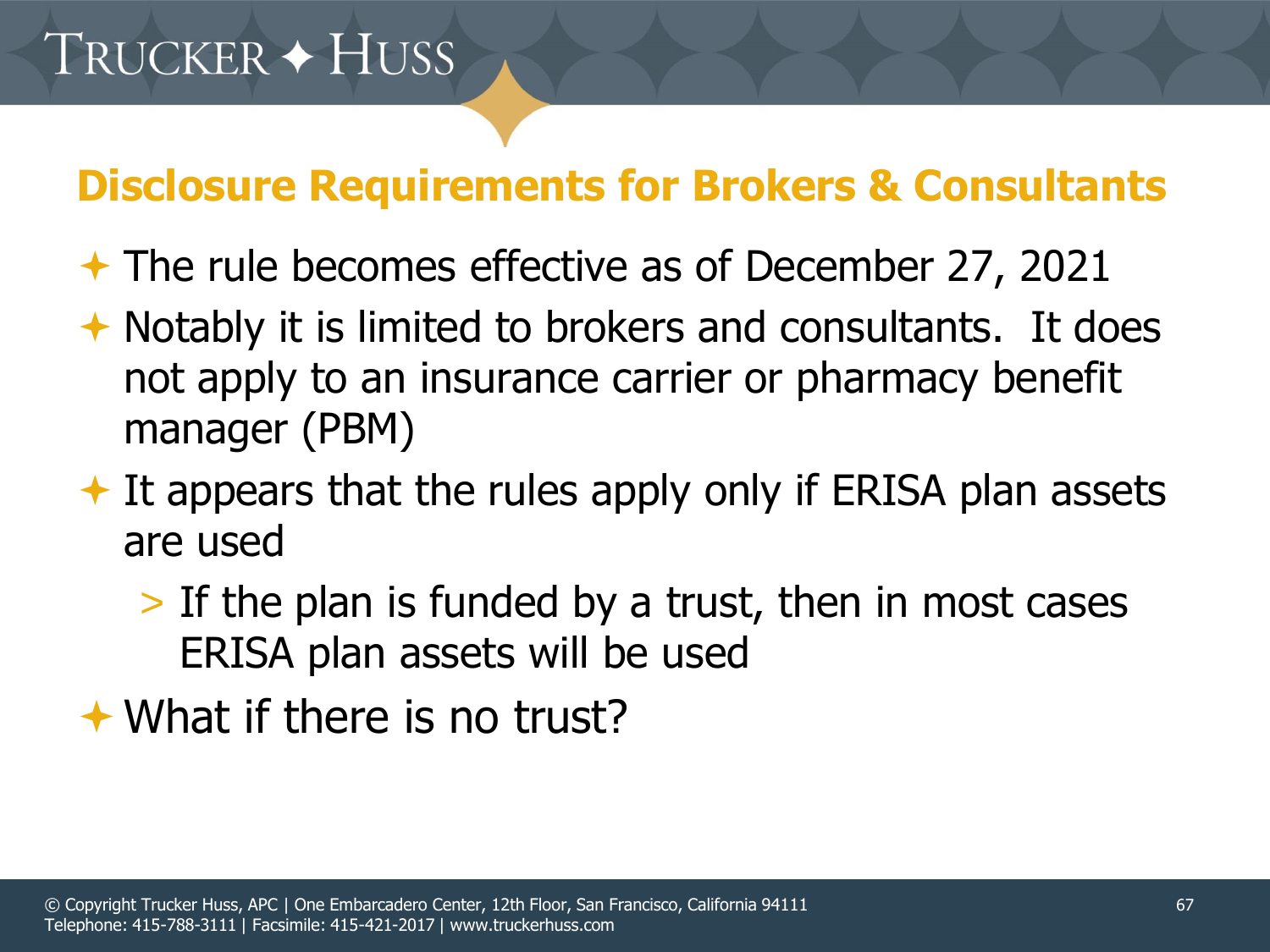## Disclosure Requirements for Brokers & Consultants

- The rule becomes effective as of December 27, 2021
- Notably it is limited to brokers and consultants. It does not apply to an insurance carrier or pharmacy benefit manager (PBM)
- It appears that the rules apply only if ERISA plan assets are used
  - If the plan is funded by a trust, then in most cases ERISA plan assets will be used
- What if there is no trust?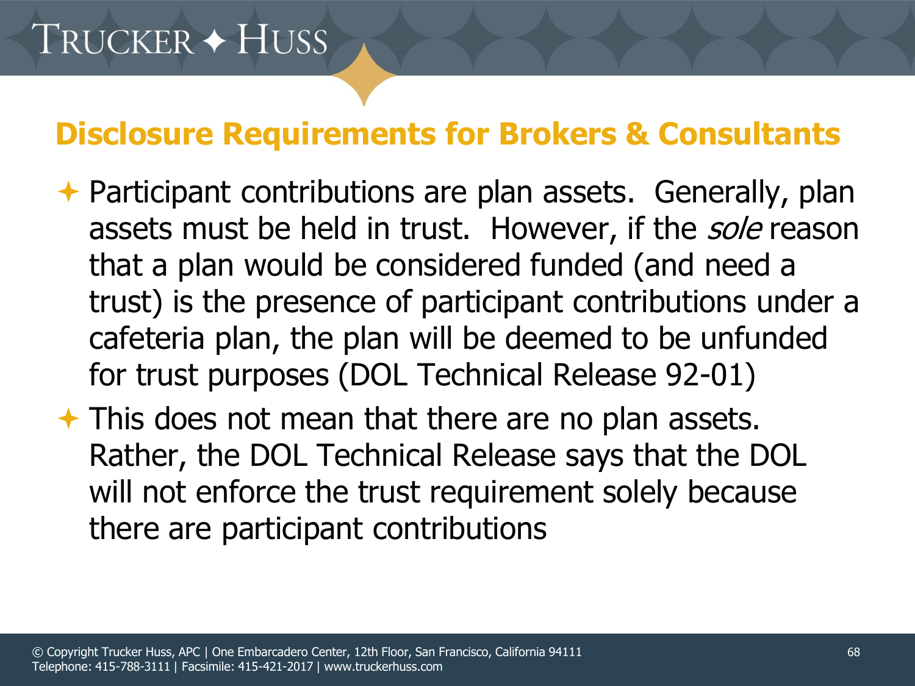## Disclosure Requirements for Brokers & Consultants

- Participant contributions are plan assets. Generally, plan assets must be held in trust. However, if the *sole* reason that a plan would be considered funded (and need a trust) is the presence of participant contributions under a cafeteria plan, the plan will be deemed to be unfunded for trust purposes (DOL Technical Release 92-01)
- This does not mean that there are no plan assets. Rather, the DOL Technical Release says that the DOL will not enforce the trust requirement solely because there are participant contributions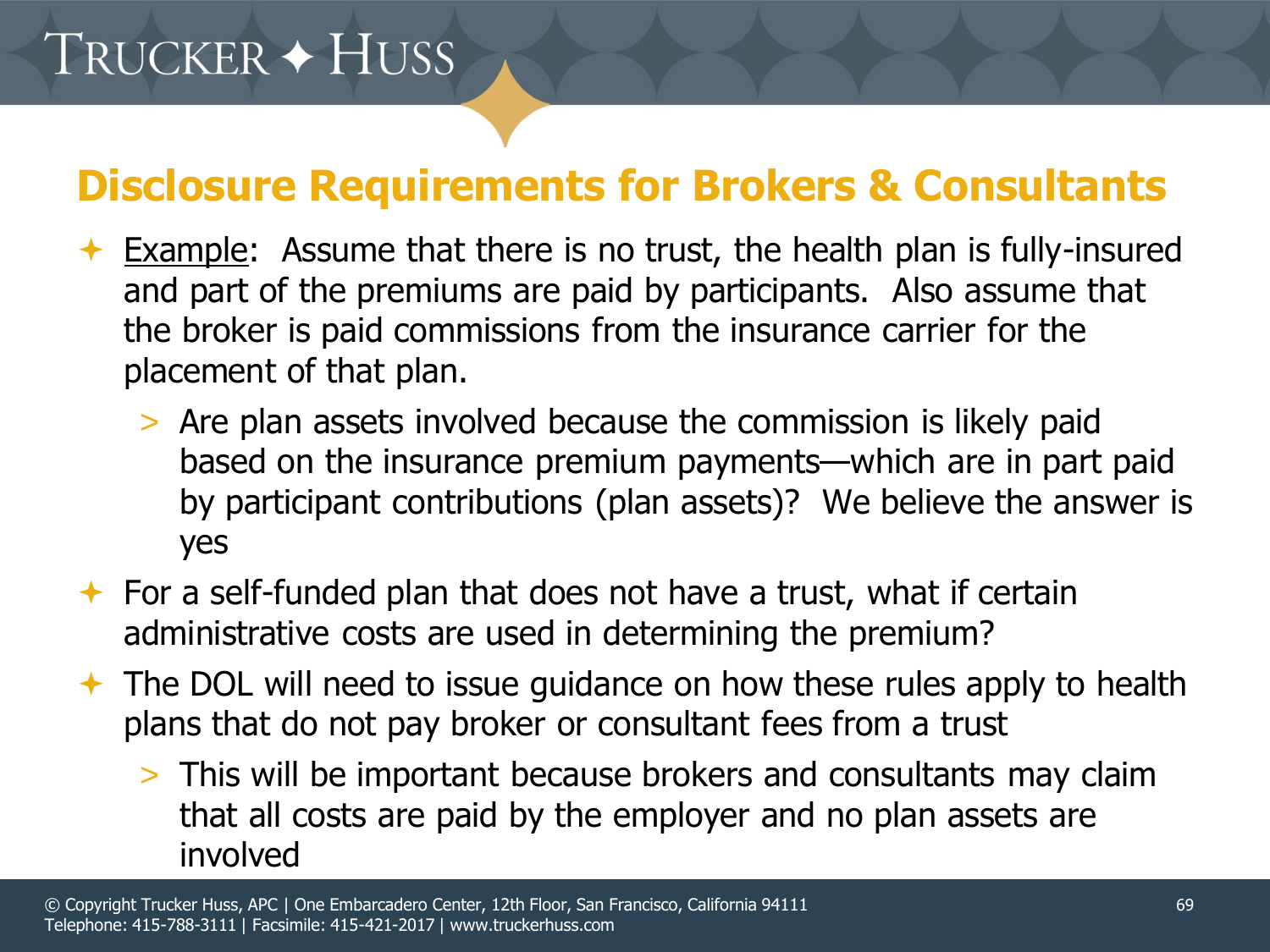## Disclosure Requirements for Brokers & Consultants

- Example: Assume that there is no trust, the health plan is fully-insured and part of the premiums are paid by participants. Also assume that the broker is paid commissions from the insurance carrier for the placement of that plan.
  - Are plan assets involved because the commission is likely paid based on the insurance premium payments—which are in part paid by participant contributions (plan assets)? We believe the answer is yes
- For a self-funded plan that does not have a trust, what if certain administrative costs are used in determining the premium?
- The DOL will need to issue guidance on how these rules apply to health plans that do not pay broker or consultant fees from a trust
  - This will be important because brokers and consultants may claim that all costs are paid by the employer and no plan assets are involved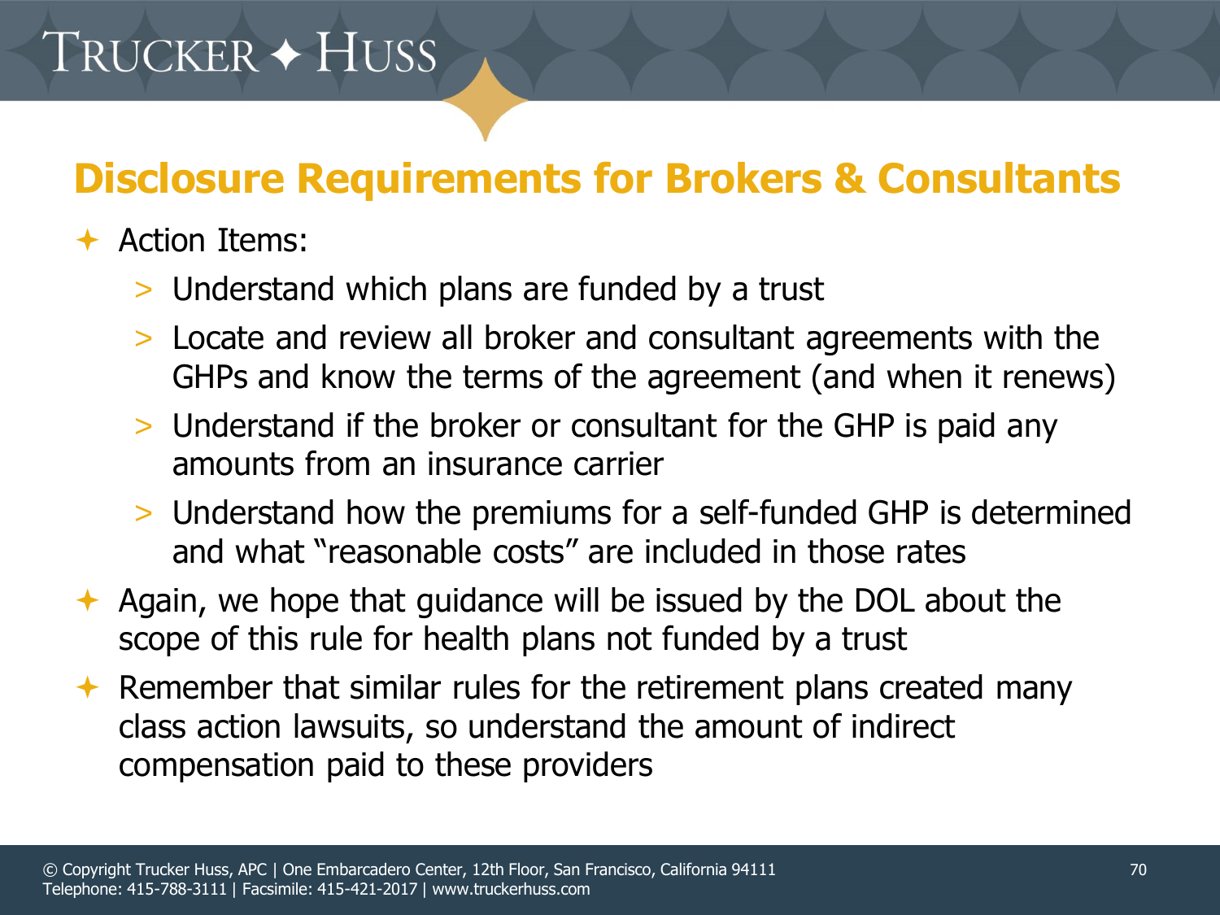## Disclosure Requirements for Brokers & Consultants

- Action Items:
  - Understand which plans are funded by a trust
  - Locate and review all broker and consultant agreements with the GHPs and know the terms of the agreement (and when it renews)
  - Understand if the broker or consultant for the GHP is paid any amounts from an insurance carrier
  - Understand how the premiums for a self-funded GHP is determined and what "reasonable costs" are included in those rates
- Again, we hope that guidance will be issued by the DOL about the scope of this rule for health plans not funded by a trust
- Remember that similar rules for the retirement plans created many class action lawsuits, so understand the amount of indirect compensation paid to these providers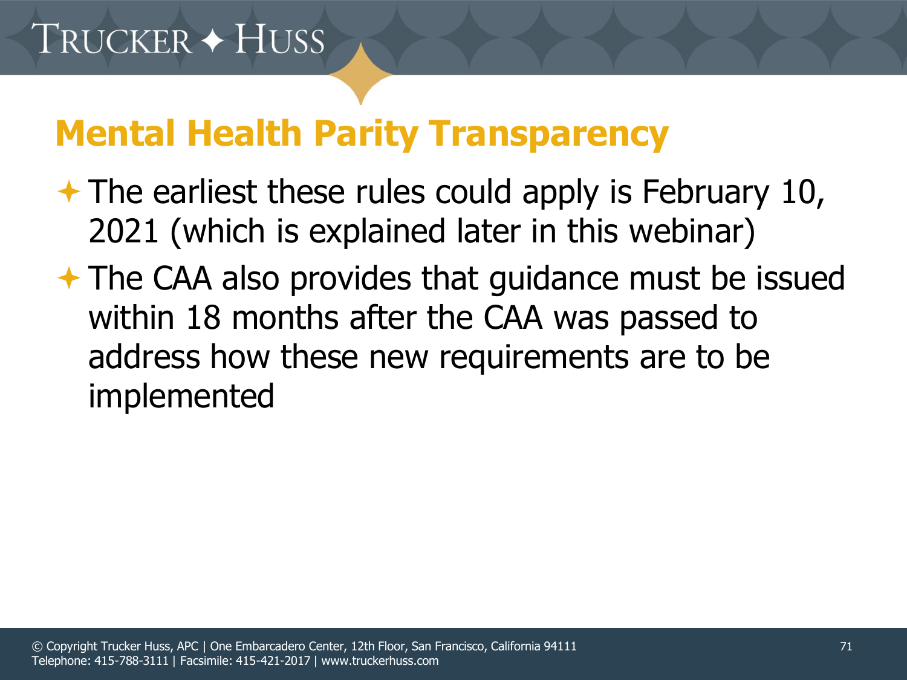## Mental Health Parity Transparency

- The earliest these rules could apply is February 10, 2021 (which is explained later in this webinar)
- The CAA also provides that guidance must be issued within 18 months after the CAA was passed to address how these new requirements are to be implemented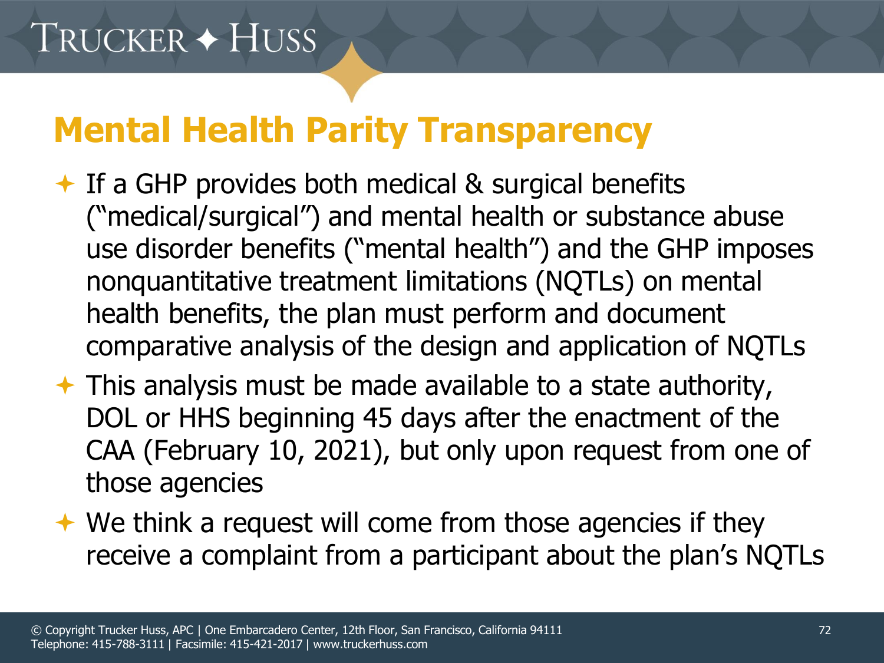# Mental Health Parity Transparency

- If a GHP provides both medical & surgical benefits ("medical/surgical") and mental health or substance abuse use disorder benefits ("mental health") and the GHP imposes nonquantitative treatment limitations (NQTLs) on mental health benefits, the plan must perform and document comparative analysis of the design and application of NQTLs
- This analysis must be made available to a state authority, DOL or HHS beginning 45 days after the enactment of the CAA (February 10, 2021), but only upon request from one of those agencies
- We think a request will come from those agencies if they receive a complaint from a participant about the plan's NQTLs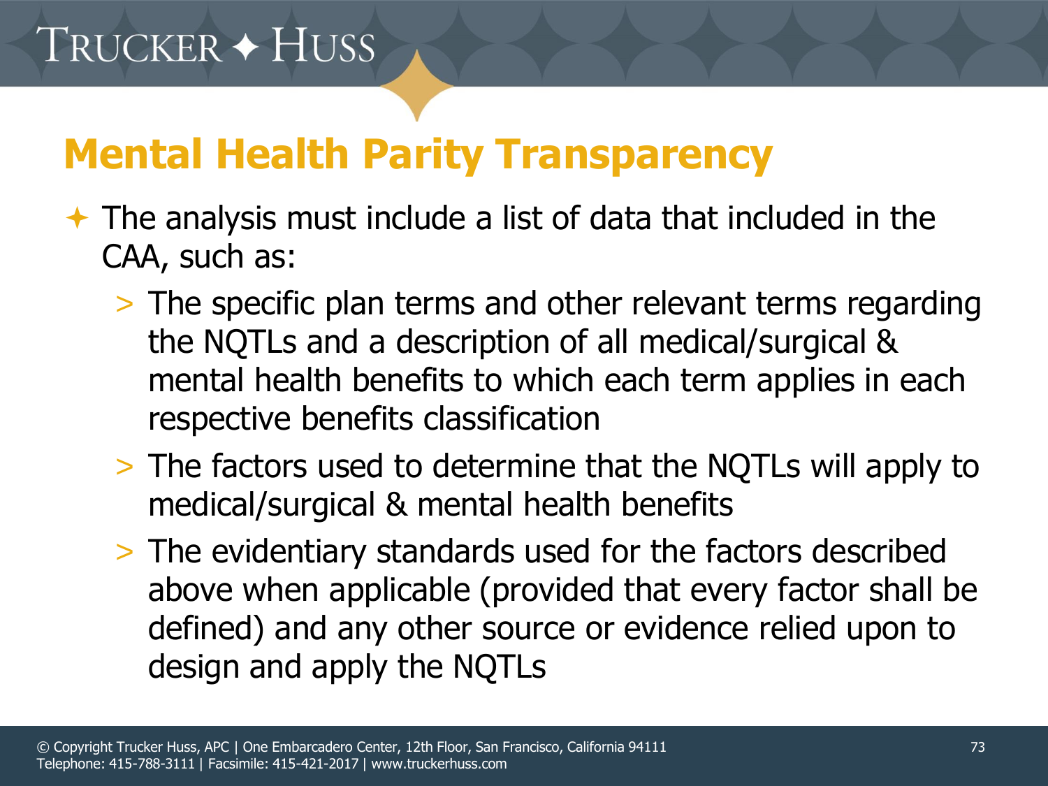## Mental Health Parity Transparency

- The analysis must include a list of data that included in the CAA, such as:
  - The specific plan terms and other relevant terms regarding the NQTLs and a description of all medical/surgical & mental health benefits to which each term applies in each respective benefits classification
  - The factors used to determine that the NQTLs will apply to medical/surgical & mental health benefits
  - The evidentiary standards used for the factors described above when applicable (provided that every factor shall be defined) and any other source or evidence relied upon to design and apply the NQTLs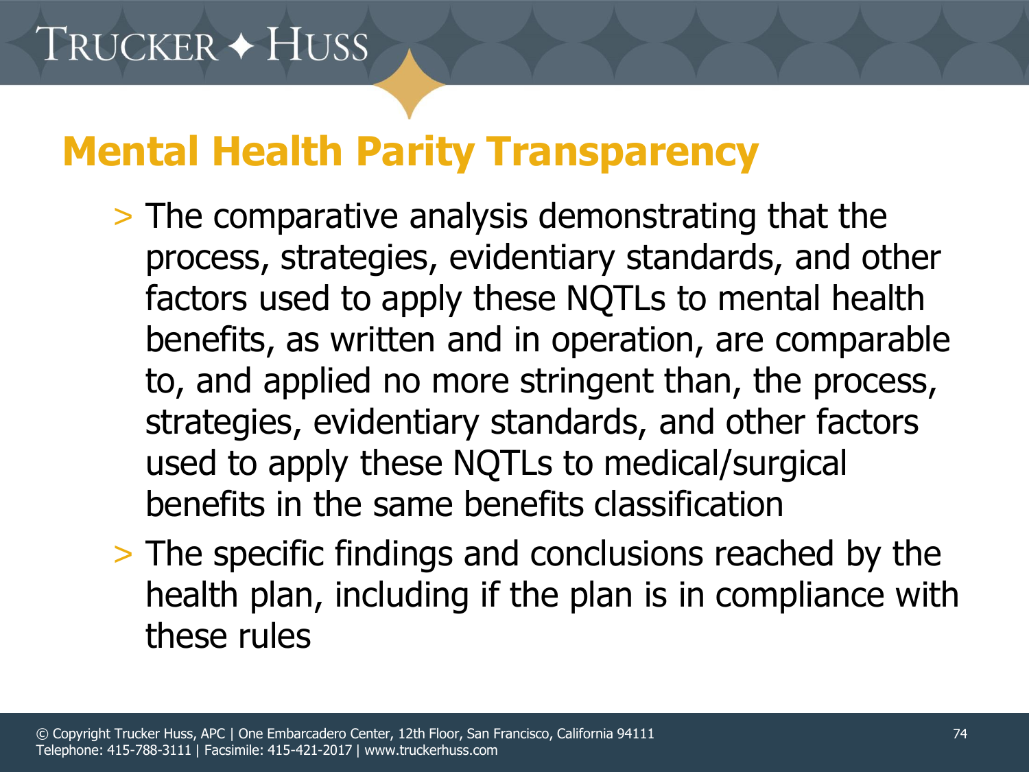## Mental Health Parity Transparency

- The comparative analysis demonstrating that the process, strategies, evidentiary standards, and other factors used to apply these NQTLs to mental health benefits, as written and in operation, are comparable to, and applied no more stringent than, the process, strategies, evidentiary standards, and other factors used to apply these NQTLs to medical/surgical benefits in the same benefits classification
- The specific findings and conclusions reached by the health plan, including if the plan is in compliance with these rules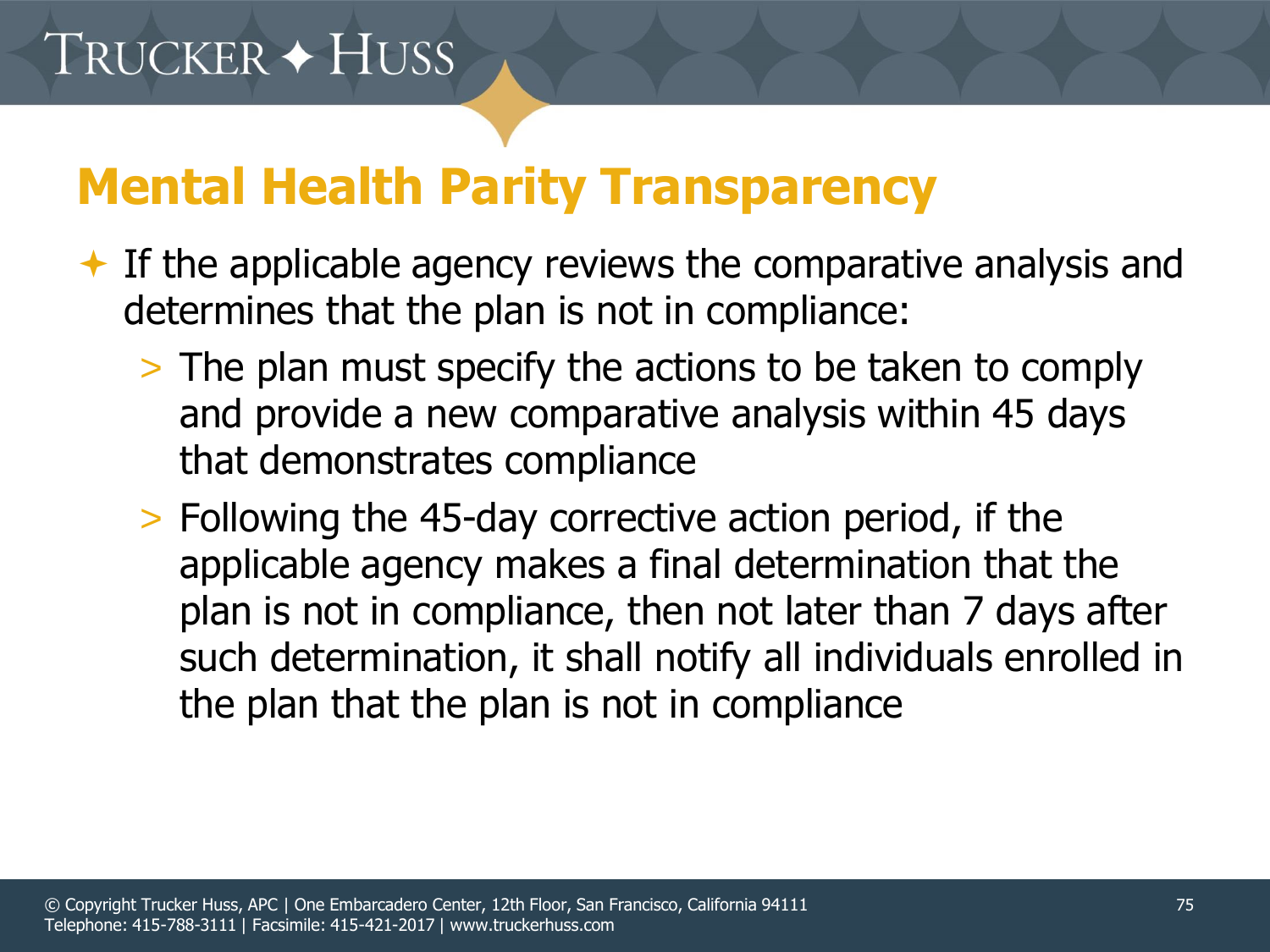# Mental Health Parity Transparency

- If the applicable agency reviews the comparative analysis and determines that the plan is not in compliance:
  - The plan must specify the actions to be taken to comply and provide a new comparative analysis within 45 days that demonstrates compliance
  - Following the 45-day corrective action period, if the applicable agency makes a final determination that the plan is not in compliance, then not later than 7 days after such determination, it shall notify all individuals enrolled in the plan that the plan is not in compliance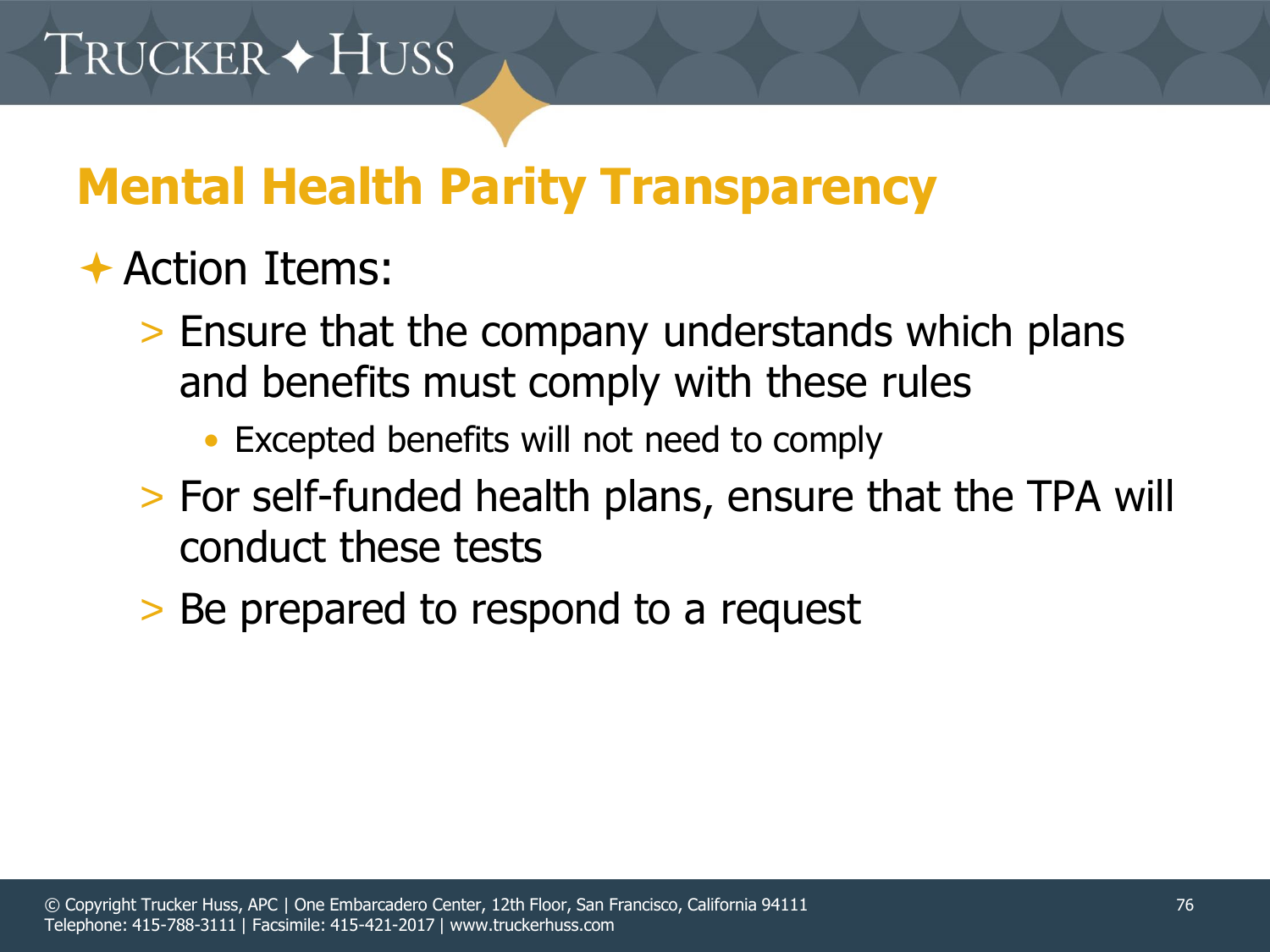## Mental Health Parity Transparency

- Action Items:
  - Ensure that the company understands which plans and benefits must comply with these rules
    - Excepted benefits will not need to comply
  - For self-funded health plans, ensure that the TPA will conduct these tests
  - Be prepared to respond to a request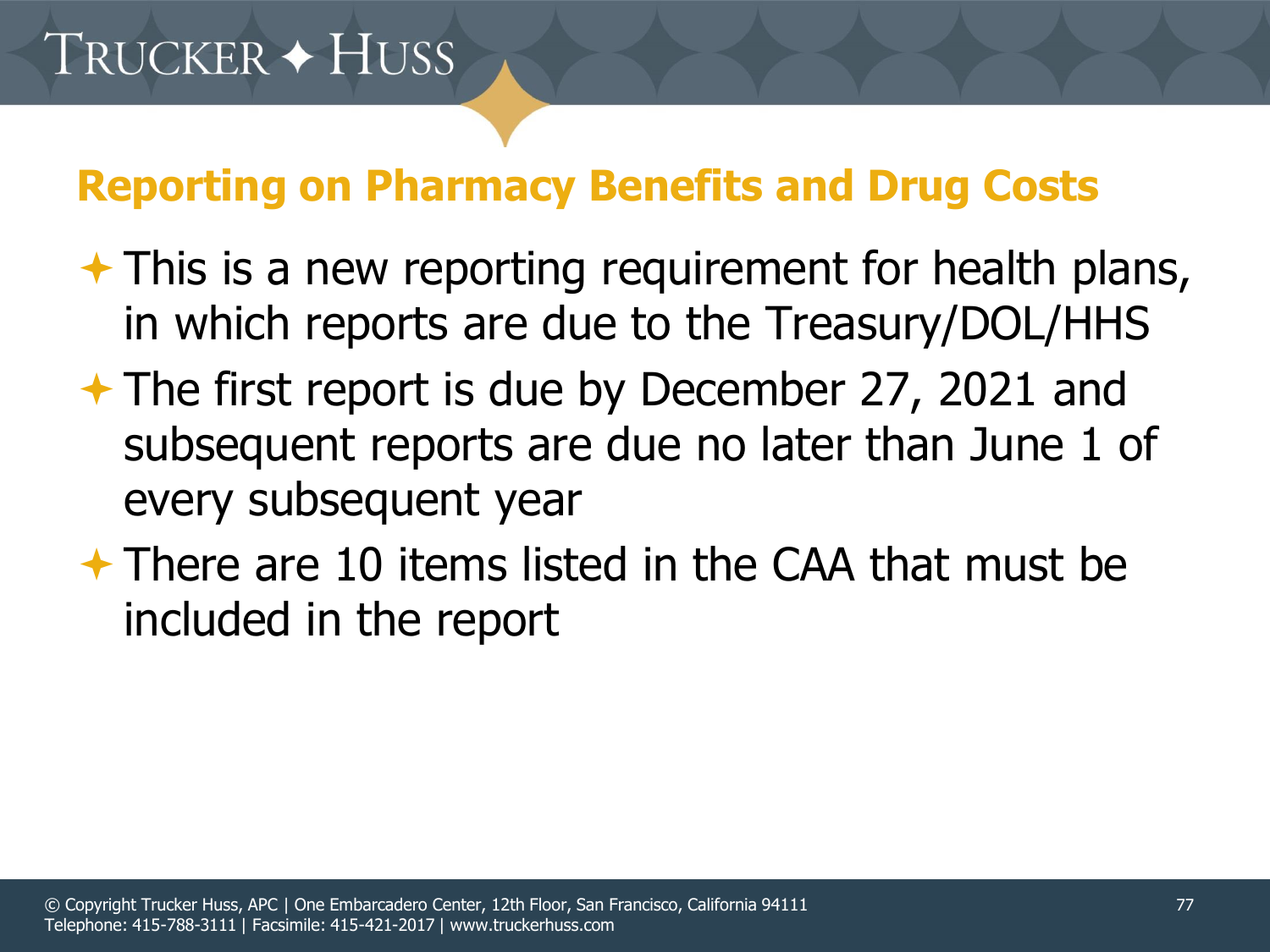## Reporting on Pharmacy Benefits and Drug Costs

- This is a new reporting requirement for health plans, in which reports are due to the Treasury/DOL/HHS
- The first report is due by December 27, 2021 and subsequent reports are due no later than June 1 of every subsequent year
- There are 10 items listed in the CAA that must be included in the report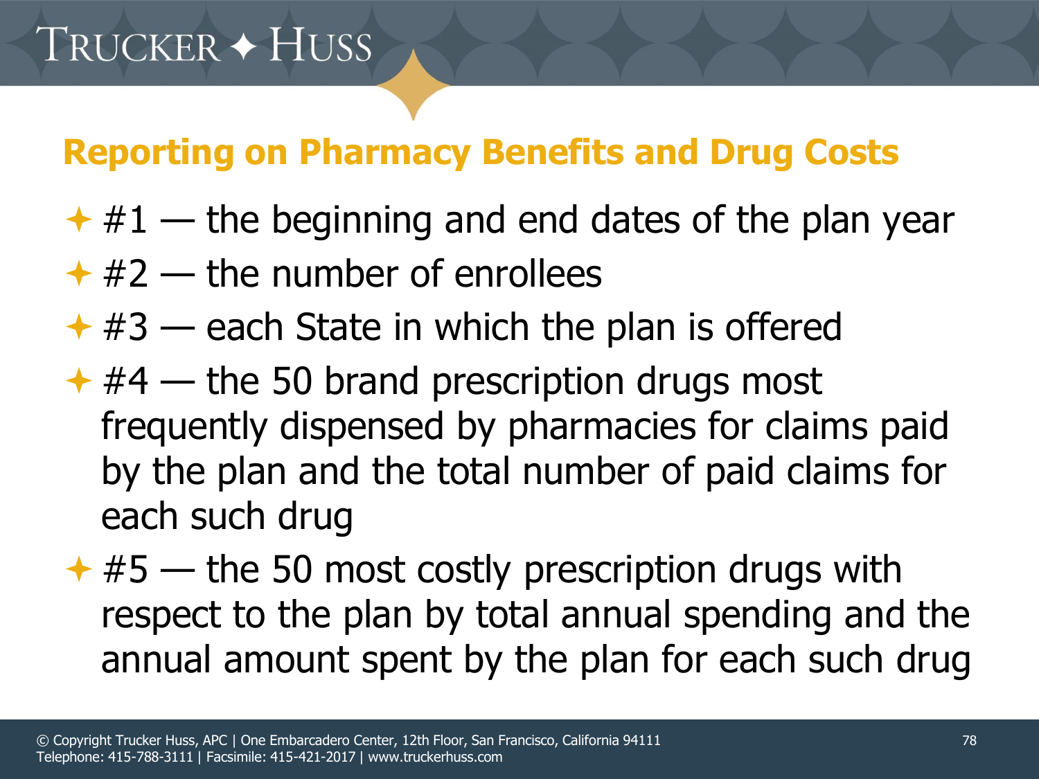## Reporting on Pharmacy Benefits and Drug Costs

- #1 — the beginning and end dates of the plan year
- #2 — the number of enrollees
- #3 — each State in which the plan is offered
- #4 — the 50 brand prescription drugs most frequently dispensed by pharmacies for claims paid by the plan and the total number of paid claims for each such drug
- #5 — the 50 most costly prescription drugs with respect to the plan by total annual spending and the annual amount spent by the plan for each such drug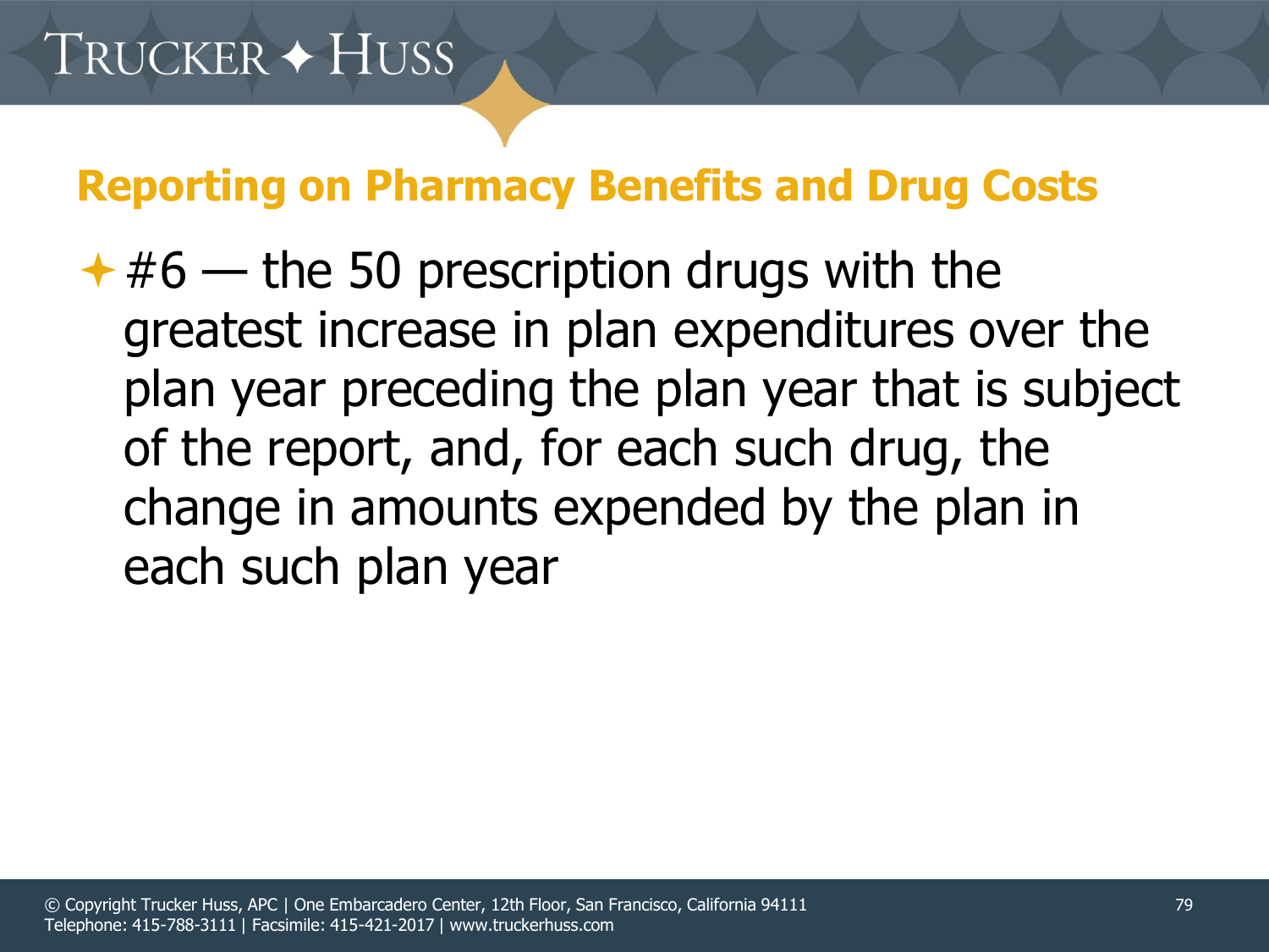## Reporting on Pharmacy Benefits and Drug Costs

- #6 — the 50 prescription drugs with the greatest increase in plan expenditures over the plan year preceding the plan year that is subject of the report, and, for each such drug, the change in amounts expended by the plan in each such plan year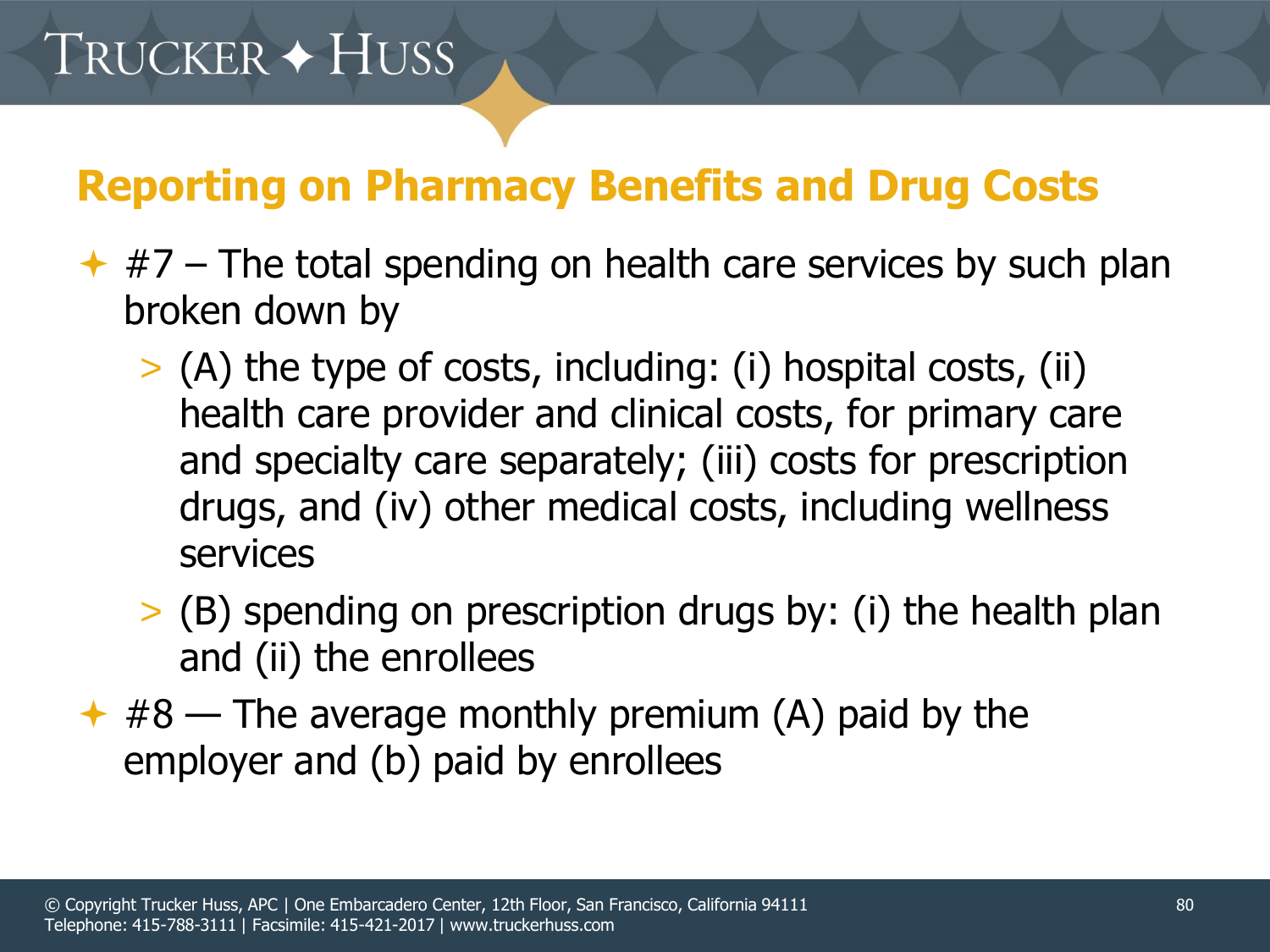## Reporting on Pharmacy Benefits and Drug Costs

- #7 – The total spending on health care services by such plan broken down by
  - (A) the type of costs, including: (i) hospital costs, (ii) health care provider and clinical costs, for primary care and specialty care separately; (iii) costs for prescription drugs, and (iv) other medical costs, including wellness services
  - (B) spending on prescription drugs by: (i) the health plan and (ii) the enrollees
- #8 — The average monthly premium (A) paid by the employer and (b) paid by enrollees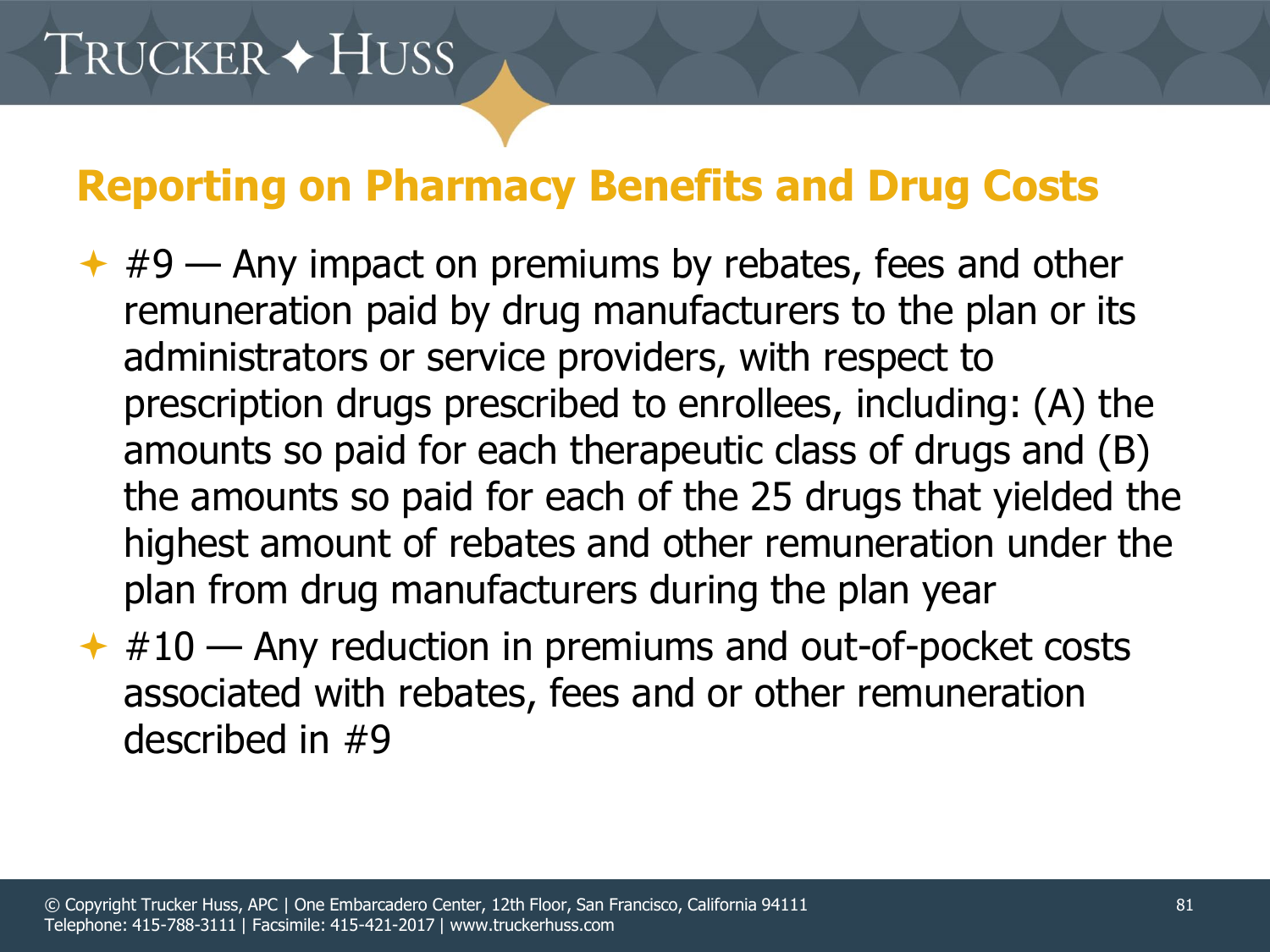## Reporting on Pharmacy Benefits and Drug Costs

- #9 — Any impact on premiums by rebates, fees and other remuneration paid by drug manufacturers to the plan or its administrators or service providers, with respect to prescription drugs prescribed to enrollees, including: (A) the amounts so paid for each therapeutic class of drugs and (B) the amounts so paid for each of the 25 drugs that yielded the highest amount of rebates and other remuneration under the plan from drug manufacturers during the plan year
- #10 — Any reduction in premiums and out-of-pocket costs associated with rebates, fees and or other remuneration described in #9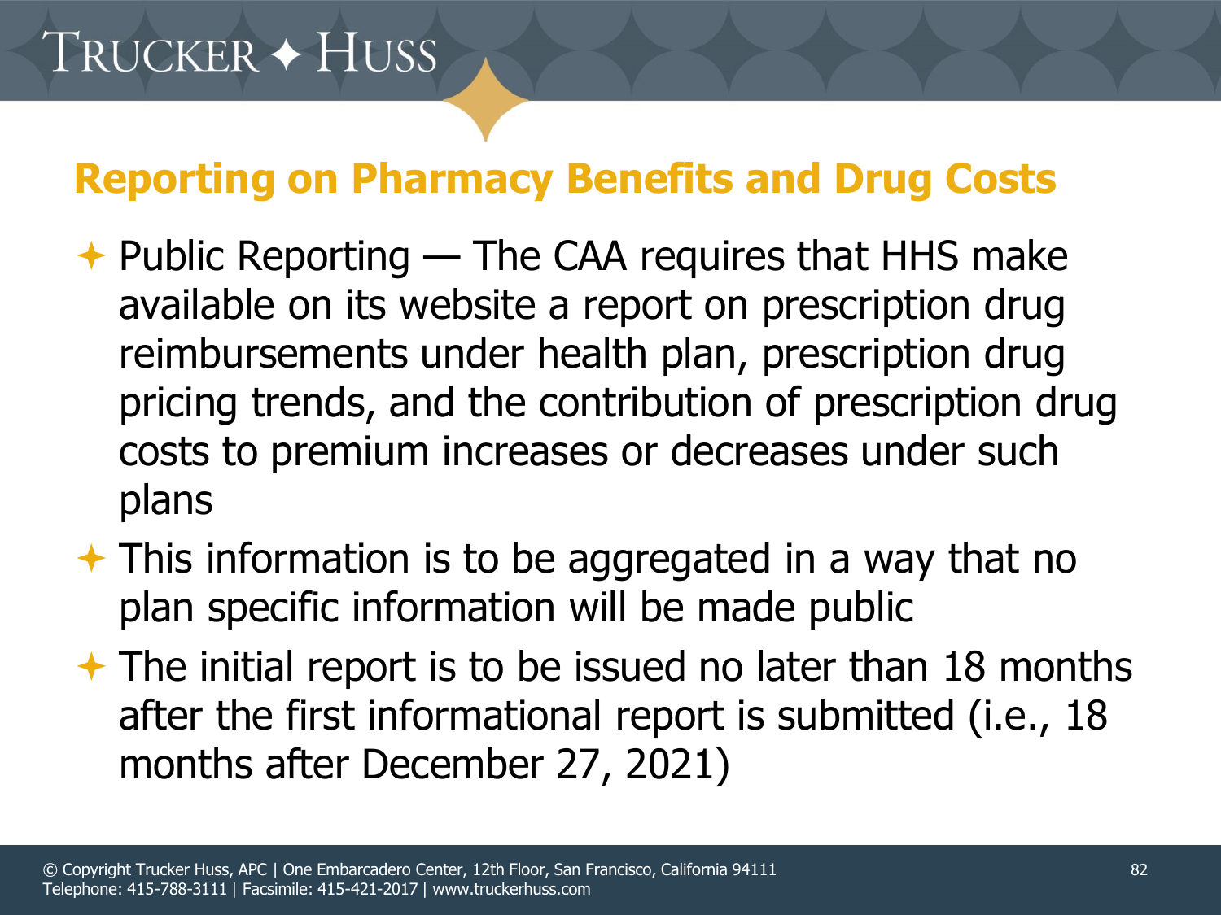## Reporting on Pharmacy Benefits and Drug Costs

- Public Reporting — The CAA requires that HHS make available on its website a report on prescription drug reimbursements under health plan, prescription drug pricing trends, and the contribution of prescription drug costs to premium increases or decreases under such plans
- This information is to be aggregated in a way that no plan specific information will be made public
- The initial report is to be issued no later than 18 months after the first informational report is submitted (i.e., 18 months after December 27, 2021)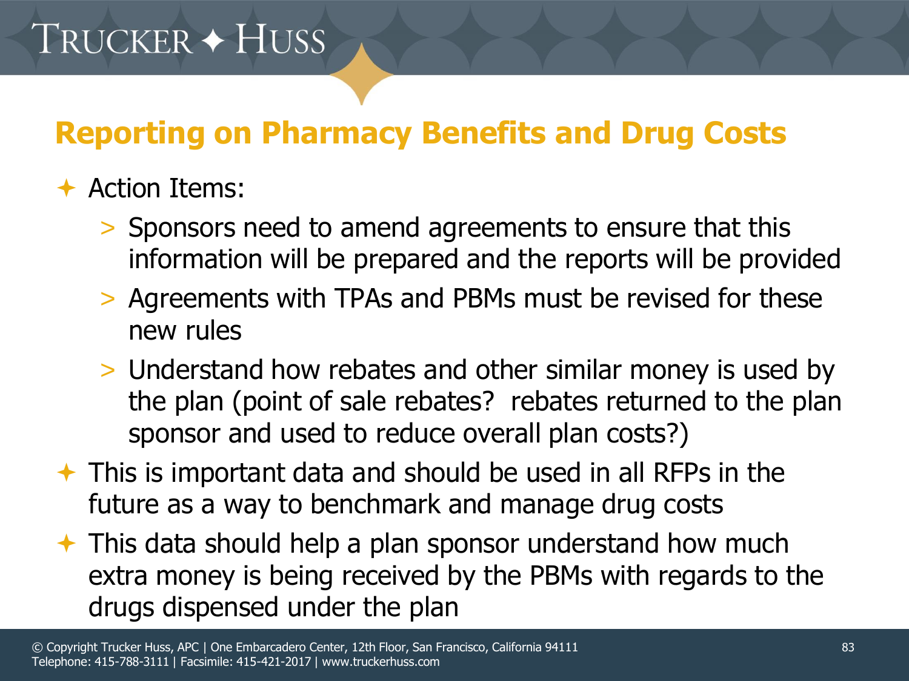## Reporting on Pharmacy Benefits and Drug Costs

- Action Items:
  - Sponsors need to amend agreements to ensure that this information will be prepared and the reports will be provided
  - Agreements with TPAs and PBMs must be revised for these new rules
  - Understand how rebates and other similar money is used by the plan (point of sale rebates?  rebates returned to the plan sponsor and used to reduce overall plan costs?)
- This is important data and should be used in all RFPs in the future as a way to benchmark and manage drug costs
- This data should help a plan sponsor understand how much extra money is being received by the PBMs with regards to the drugs dispensed under the plan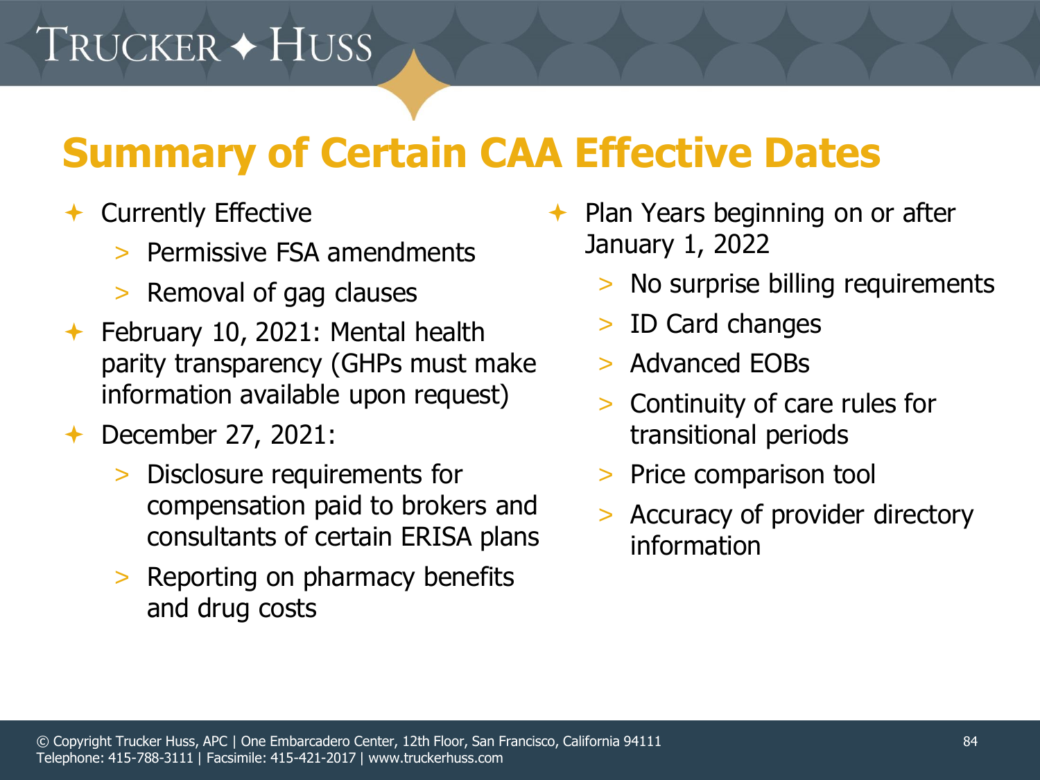# Summary of Certain CAA Effective Dates

- Currently Effective
  - Permissive FSA amendments
  - Removal of gag clauses
- February 10, 2021: Mental health parity transparency (GHPs must make information available upon request)
- December 27, 2021:
  - Disclosure requirements for compensation paid to brokers and consultants of certain ERISA plans
  - Reporting on pharmacy benefits and drug costs
- Plan Years beginning on or after January 1, 2022
  - No surprise billing requirements
  - ID Card changes
  - Advanced EOBs
  - Continuity of care rules for transitional periods
  - Price comparison tool
  - Accuracy of provider directory information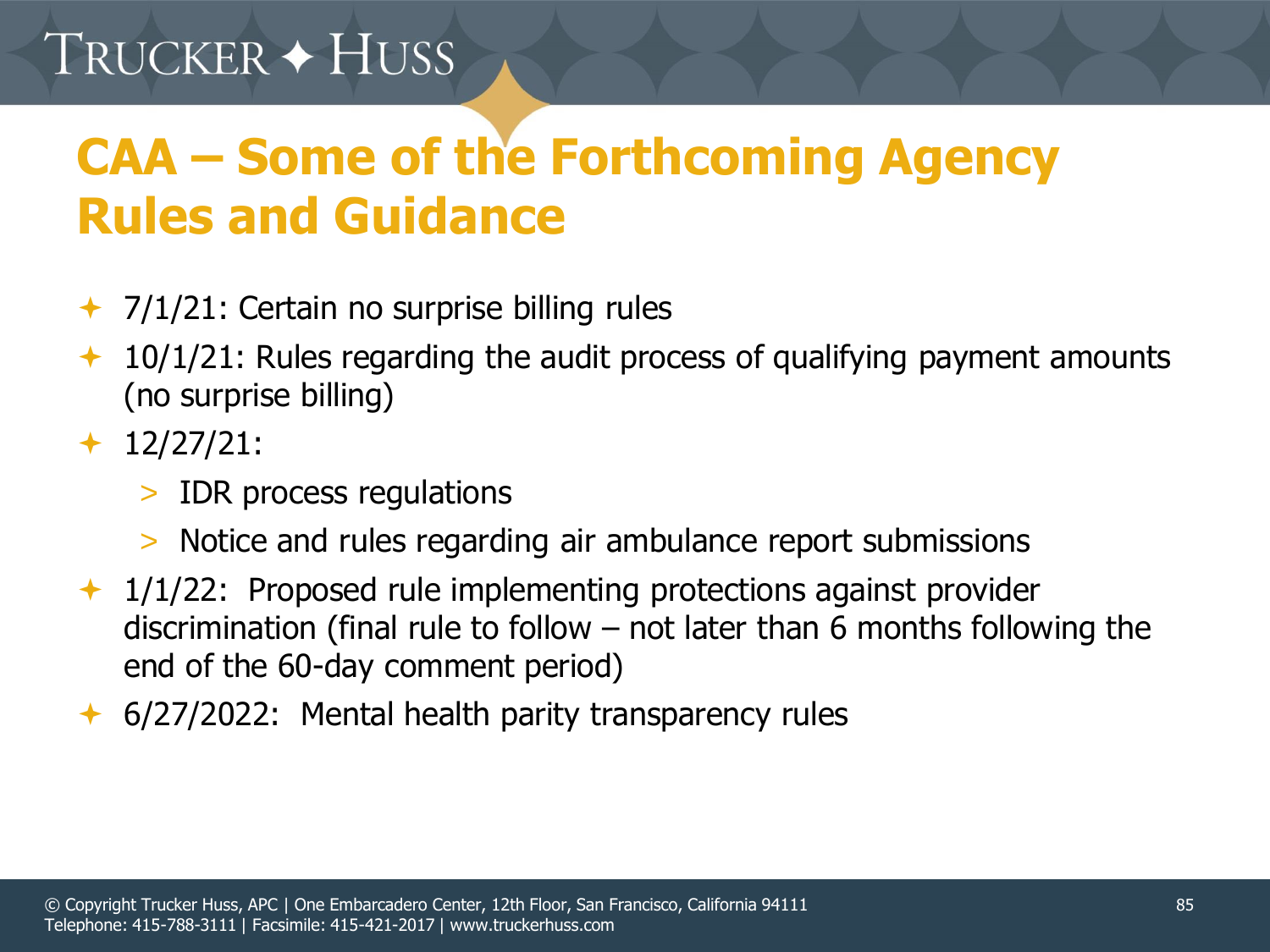# CAA – Some of the Forthcoming Agency Rules and Guidance

- 7/1/21: Certain no surprise billing rules
- 10/1/21: Rules regarding the audit process of qualifying payment amounts (no surprise billing)
- 12/27/21:
  - IDR process regulations
  - Notice and rules regarding air ambulance report submissions
- 1/1/22: Proposed rule implementing protections against provider discrimination (final rule to follow – not later than 6 months following the end of the 60-day comment period)
- 6/27/2022: Mental health parity transparency rules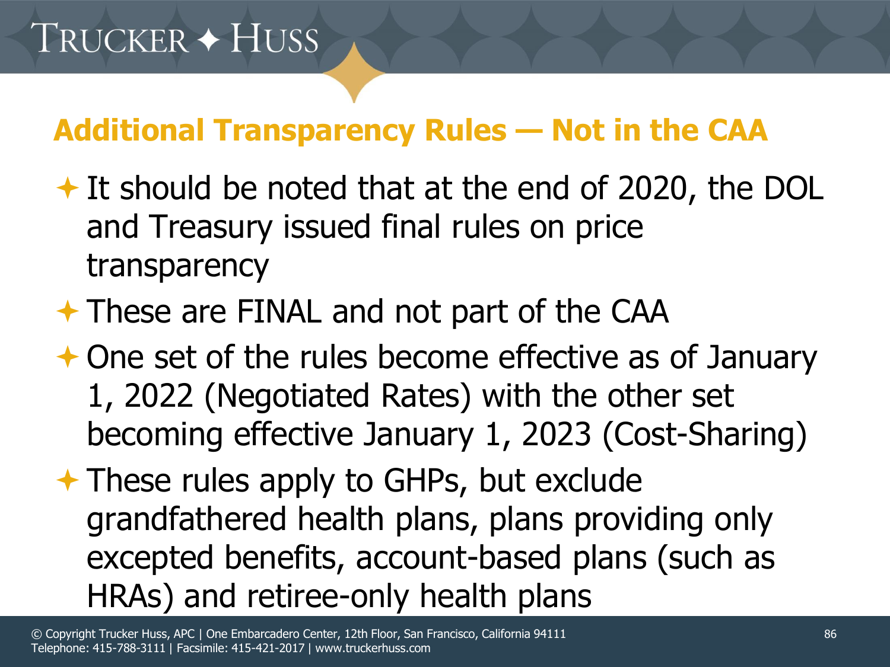## Additional Transparency Rules — Not in the CAA

- It should be noted that at the end of 2020, the DOL and Treasury issued final rules on price transparency
- These are FINAL and not part of the CAA
- One set of the rules become effective as of January 1, 2022 (Negotiated Rates) with the other set becoming effective January 1, 2023 (Cost-Sharing)
- These rules apply to GHPs, but exclude grandfathered health plans, plans providing only excepted benefits, account-based plans (such as HRAs) and retiree-only health plans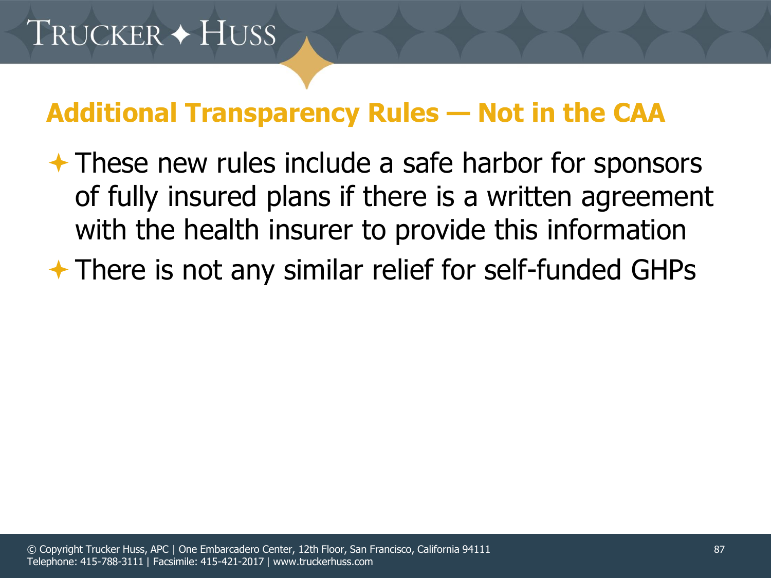## Additional Transparency Rules — Not in the CAA

- These new rules include a safe harbor for sponsors of fully insured plans if there is a written agreement with the health insurer to provide this information
- There is not any similar relief for self-funded GHPs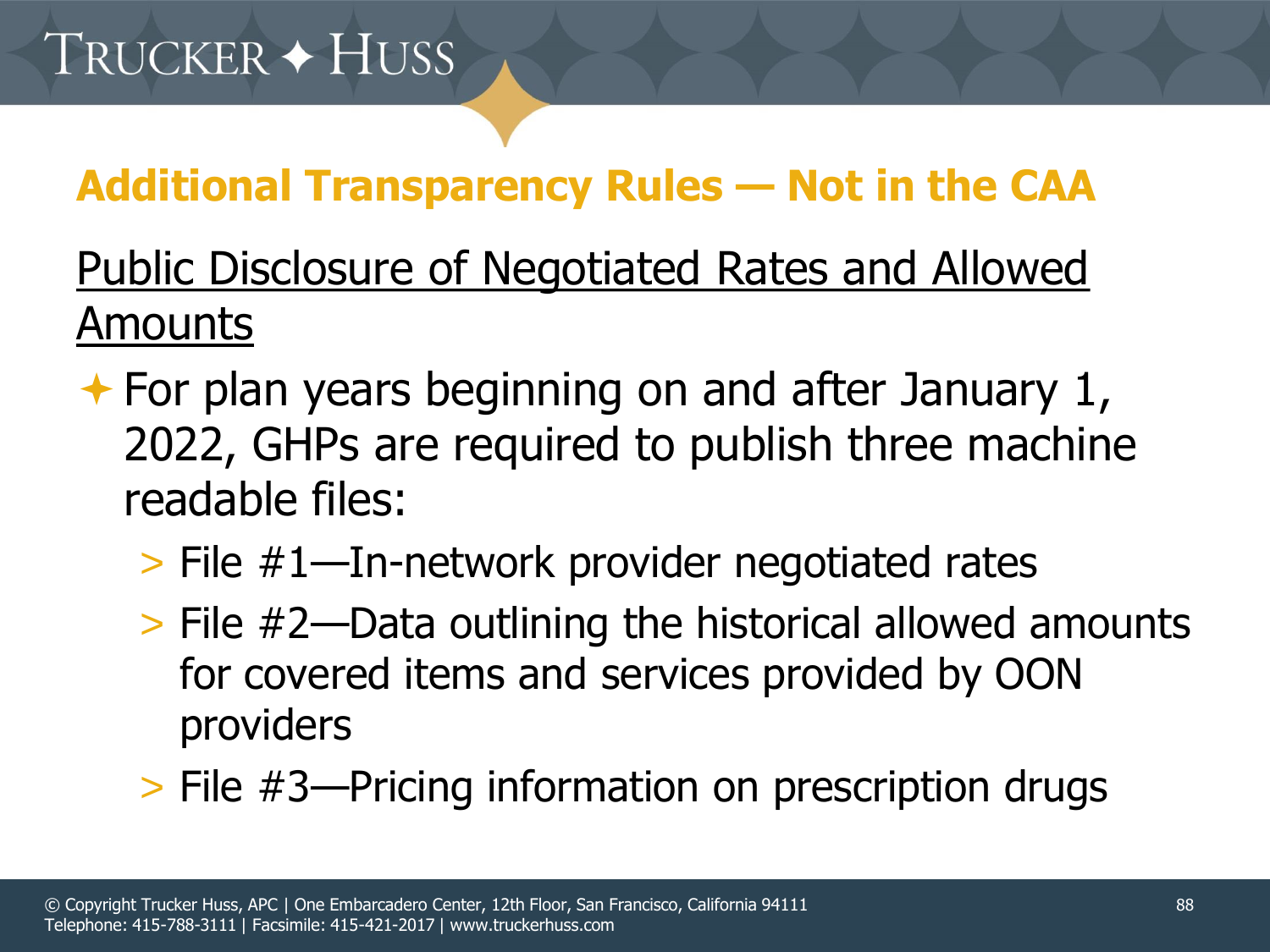## Additional Transparency Rules — Not in the CAA

### Public Disclosure of Negotiated Rates and Allowed Amounts

- For plan years beginning on and after January 1, 2022, GHPs are required to publish three machine readable files:
  - File #1—In-network provider negotiated rates
  - File #2—Data outlining the historical allowed amounts for covered items and services provided by OON providers
  - File #3—Pricing information on prescription drugs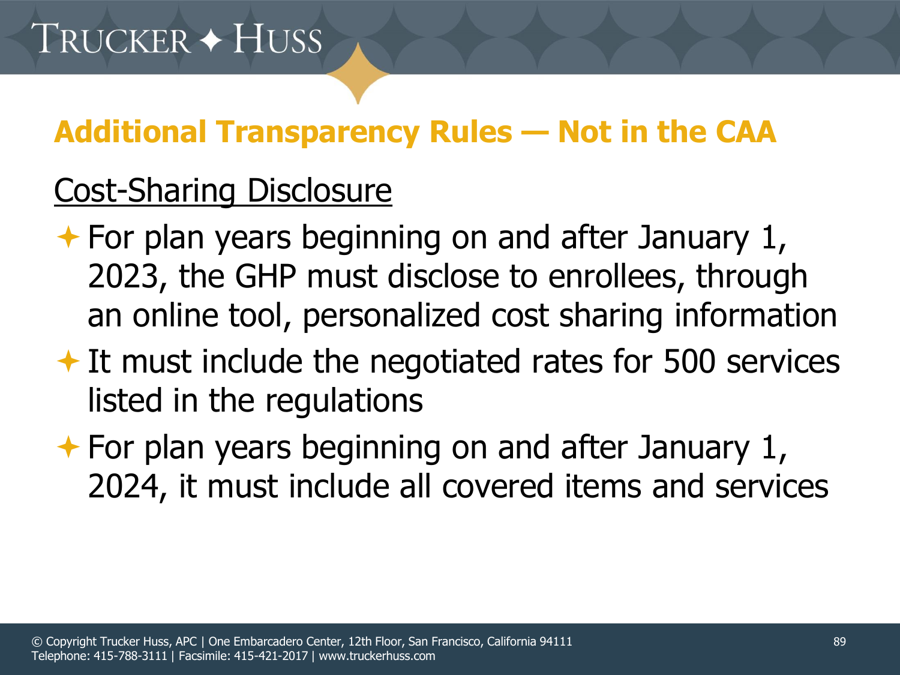## Additional Transparency Rules — Not in the CAA

<u>Cost-Sharing Disclosure</u>

- For plan years beginning on and after January 1, 2023, the GHP must disclose to enrollees, through an online tool, personalized cost sharing information
- It must include the negotiated rates for 500 services listed in the regulations
- For plan years beginning on and after January 1, 2024, it must include all covered items and services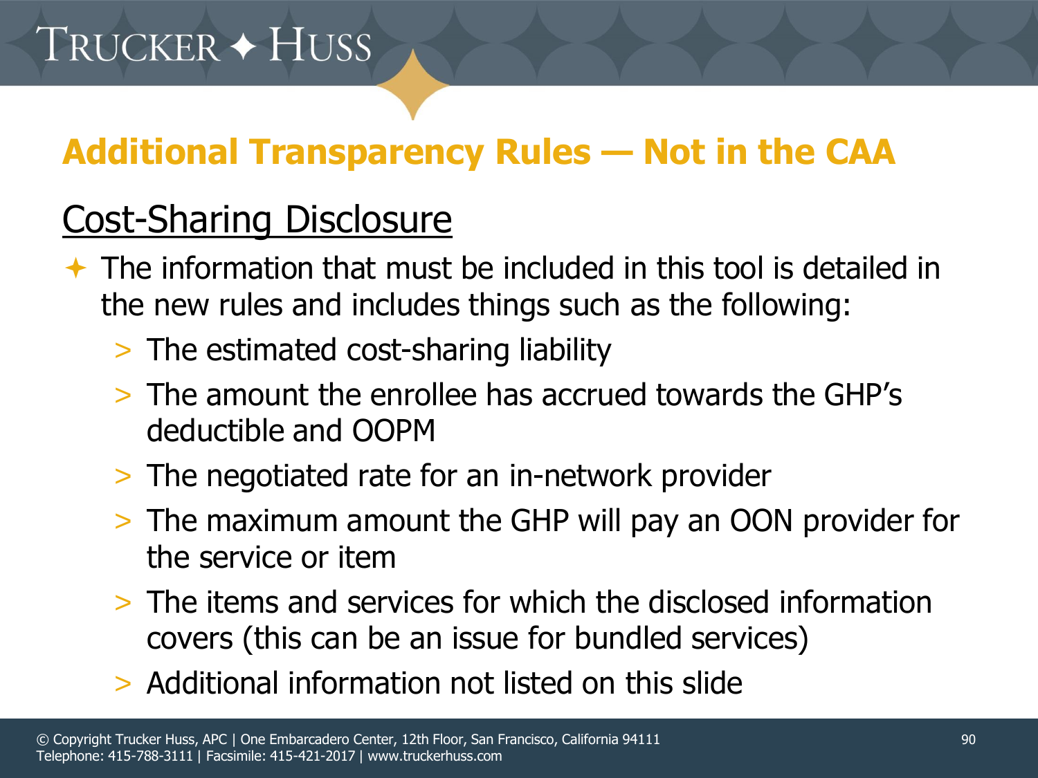## Additional Transparency Rules — Not in the CAA

### Cost-Sharing Disclosure

- The information that must be included in this tool is detailed in the new rules and includes things such as the following:
  - The estimated cost-sharing liability
  - The amount the enrollee has accrued towards the GHP's deductible and OOPM
  - The negotiated rate for an in-network provider
  - The maximum amount the GHP will pay an OON provider for the service or item
  - The items and services for which the disclosed information covers (this can be an issue for bundled services)
  - Additional information not listed on this slide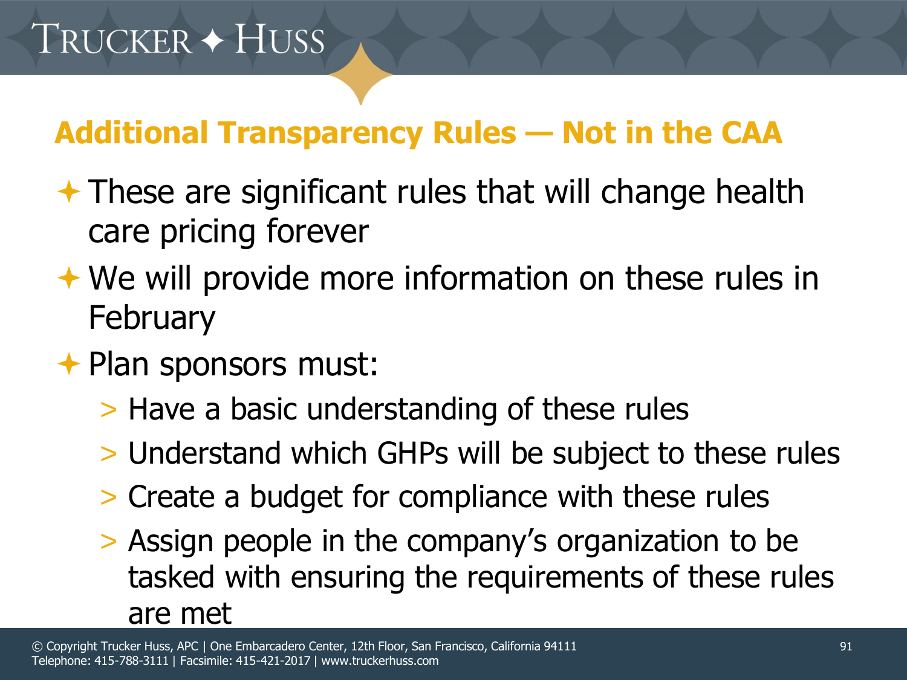## Additional Transparency Rules — Not in the CAA

- These are significant rules that will change health care pricing forever
- We will provide more information on these rules in February
- Plan sponsors must:
  - Have a basic understanding of these rules
  - Understand which GHPs will be subject to these rules
  - Create a budget for compliance with these rules
  - Assign people in the company's organization to be tasked with ensuring the requirements of these rules are met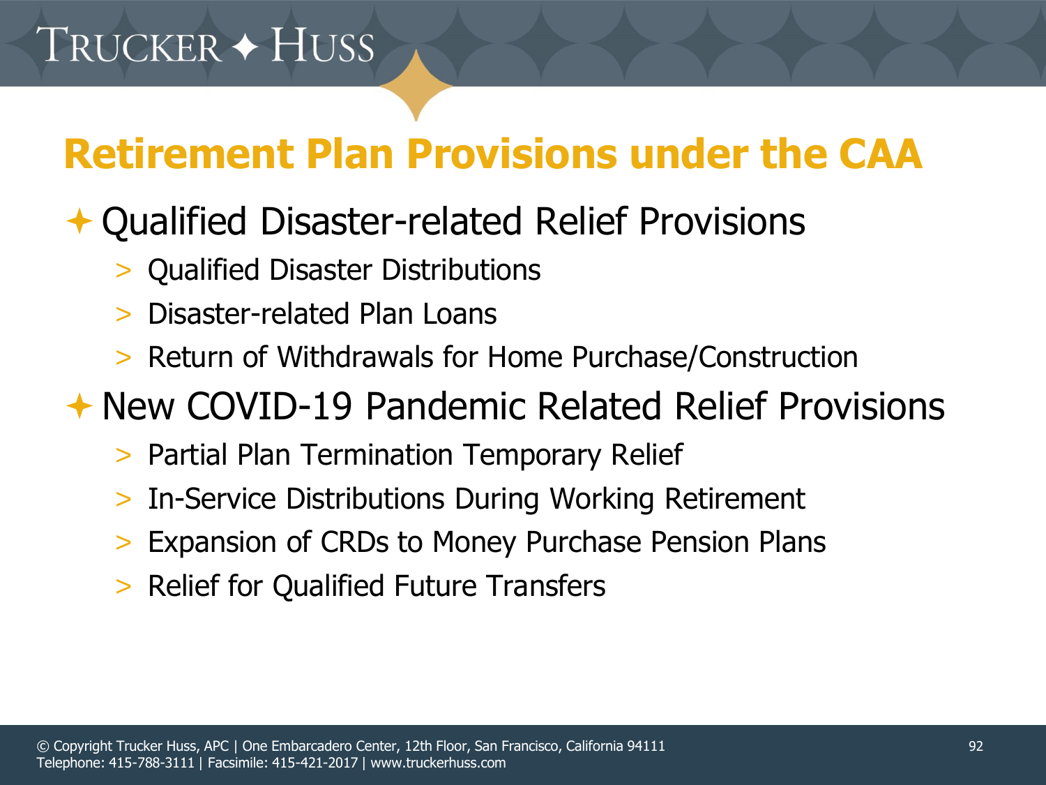# Retirement Plan Provisions under the CAA

- Qualified Disaster-related Relief Provisions
  - Qualified Disaster Distributions
  - Disaster-related Plan Loans
  - Return of Withdrawals for Home Purchase/Construction
- New COVID-19 Pandemic Related Relief Provisions
  - Partial Plan Termination Temporary Relief
  - In-Service Distributions During Working Retirement
  - Expansion of CRDs to Money Purchase Pension Plans
  - Relief for Qualified Future Transfers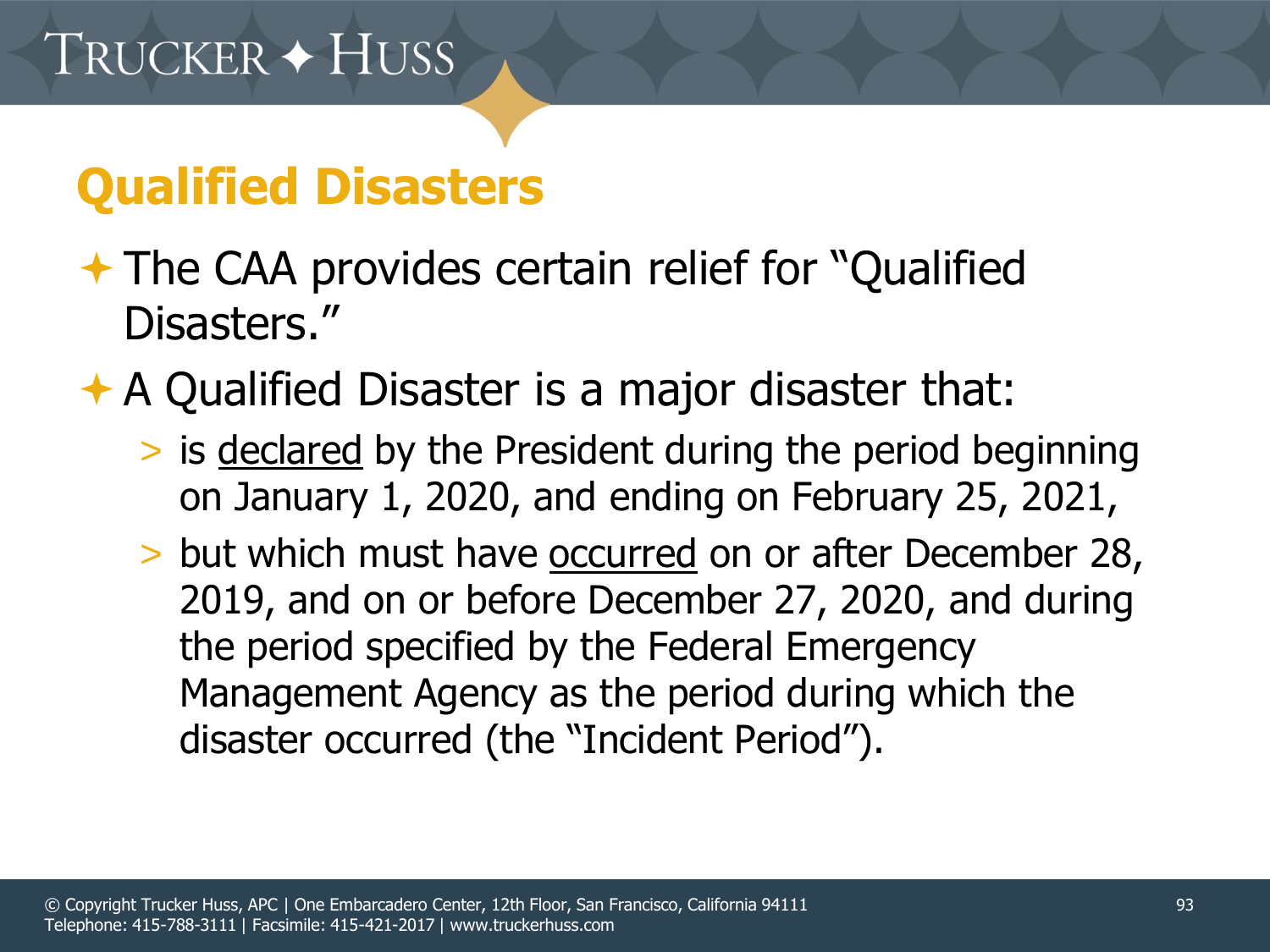## Qualified Disasters

- The CAA provides certain relief for "Qualified Disasters."
- A Qualified Disaster is a major disaster that:
  - is <u>declared</u> by the President during the period beginning on January 1, 2020, and ending on February 25, 2021,
  - but which must have <u>occurred</u> on or after December 28, 2019, and on or before December 27, 2020, and during the period specified by the Federal Emergency Management Agency as the period during which the disaster occurred (the "Incident Period").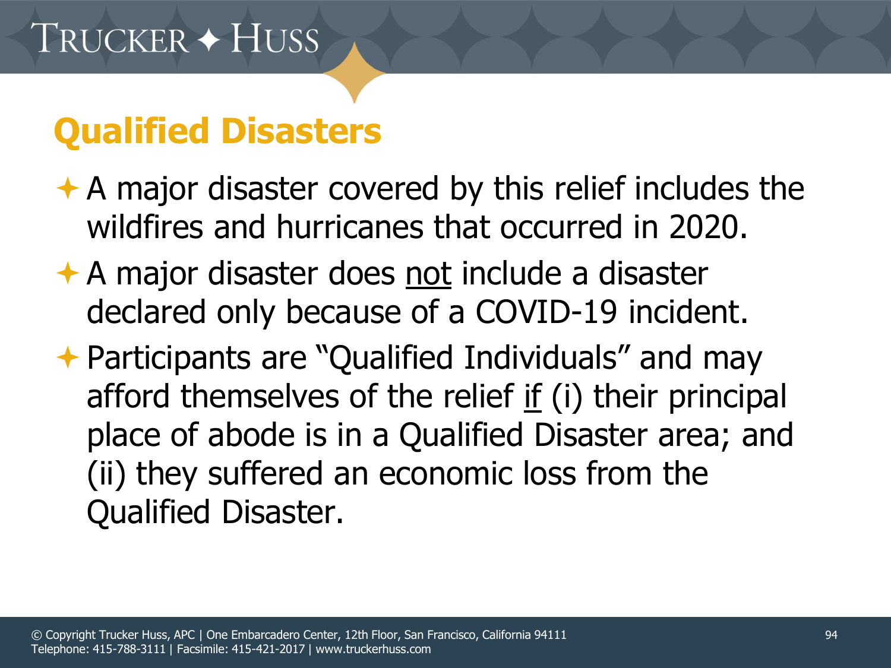## Qualified Disasters

- A major disaster covered by this relief includes the wildfires and hurricanes that occurred in 2020.
- A major disaster does <u>not</u> include a disaster declared only because of a COVID-19 incident.
- Participants are "Qualified Individuals" and may afford themselves of the relief <u>if</u> (i) their principal place of abode is in a Qualified Disaster area; and (ii) they suffered an economic loss from the Qualified Disaster.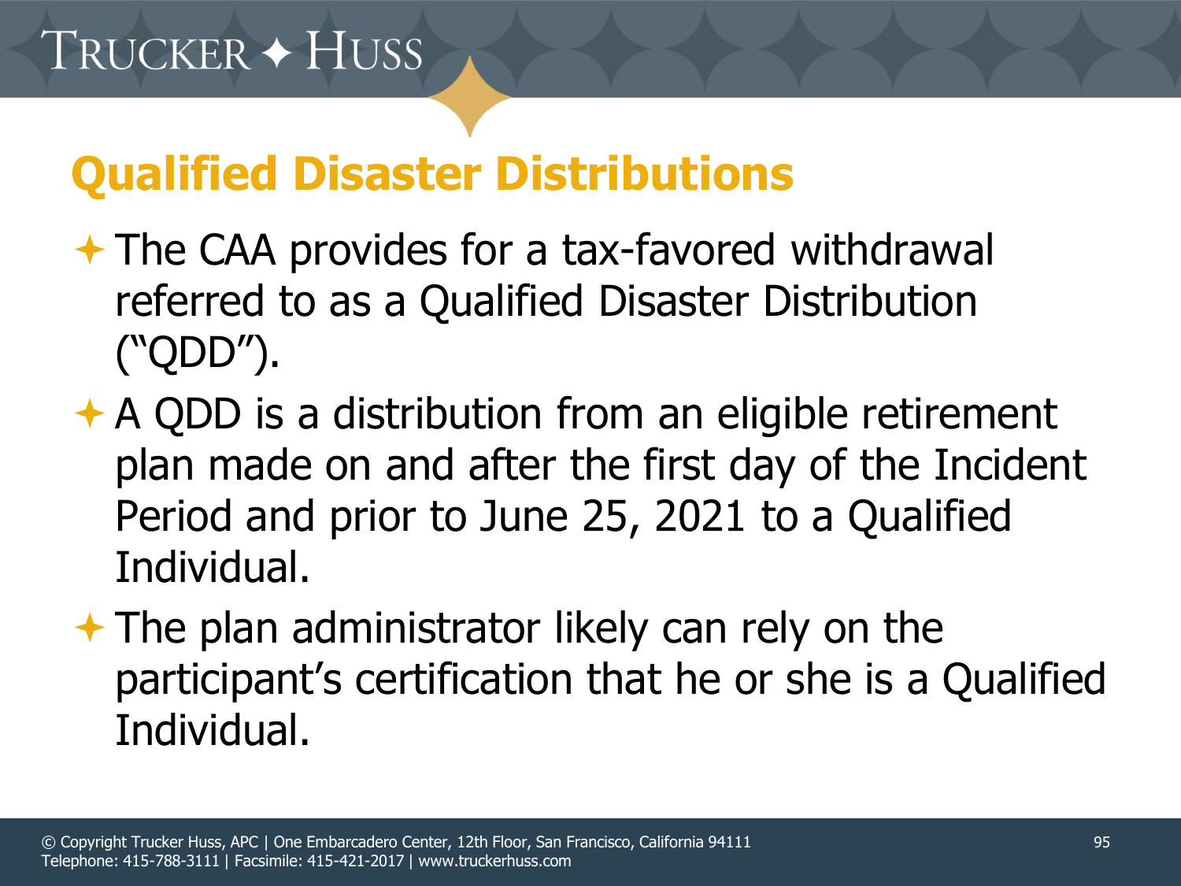## Qualified Disaster Distributions

- The CAA provides for a tax-favored withdrawal referred to as a Qualified Disaster Distribution ("QDD").
- A QDD is a distribution from an eligible retirement plan made on and after the first day of the Incident Period and prior to June 25, 2021 to a Qualified Individual.
- The plan administrator likely can rely on the participant's certification that he or she is a Qualified Individual.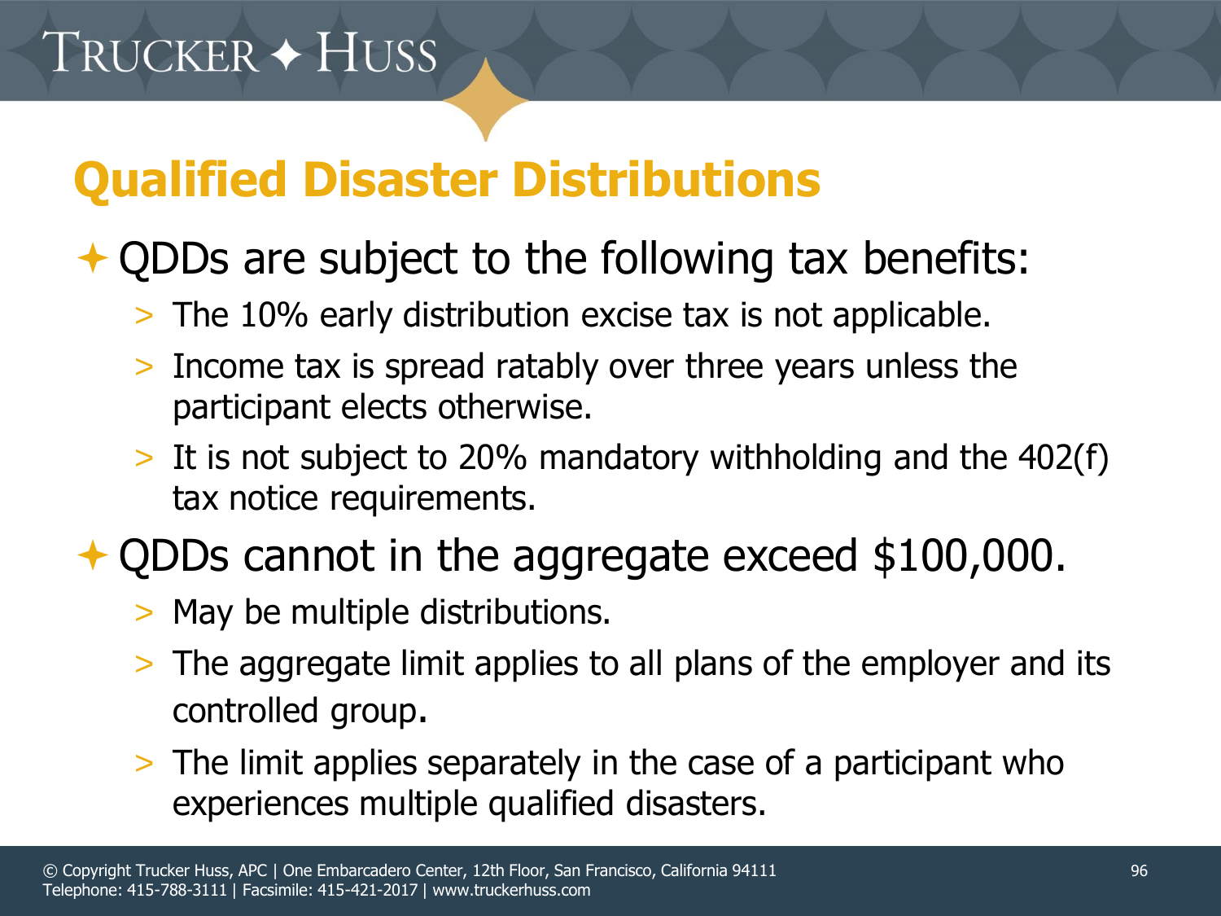# Qualified Disaster Distributions

- QDDs are subject to the following tax benefits:
  - The 10% early distribution excise tax is not applicable.
  - Income tax is spread ratably over three years unless the participant elects otherwise.
  - It is not subject to 20% mandatory withholding and the 402(f) tax notice requirements.
- QDDs cannot in the aggregate exceed $100,000.
  - May be multiple distributions.
  - The aggregate limit applies to all plans of the employer and its controlled group.
  - The limit applies separately in the case of a participant who experiences multiple qualified disasters.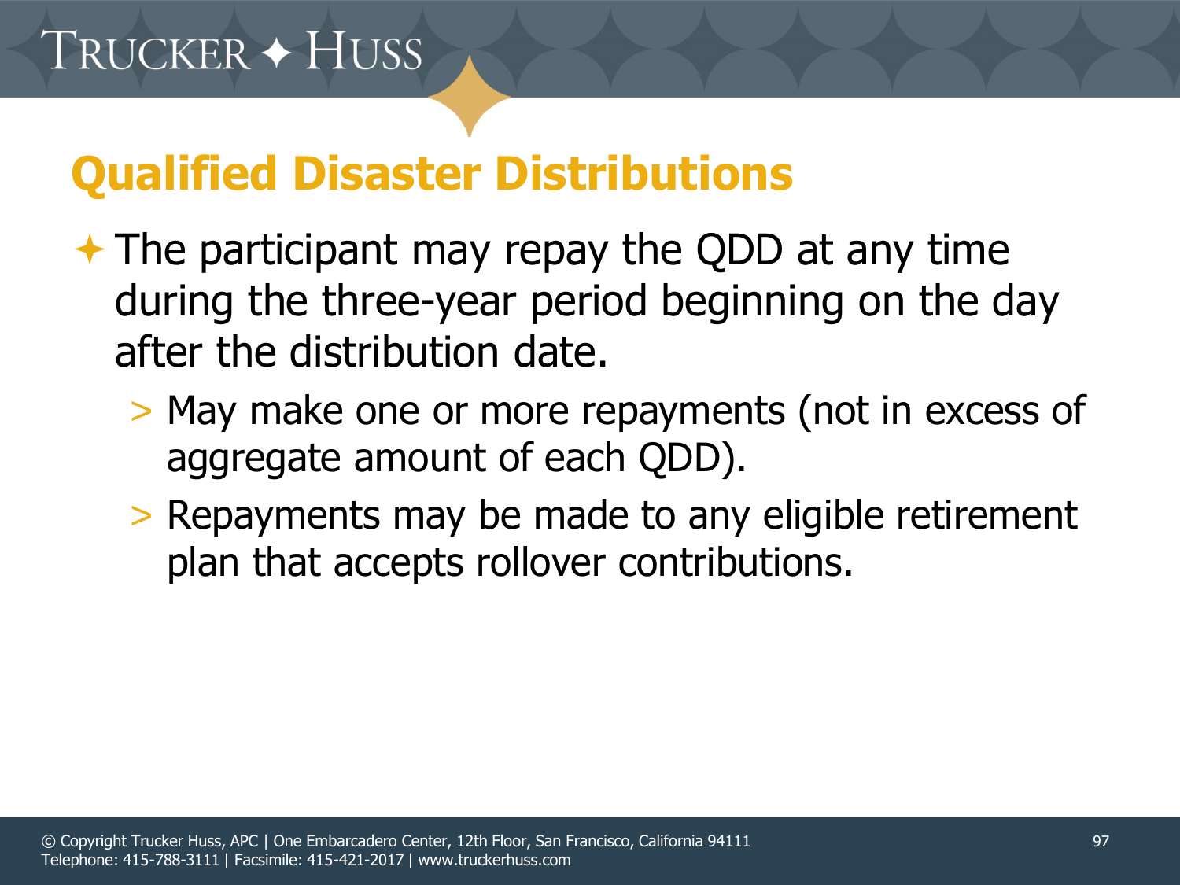## Qualified Disaster Distributions

- The participant may repay the QDD at any time during the three-year period beginning on the day after the distribution date.
  - May make one or more repayments (not in excess of aggregate amount of each QDD).
  - Repayments may be made to any eligible retirement plan that accepts rollover contributions.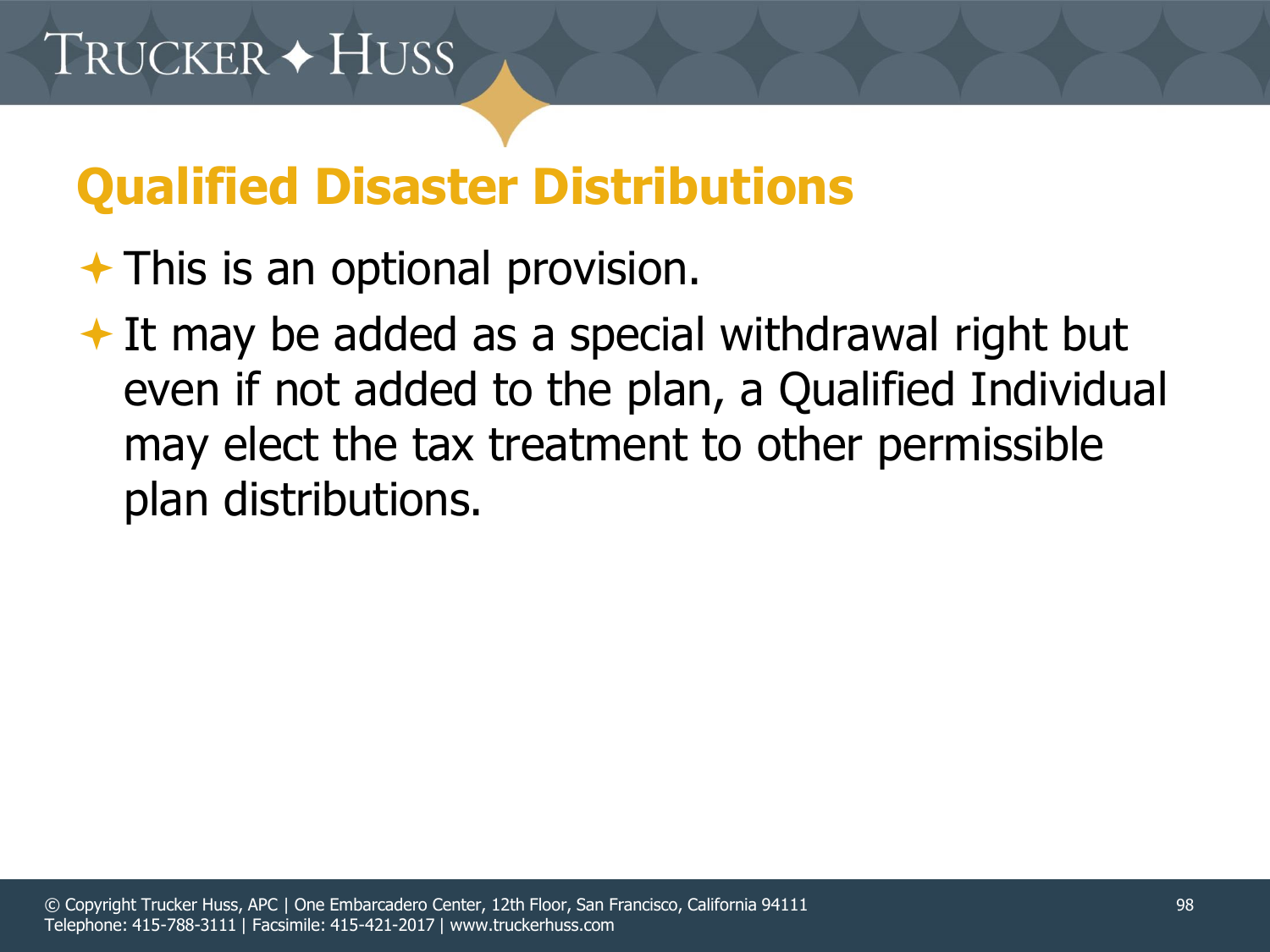## Qualified Disaster Distributions

- This is an optional provision.
- It may be added as a special withdrawal right but even if not added to the plan, a Qualified Individual may elect the tax treatment to other permissible plan distributions.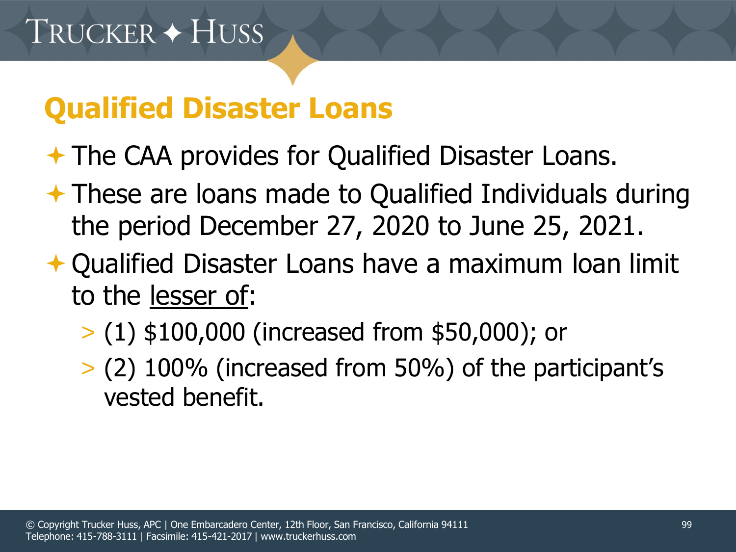## Qualified Disaster Loans

- The CAA provides for Qualified Disaster Loans.
- These are loans made to Qualified Individuals during the period December 27, 2020 to June 25, 2021.
- Qualified Disaster Loans have a maximum loan limit to the lesser of:
  - (1) $100,000 (increased from $50,000); or
  - (2) 100% (increased from 50%) of the participant's vested benefit.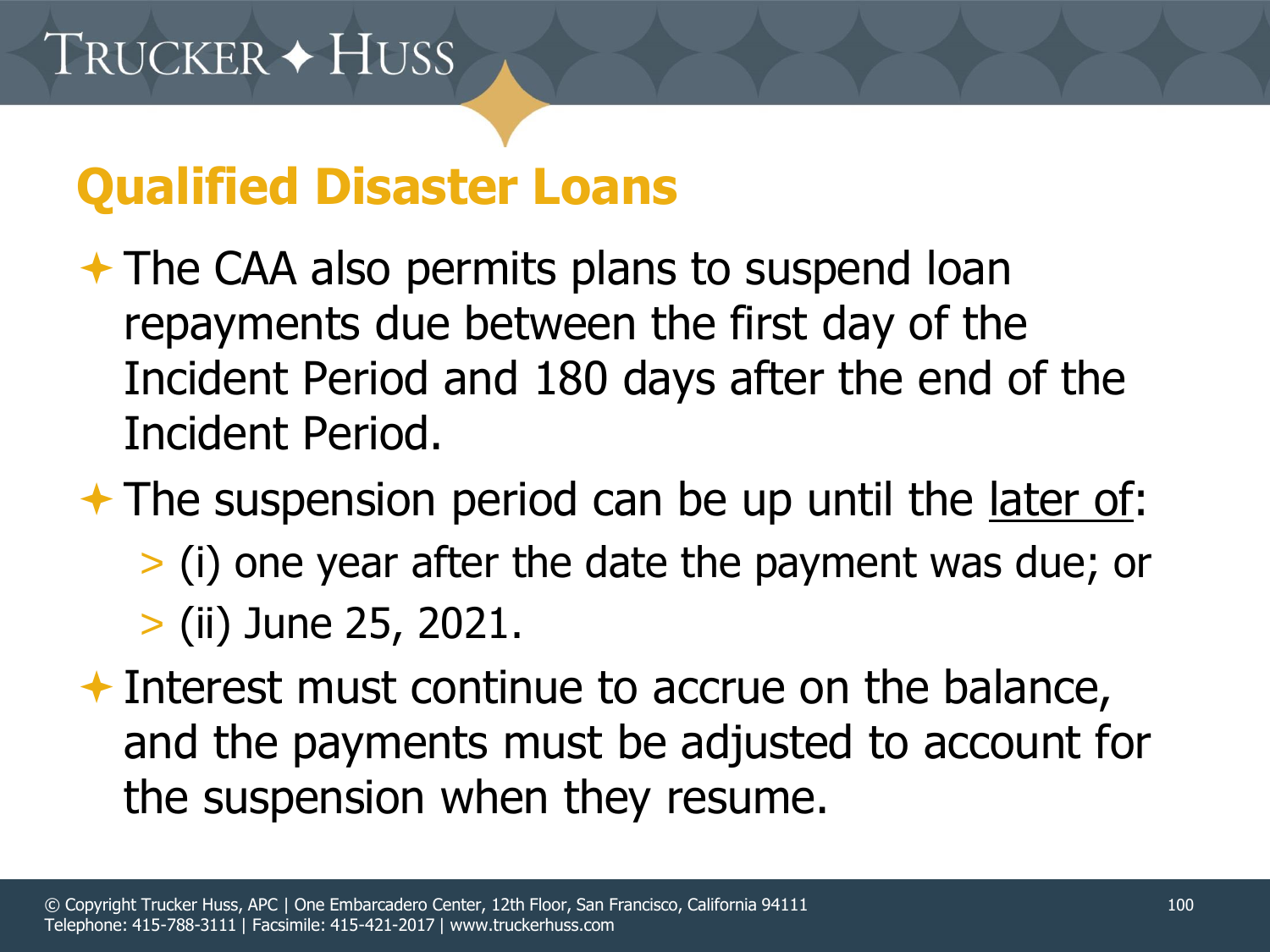## Qualified Disaster Loans

- The CAA also permits plans to suspend loan repayments due between the first day of the Incident Period and 180 days after the end of the Incident Period.
- The suspension period can be up until the <u>later of</u>:
  - (i) one year after the date the payment was due; or
  - (ii) June 25, 2021.
- Interest must continue to accrue on the balance, and the payments must be adjusted to account for the suspension when they resume.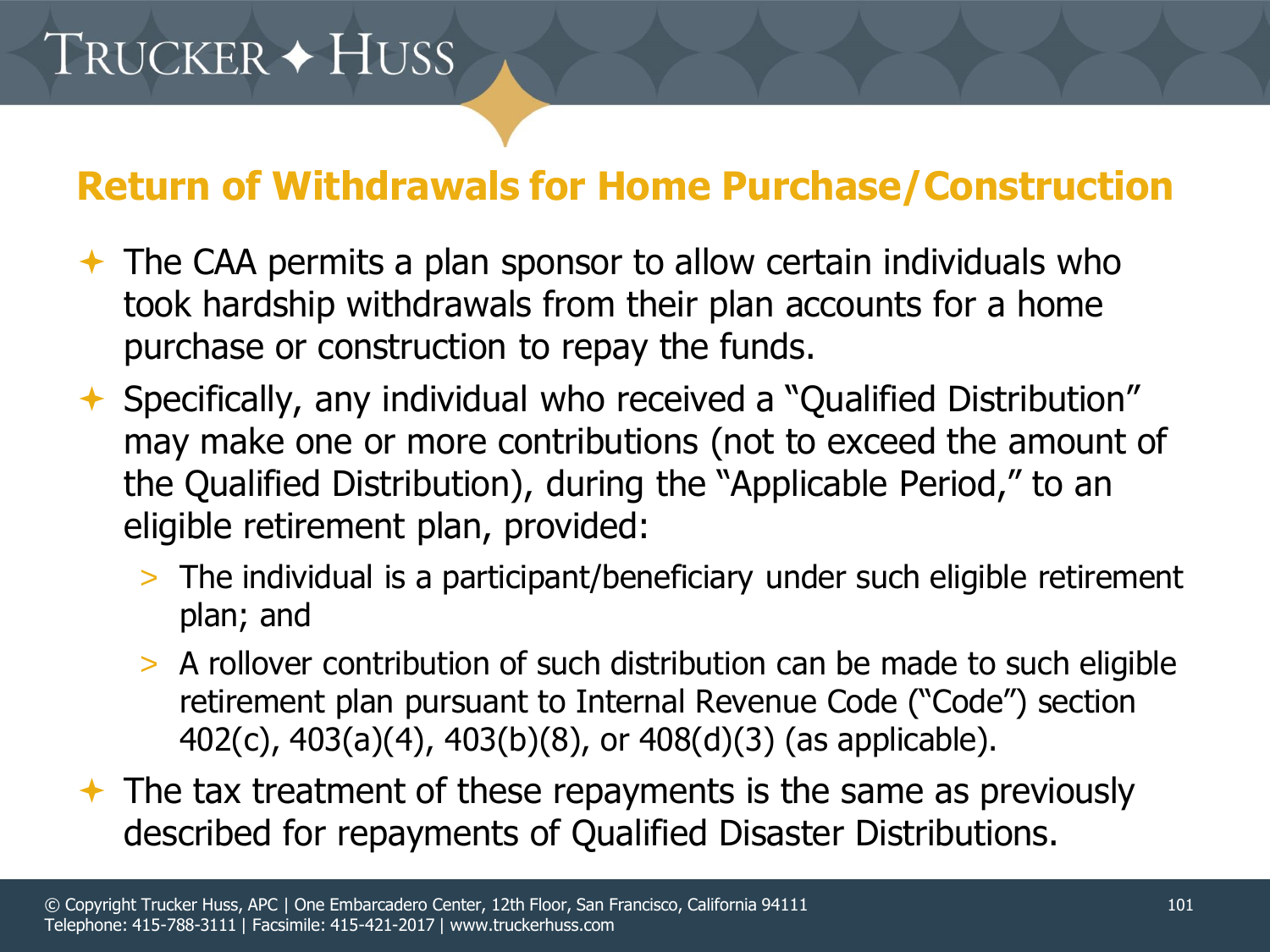## Return of Withdrawals for Home Purchase/Construction

- The CAA permits a plan sponsor to allow certain individuals who took hardship withdrawals from their plan accounts for a home purchase or construction to repay the funds.
- Specifically, any individual who received a "Qualified Distribution" may make one or more contributions (not to exceed the amount of the Qualified Distribution), during the "Applicable Period," to an eligible retirement plan, provided:
  - The individual is a participant/beneficiary under such eligible retirement plan; and
  - A rollover contribution of such distribution can be made to such eligible retirement plan pursuant to Internal Revenue Code ("Code") section 402(c), 403(a)(4), 403(b)(8), or 408(d)(3) (as applicable).
- The tax treatment of these repayments is the same as previously described for repayments of Qualified Disaster Distributions.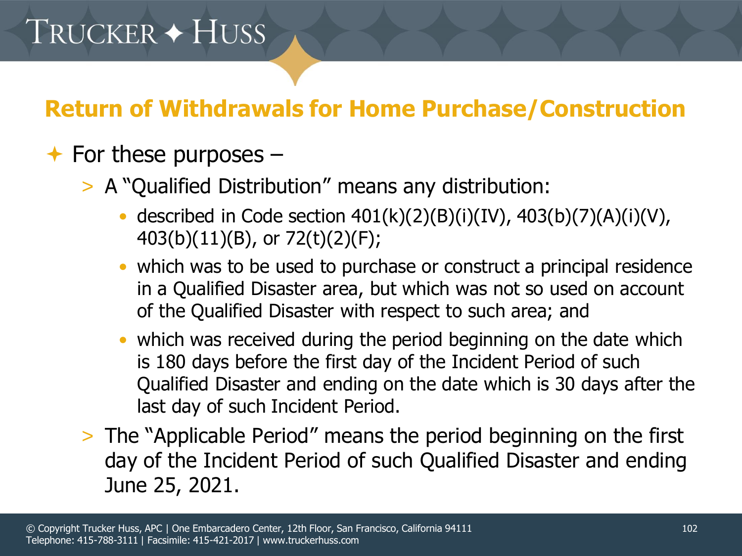## Return of Withdrawals for Home Purchase/Construction

- For these purposes –
  - A "Qualified Distribution" means any distribution:
    - described in Code section 401(k)(2)(B)(i)(IV), 403(b)(7)(A)(i)(V), 403(b)(11)(B), or 72(t)(2)(F);
    - which was to be used to purchase or construct a principal residence in a Qualified Disaster area, but which was not so used on account of the Qualified Disaster with respect to such area; and
    - which was received during the period beginning on the date which is 180 days before the first day of the Incident Period of such Qualified Disaster and ending on the date which is 30 days after the last day of such Incident Period.
  - The "Applicable Period" means the period beginning on the first day of the Incident Period of such Qualified Disaster and ending June 25, 2021.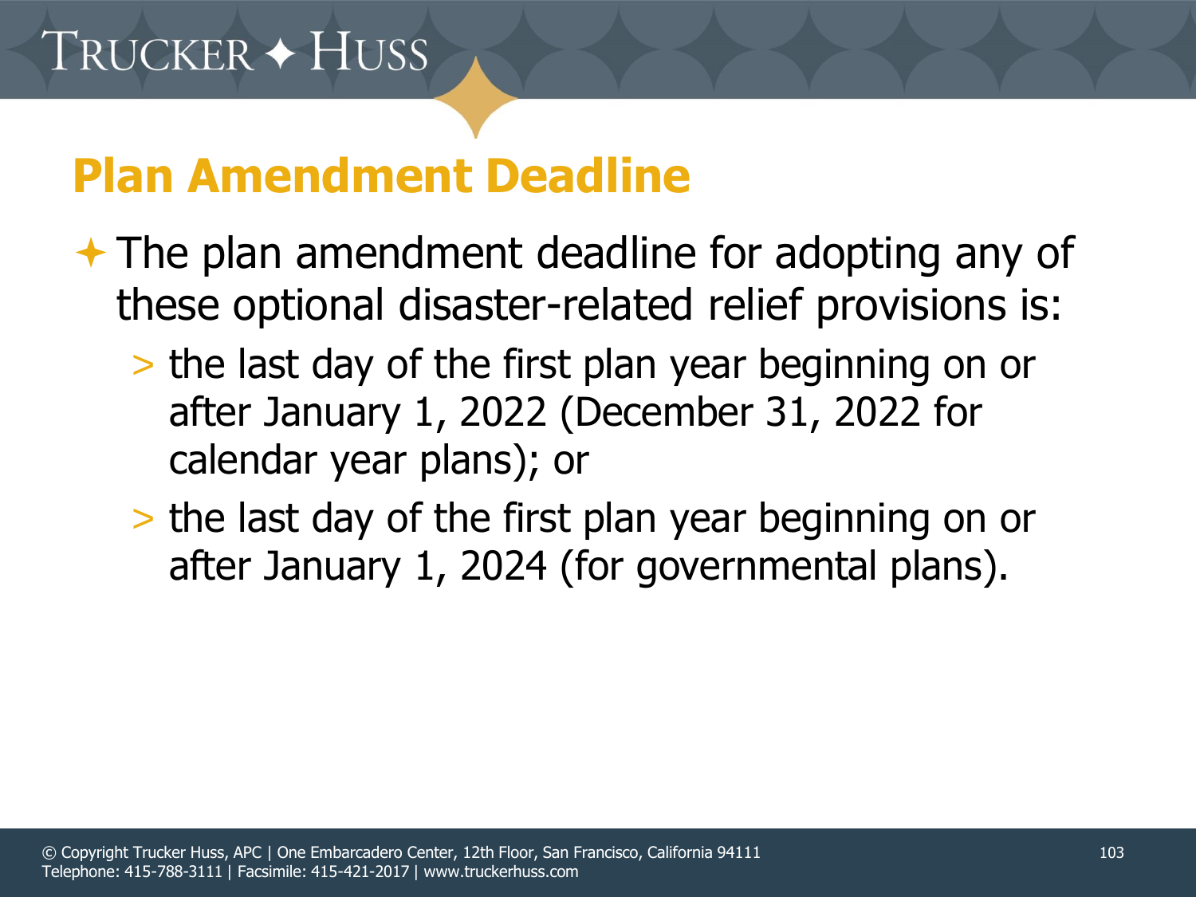## Plan Amendment Deadline

- The plan amendment deadline for adopting any of these optional disaster-related relief provisions is:
  - the last day of the first plan year beginning on or after January 1, 2022 (December 31, 2022 for calendar year plans); or
  - the last day of the first plan year beginning on or after January 1, 2024 (for governmental plans).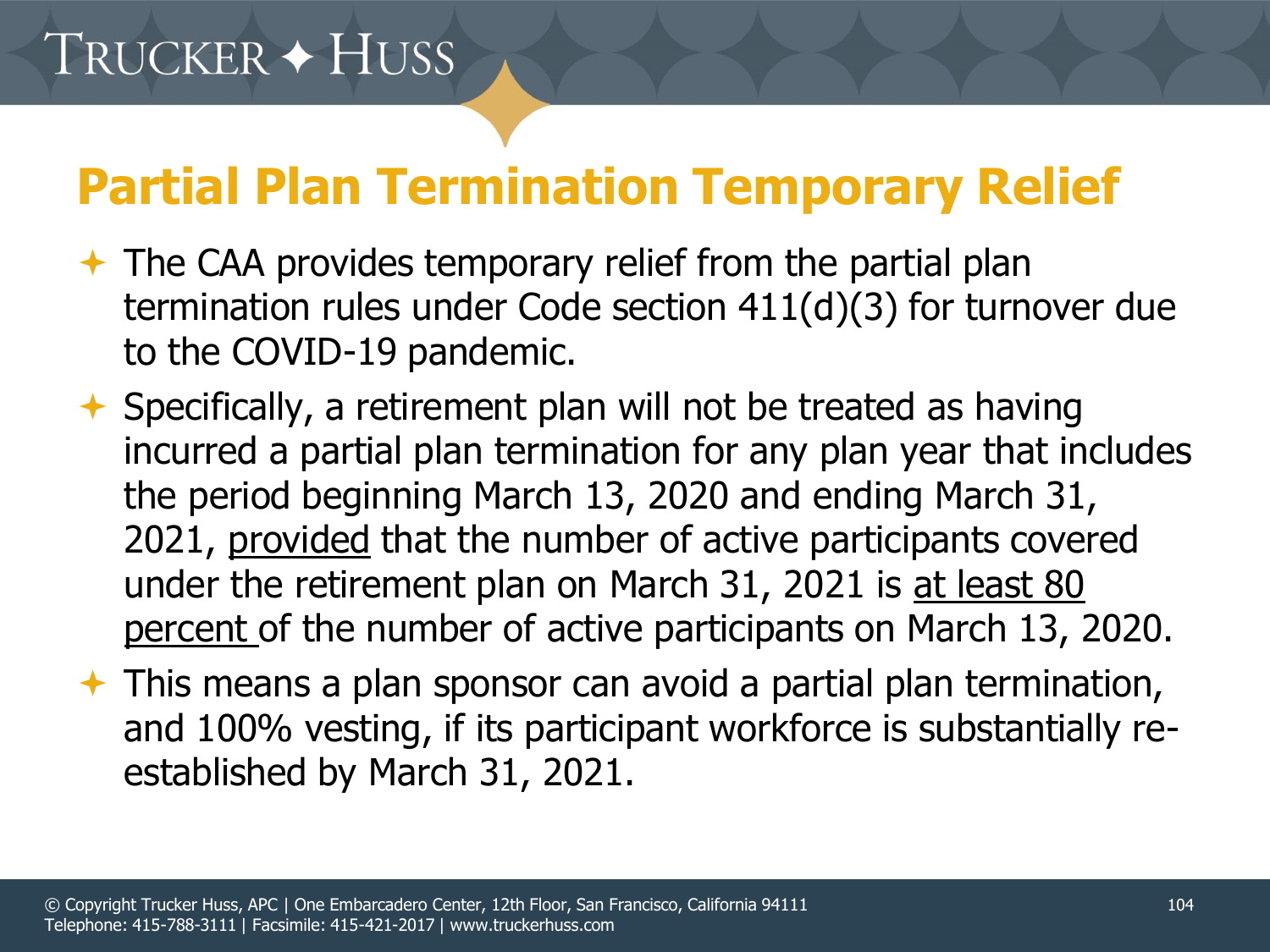# Partial Plan Termination Temporary Relief

- The CAA provides temporary relief from the partial plan termination rules under Code section 411(d)(3) for turnover due to the COVID-19 pandemic.
- Specifically, a retirement plan will not be treated as having incurred a partial plan termination for any plan year that includes the period beginning March 13, 2020 and ending March 31, 2021, <u>provided</u> that the number of active participants covered under the retirement plan on March 31, 2021 is <u>at least 80 percent</u> of the number of active participants on March 13, 2020.
- This means a plan sponsor can avoid a partial plan termination, and 100% vesting, if its participant workforce is substantially re-established by March 31, 2021.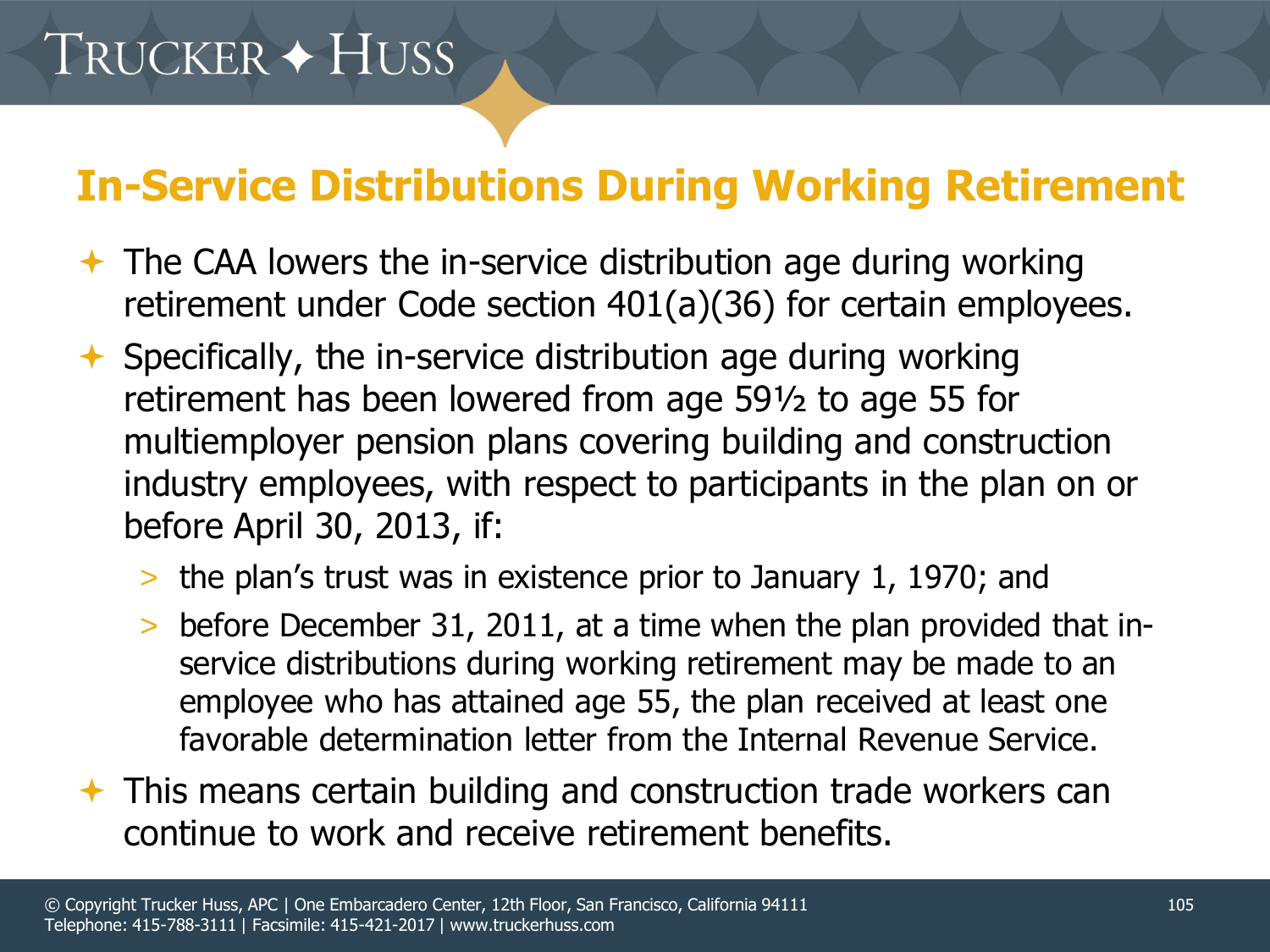## In-Service Distributions During Working Retirement

- The CAA lowers the in-service distribution age during working retirement under Code section 401(a)(36) for certain employees.
- Specifically, the in-service distribution age during working retirement has been lowered from age 59½ to age 55 for multiemployer pension plans covering building and construction industry employees, with respect to participants in the plan on or before April 30, 2013, if:
  - the plan's trust was in existence prior to January 1, 1970; and
  - before December 31, 2011, at a time when the plan provided that in-service distributions during working retirement may be made to an employee who has attained age 55, the plan received at least one favorable determination letter from the Internal Revenue Service.
- This means certain building and construction trade workers can continue to work and receive retirement benefits.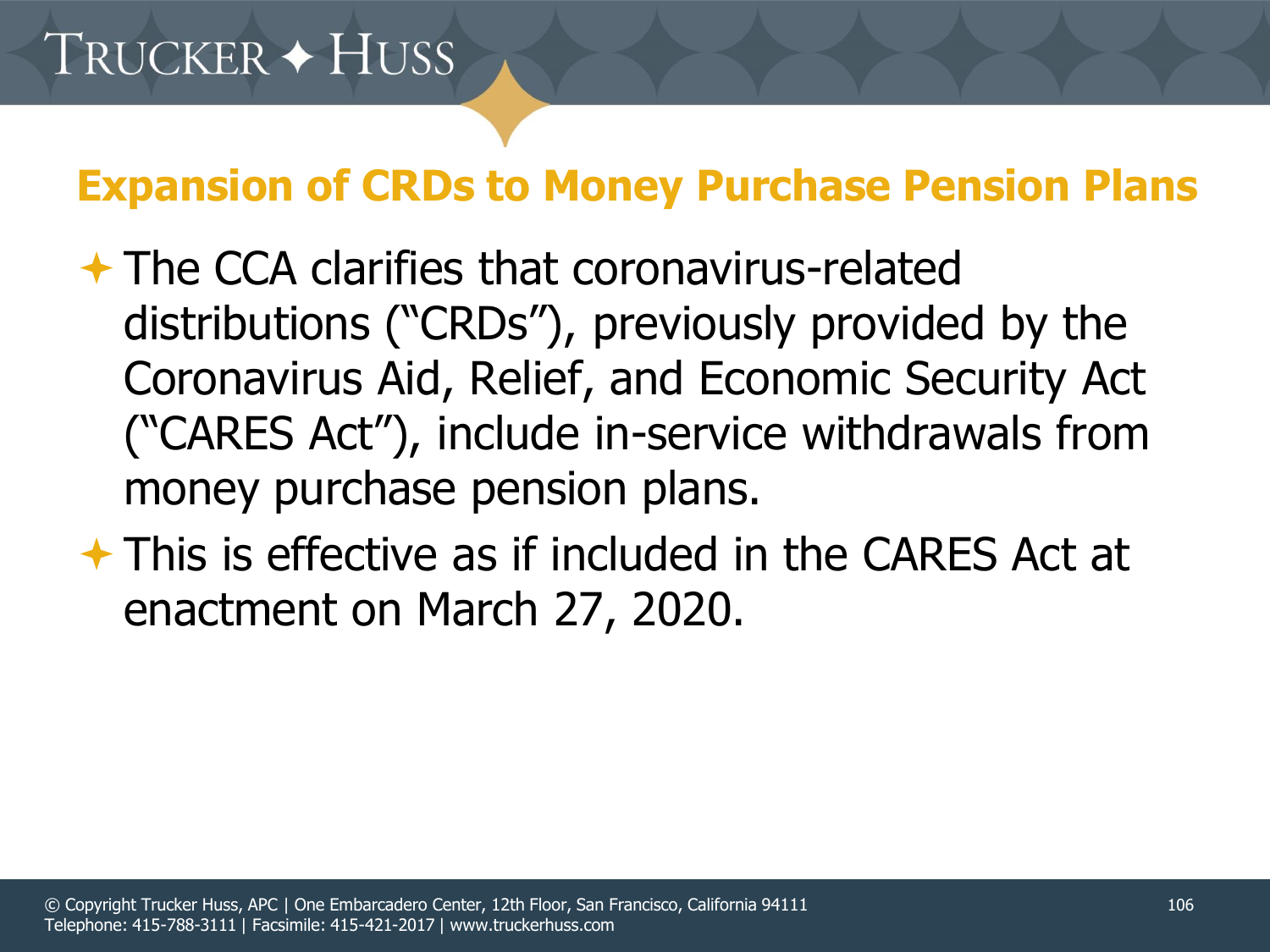## Expansion of CRDs to Money Purchase Pension Plans

- The CCA clarifies that coronavirus-related distributions ("CRDs"), previously provided by the Coronavirus Aid, Relief, and Economic Security Act ("CARES Act"), include in-service withdrawals from money purchase pension plans.
- This is effective as if included in the CARES Act at enactment on March 27, 2020.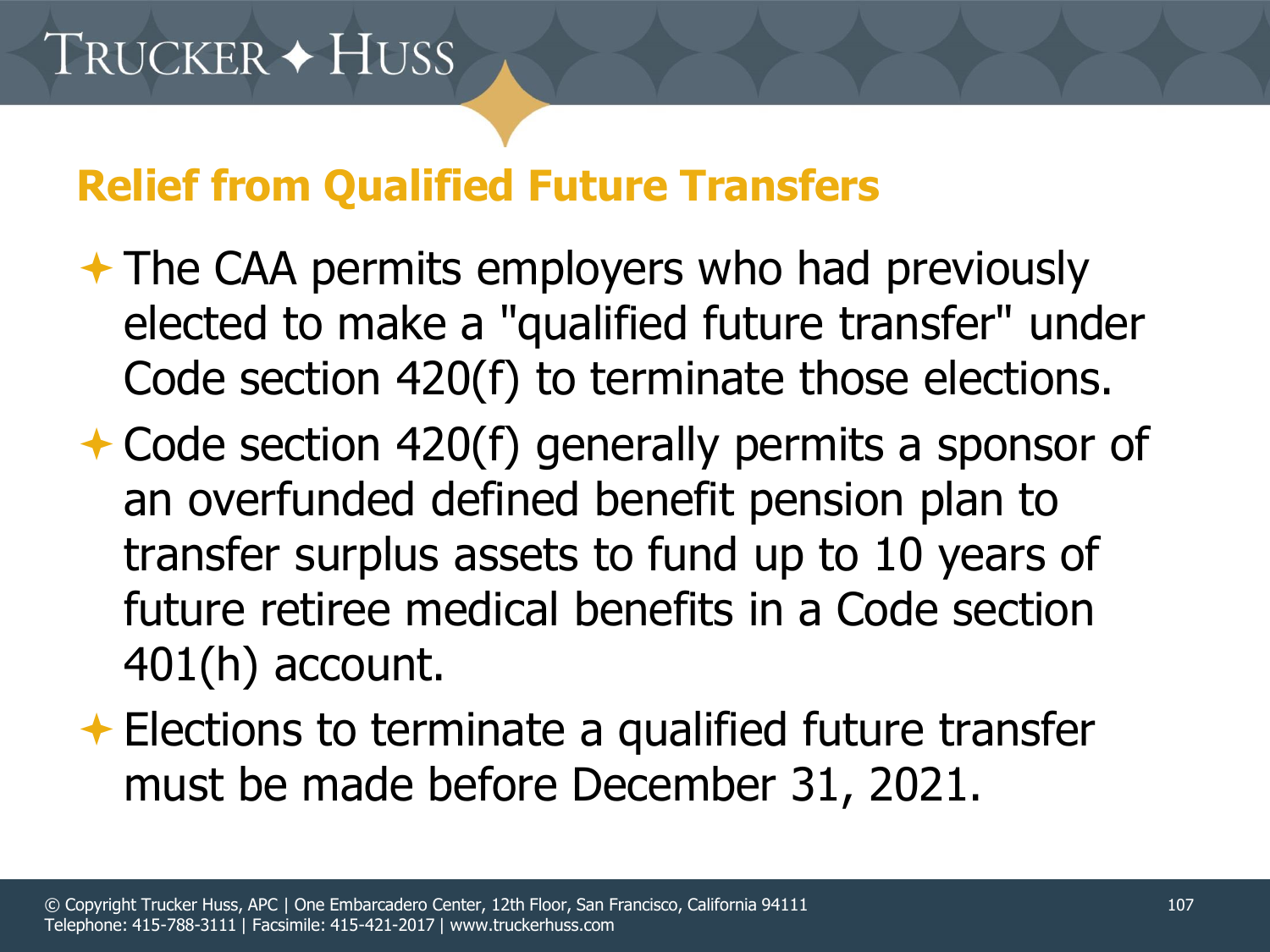## Relief from Qualified Future Transfers

- The CAA permits employers who had previously elected to make a "qualified future transfer" under Code section 420(f) to terminate those elections.
- Code section 420(f) generally permits a sponsor of an overfunded defined benefit pension plan to transfer surplus assets to fund up to 10 years of future retiree medical benefits in a Code section 401(h) account.
- Elections to terminate a qualified future transfer must be made before December 31, 2021.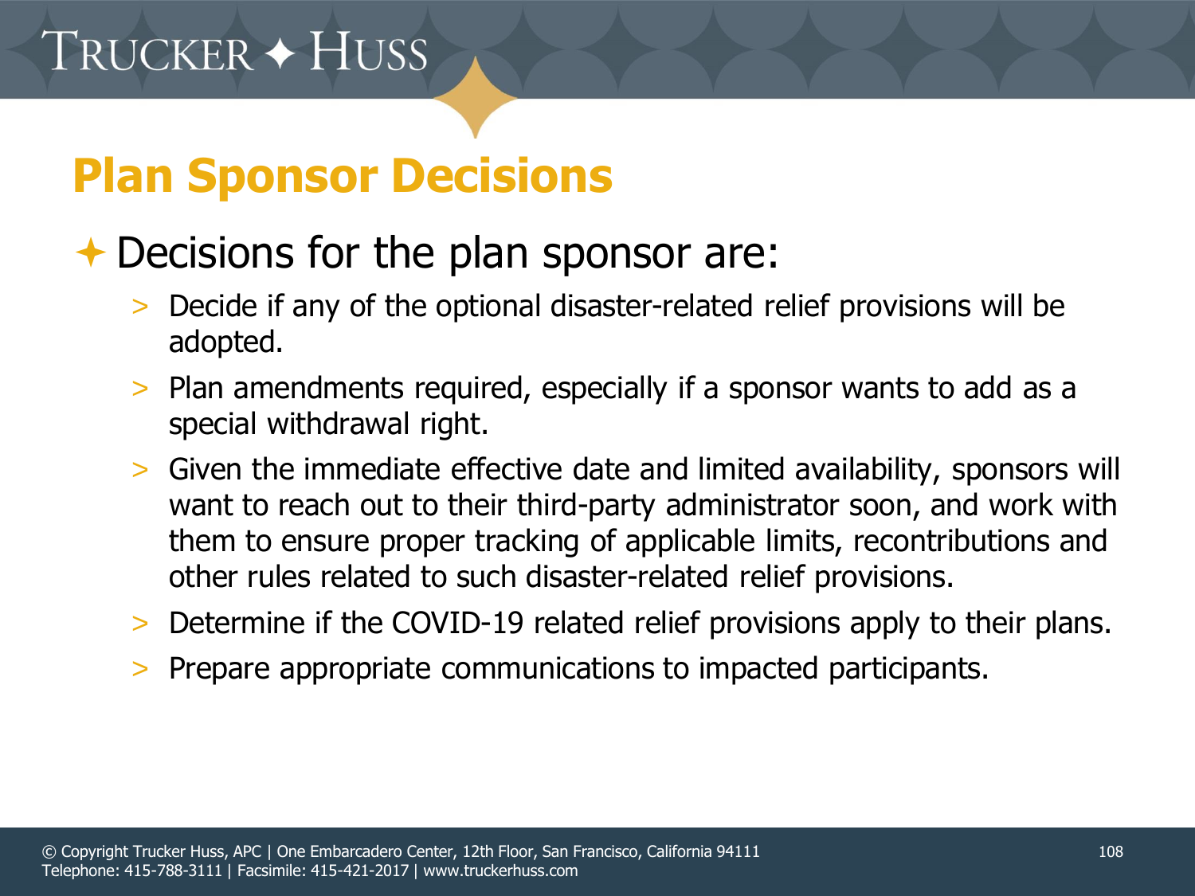## Plan Sponsor Decisions

- Decisions for the plan sponsor are:
  - Decide if any of the optional disaster-related relief provisions will be adopted.
  - Plan amendments required, especially if a sponsor wants to add as a special withdrawal right.
  - Given the immediate effective date and limited availability, sponsors will want to reach out to their third-party administrator soon, and work with them to ensure proper tracking of applicable limits, recontributions and other rules related to such disaster-related relief provisions.
  - Determine if the COVID-19 related relief provisions apply to their plans.
  - Prepare appropriate communications to impacted participants.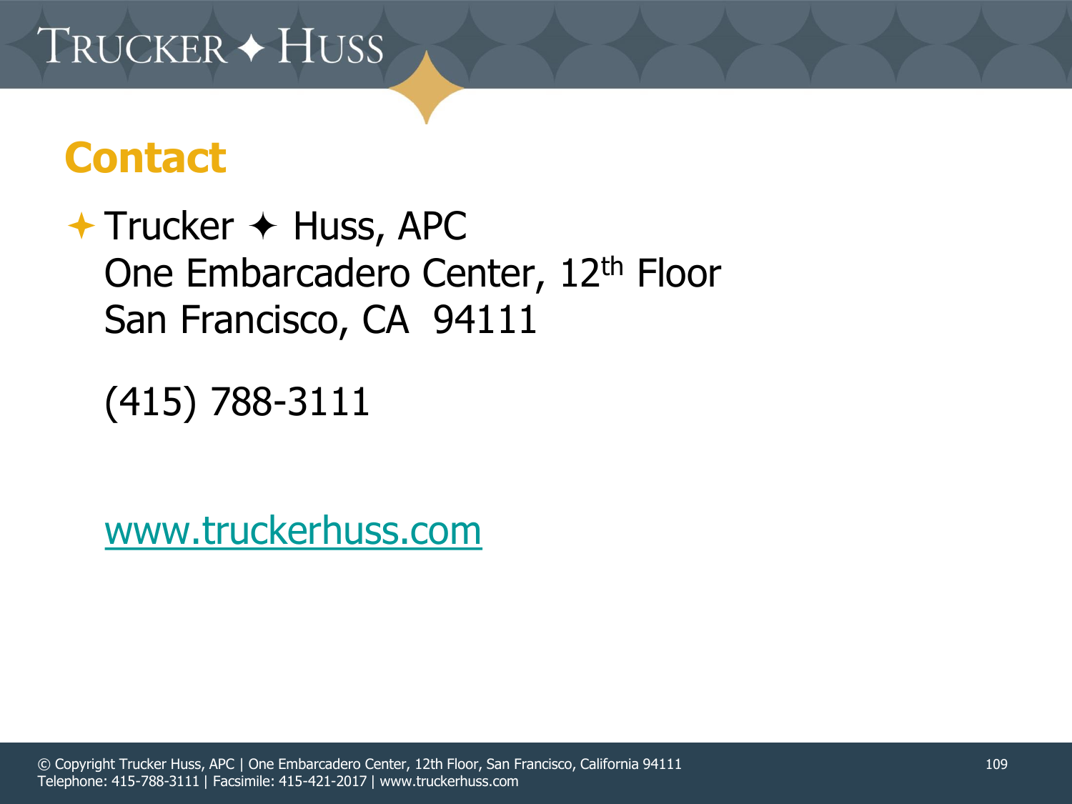## Contact

- Trucker ✦ Huss, APC
  One Embarcadero Center, 12th Floor
  San Francisco, CA 94111

  (415) 788-3111

  [www.truckerhuss.com](http://www.truckerhuss.com)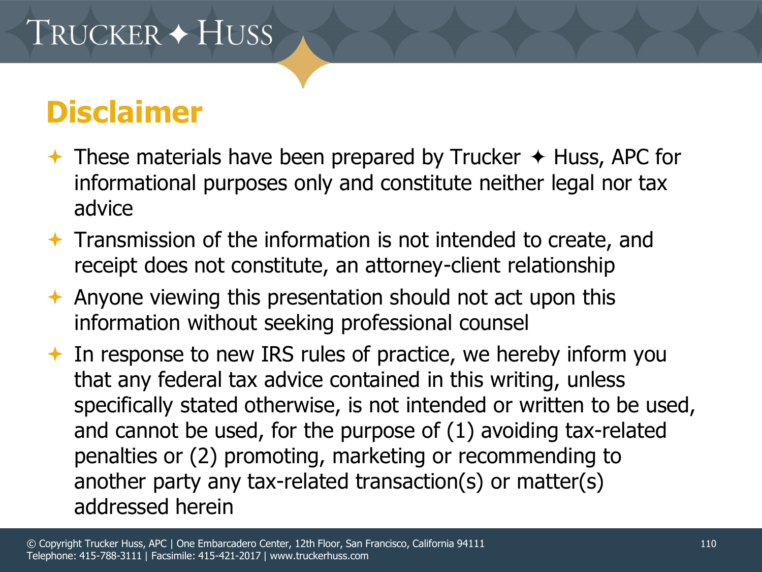# Disclaimer

- These materials have been prepared by Trucker ✦ Huss, APC for informational purposes only and constitute neither legal nor tax advice
- Transmission of the information is not intended to create, and receipt does not constitute, an attorney-client relationship
- Anyone viewing this presentation should not act upon this information without seeking professional counsel
- In response to new IRS rules of practice, we hereby inform you that any federal tax advice contained in this writing, unless specifically stated otherwise, is not intended or written to be used, and cannot be used, for the purpose of (1) avoiding tax-related penalties or (2) promoting, marketing or recommending to another party any tax-related transaction(s) or matter(s) addressed herein